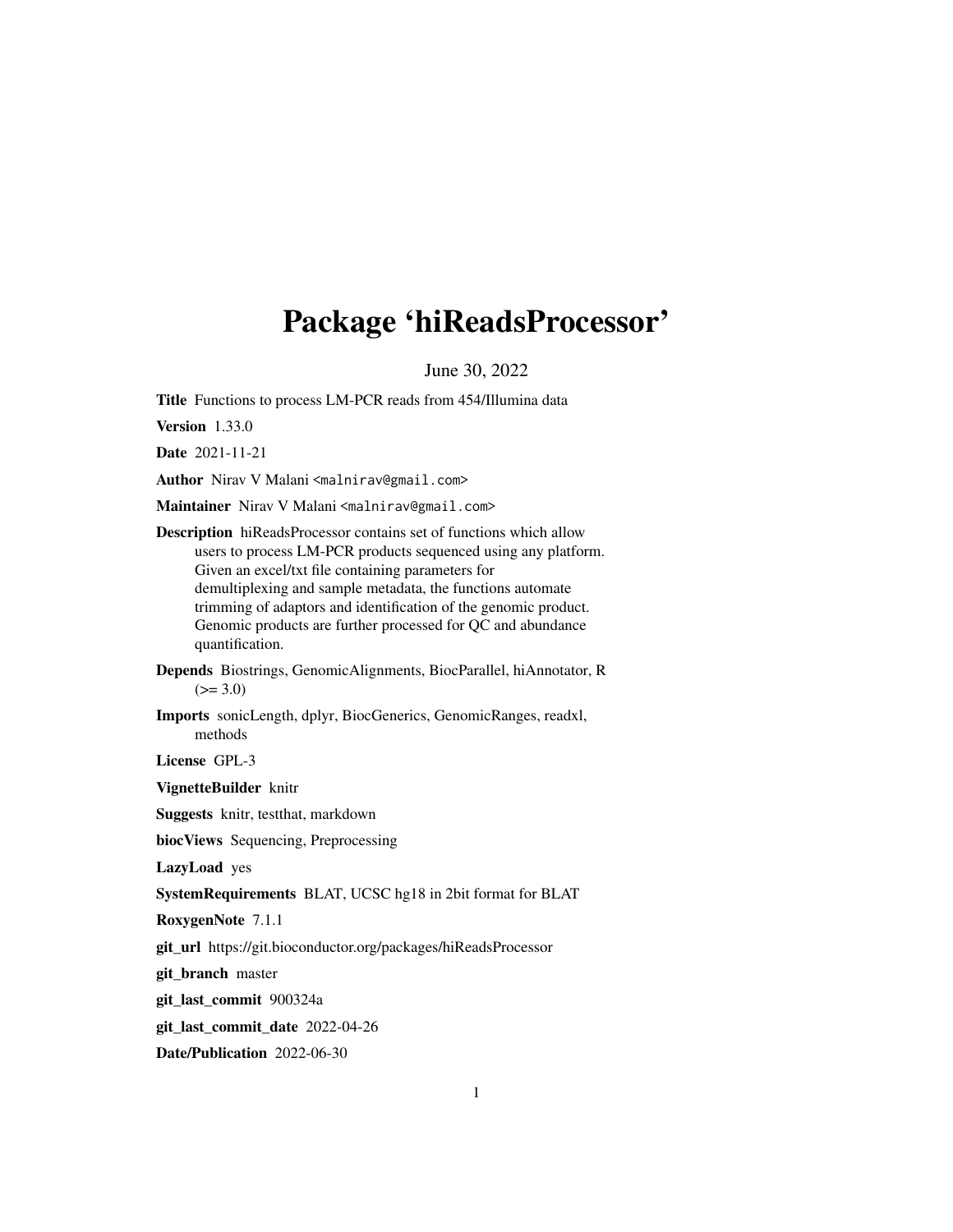# Package 'hiReadsProcessor'

June 30, 2022

**Title** Functions to process LM-PCR reads from 454/Illumina data

**Version** 1.33.0

**Date** 2021-11-21

**Author** Nirav V Malani <malnirav@gmail.com>

**Maintainer** Nirav V Malani <malnirav@gmail.com>

**Description** hiReadsProcessor contains set of functions which allow users to process LM-PCR products sequenced using any platform. Given an excel/txt file containing parameters for demultiplexing and sample metadata, the functions automate trimming of adaptors and identification of the genomic product. Genomic products are further processed for QC and abundance quantification.

**Depends** Biostrings, GenomicAlignments, BiocParallel, hiAnnotator, R (>= 3.0)

**Imports** sonicLength, dplyr, BiocGenerics, GenomicRanges, readxl, methods

**License** GPL-3

**VignetteBuilder** knitr

**Suggests** knitr, testthat, markdown

**biocViews** Sequencing, Preprocessing

**LazyLoad** yes

**SystemRequirements** BLAT, UCSC hg18 in 2bit format for BLAT

**RoxygenNote** 7.1.1

**git_url** https://git.bioconductor.org/packages/hiReadsProcessor

**git_branch** master

**git_last_commit** 900324a

**git_last_commit_date** 2022-04-26

**Date/Publication** 2022-06-30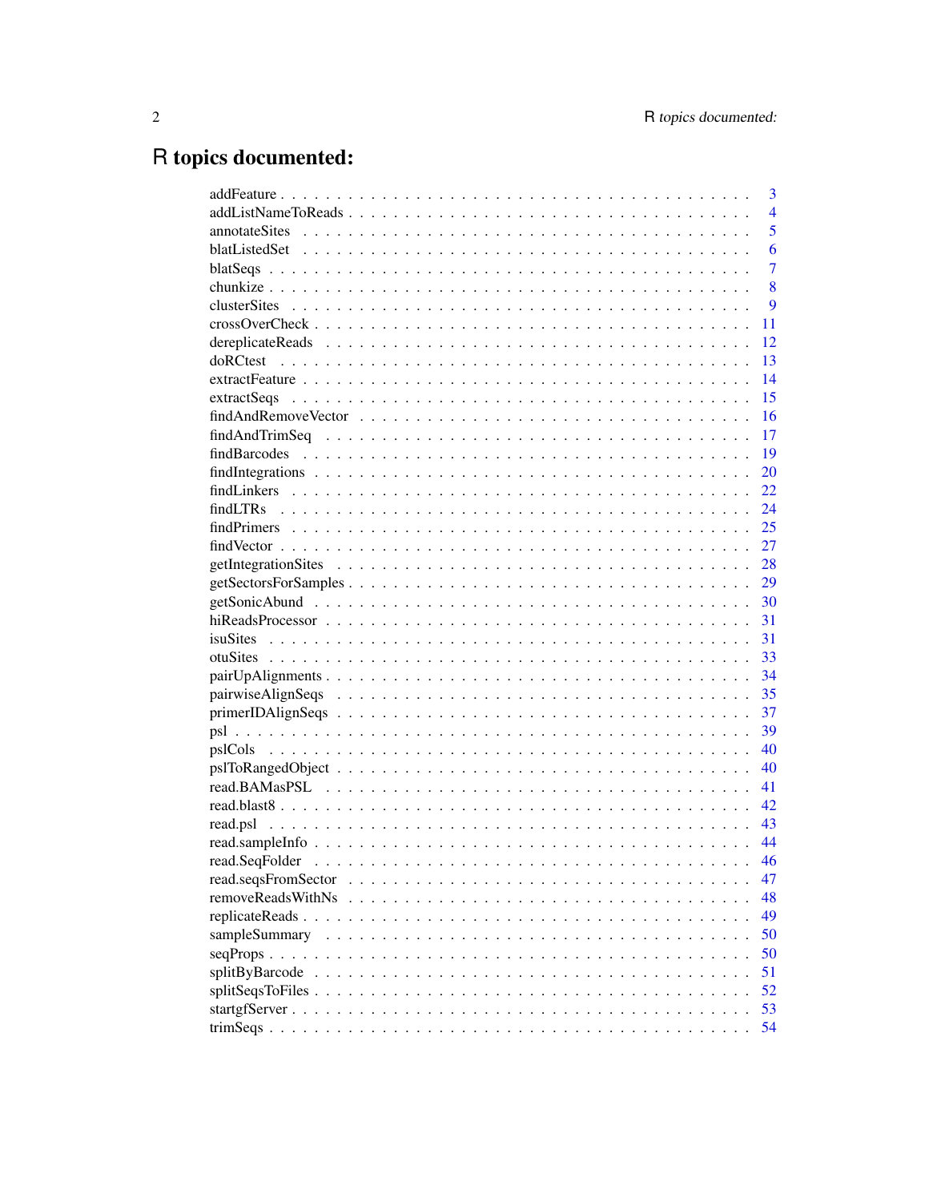# R topics documented:

| | |
|---|---|
| addFeature | 3 |
| addListNameToReads | 4 |
| annotateSites | 5 |
| blatListedSet | 6 |
| blatSeqs | 7 |
| chunkize | 8 |
| clusterSites | 9 |
| crossOverCheck | 11 |
| dereplicateReads | 12 |
| doRCtest | 13 |
| extractFeature | 14 |
| extractSeqs | 15 |
| findAndRemoveVector | 16 |
| findAndTrimSeq | 17 |
| findBarcodes | 19 |
| findIntegrations | 20 |
| findLinkers | 22 |
| findLTRs | 24 |
| findPrimers | 25 |
| findVector | 27 |
| getIntegrationSites | 28 |
| getSectorsForSamples | 29 |
| getSonicAbund | 30 |
| hiReadsProcessor | 31 |
| isuSites | 31 |
| otuSites | 33 |
| pairUpAlignments | 34 |
| pairwiseAlignSeqs | 35 |
| primerIDAlignSeqs | 37 |
| psl | 39 |
| pslCols | 40 |
| pslToRangedObject | 40 |
| read.BAMasPSL | 41 |
| read.blast8 | 42 |
| read.psl | 43 |
| read.sampleInfo | 44 |
| read.SeqFolder | 46 |
| read.seqsFromSector | 47 |
| removeReadsWithNs | 48 |
| replicateReads | 49 |
| sampleSummary | 50 |
| seqProps | 50 |
| splitByBarcode | 51 |
| splitSeqsToFiles | 52 |
| startgfServer | 53 |
| trimSeqs | 54 |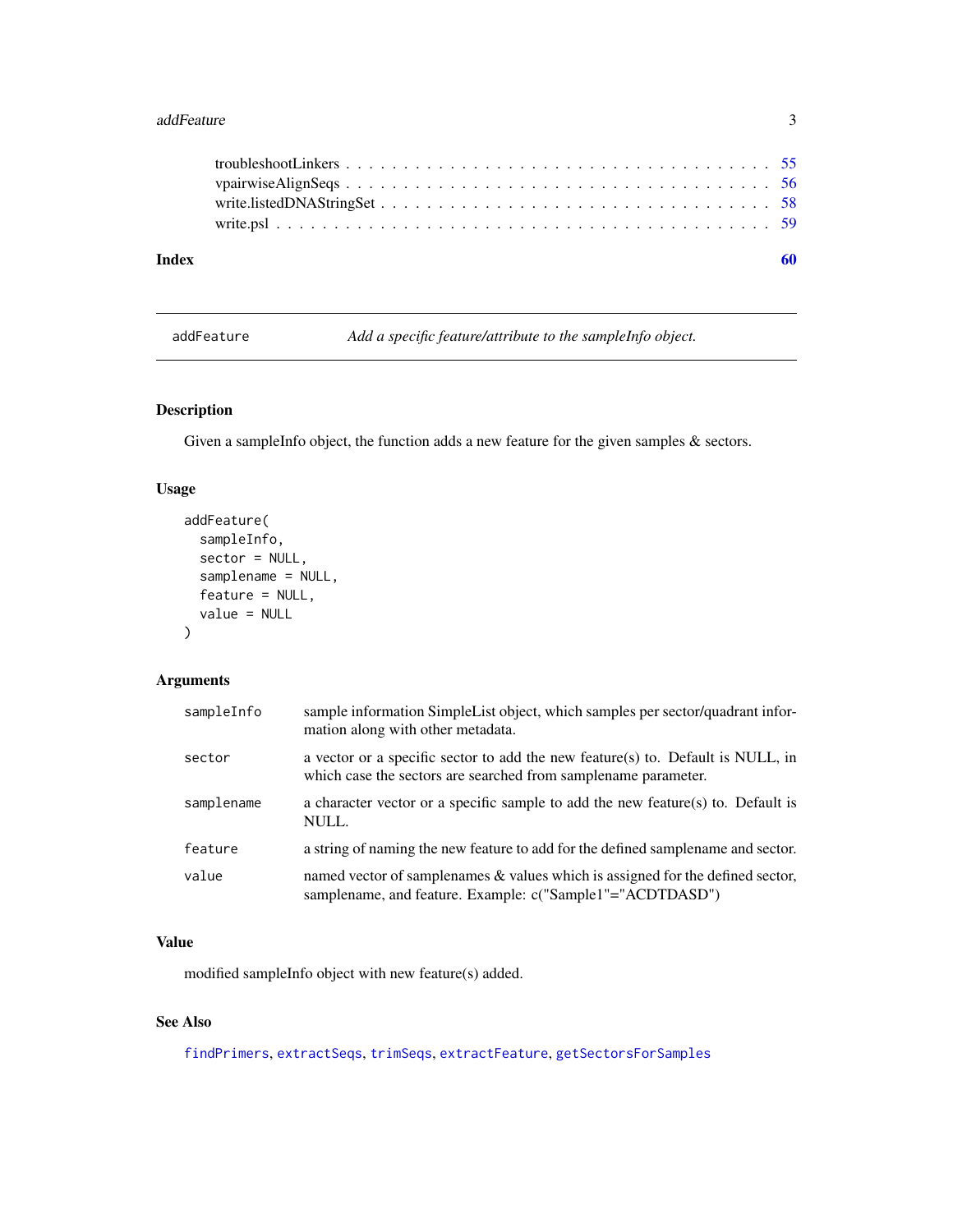troubleshootLinkers . . . . . . . . . . . . . . . . . . . . . . . . . . . . . . . . . . 55
vpairwiseAlignSeqs . . . . . . . . . . . . . . . . . . . . . . . . . . . . . . . . . . 56
write.listedDNAStringSet . . . . . . . . . . . . . . . . . . . . . . . . . . . . . . . 58
write.psl . . . . . . . . . . . . . . . . . . . . . . . . . . . . . . . . . . . . . . . 59

**Index** **60**

---

## addFeature — *Add a specific feature/attribute to the sampleInfo object.*

---

### Description

Given a sampleInfo object, the function adds a new feature for the given samples & sectors.

### Usage

```
addFeature(
  sampleInfo,
  sector = NULL,
  samplename = NULL,
  feature = NULL,
  value = NULL
)
```

### Arguments

| | |
|---|---|
| `sampleInfo` | sample information SimpleList object, which samples per sector/quadrant information along with other metadata. |
| `sector` | a vector or a specific sector to add the new feature(s) to. Default is NULL, in which case the sectors are searched from samplename parameter. |
| `samplename` | a character vector or a specific sample to add the new feature(s) to. Default is NULL. |
| `feature` | a string of naming the new feature to add for the defined samplename and sector. |
| `value` | named vector of samplenames & values which is assigned for the defined sector, samplename, and feature. Example: c("Sample1"="ACDTDASD") |

### Value

modified sampleInfo object with new feature(s) added.

### See Also

`findPrimers`, `extractSeqs`, `trimSeqs`, `extractFeature`, `getSectorsForSamples`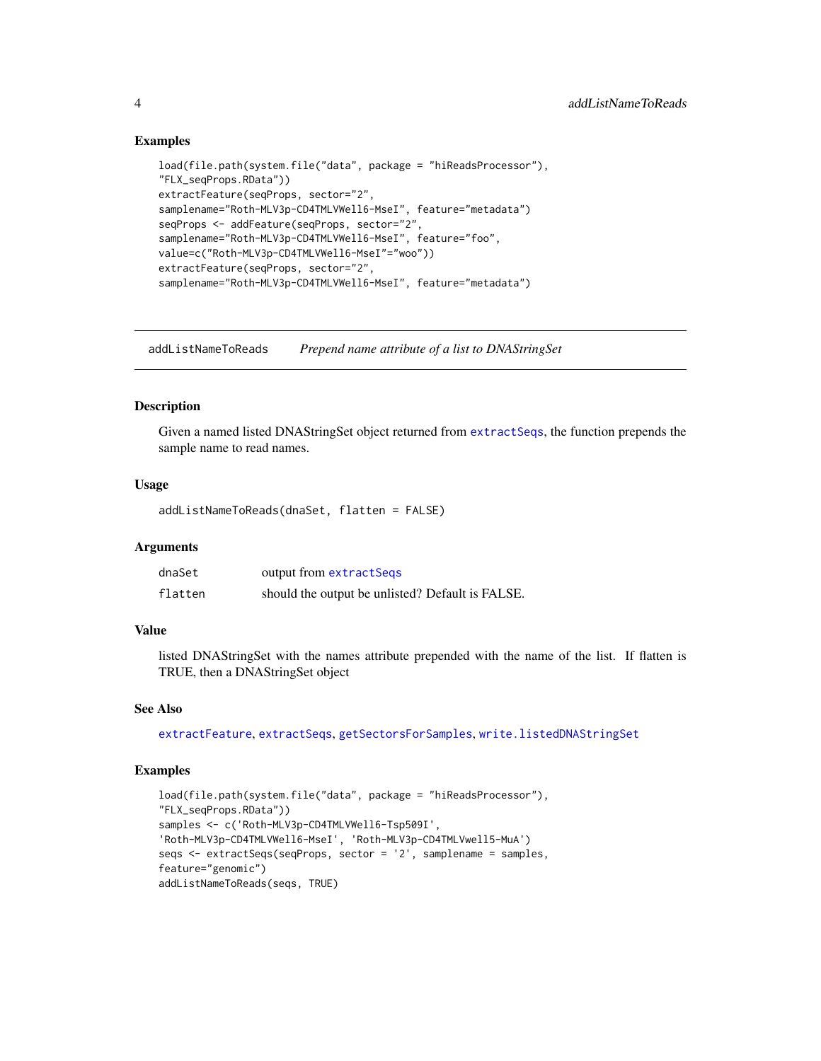## Examples

```
load(file.path(system.file("data", package = "hiReadsProcessor"),
"FLX_seqProps.RData"))
extractFeature(seqProps, sector="2",
samplename="Roth-MLV3p-CD4TMLVWell6-MseI", feature="metadata")
seqProps <- addFeature(seqProps, sector="2",
samplename="Roth-MLV3p-CD4TMLVWell6-MseI", feature="foo",
value=c("Roth-MLV3p-CD4TMLVWell6-MseI"="woo"))
extractFeature(seqProps, sector="2",
samplename="Roth-MLV3p-CD4TMLVWell6-MseI", feature="metadata")
```

---

# addListNameToReads    *Prepend name attribute of a list to DNAStringSet*

---

## Description

Given a named listed DNAStringSet object returned from `extractSeqs`, the function prepends the sample name to read names.

## Usage

```
addListNameToReads(dnaSet, flatten = FALSE)
```

## Arguments

| | |
|---|---|
| `dnaSet` | output from `extractSeqs` |
| `flatten` | should the output be unlisted? Default is FALSE. |

## Value

listed DNAStringSet with the names attribute prepended with the name of the list. If flatten is TRUE, then a DNAStringSet object

## See Also

`extractFeature`, `extractSeqs`, `getSectorsForSamples`, `write.listedDNAStringSet`

## Examples

```
load(file.path(system.file("data", package = "hiReadsProcessor"),
"FLX_seqProps.RData"))
samples <- c('Roth-MLV3p-CD4TMLVWell6-Tsp509I',
'Roth-MLV3p-CD4TMLVWell6-MseI', 'Roth-MLV3p-CD4TMLVwell5-MuA')
seqs <- extractSeqs(seqProps, sector = '2', samplename = samples,
feature="genomic")
addListNameToReads(seqs, TRUE)
```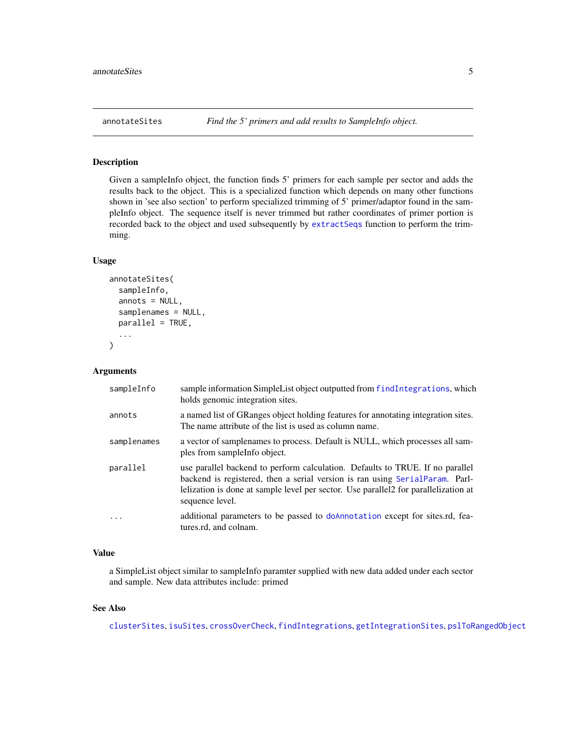# annotateSites

*Find the 5' primers and add results to SampleInfo object.*

## Description

Given a sampleInfo object, the function finds 5' primers for each sample per sector and adds the results back to the object. This is a specialized function which depends on many other functions shown in 'see also section' to perform specialized trimming of 5' primer/adaptor found in the sampleInfo object. The sequence itself is never trimmed but rather coordinates of primer portion is recorded back to the object and used subsequently by extractSeqs function to perform the trimming.

## Usage

```
annotateSites(
  sampleInfo,
  annots = NULL,
  samplenames = NULL,
  parallel = TRUE,
  ...
)
```

## Arguments

| | |
|---|---|
| sampleInfo | sample information SimpleList object outputted from findIntegrations, which holds genomic integration sites. |
| annots | a named list of GRanges object holding features for annotating integration sites. The name attribute of the list is used as column name. |
| samplenames | a vector of samplenames to process. Default is NULL, which processes all samples from sampleInfo object. |
| parallel | use parallel backend to perform calculation. Defaults to TRUE. If no parallel backend is registered, then a serial version is ran using SerialParam. Parllelization is done at sample level per sector. Use parallel2 for parallelization at sequence level. |
| ... | additional parameters to be passed to doAnnotation except for sites.rd, features.rd, and colnam. |

## Value

a SimpleList object similar to sampleInfo paramter supplied with new data added under each sector and sample. New data attributes include: primed

## See Also

clusterSites, isuSites, crossOverCheck, findIntegrations, getIntegrationSites, pslToRangedObject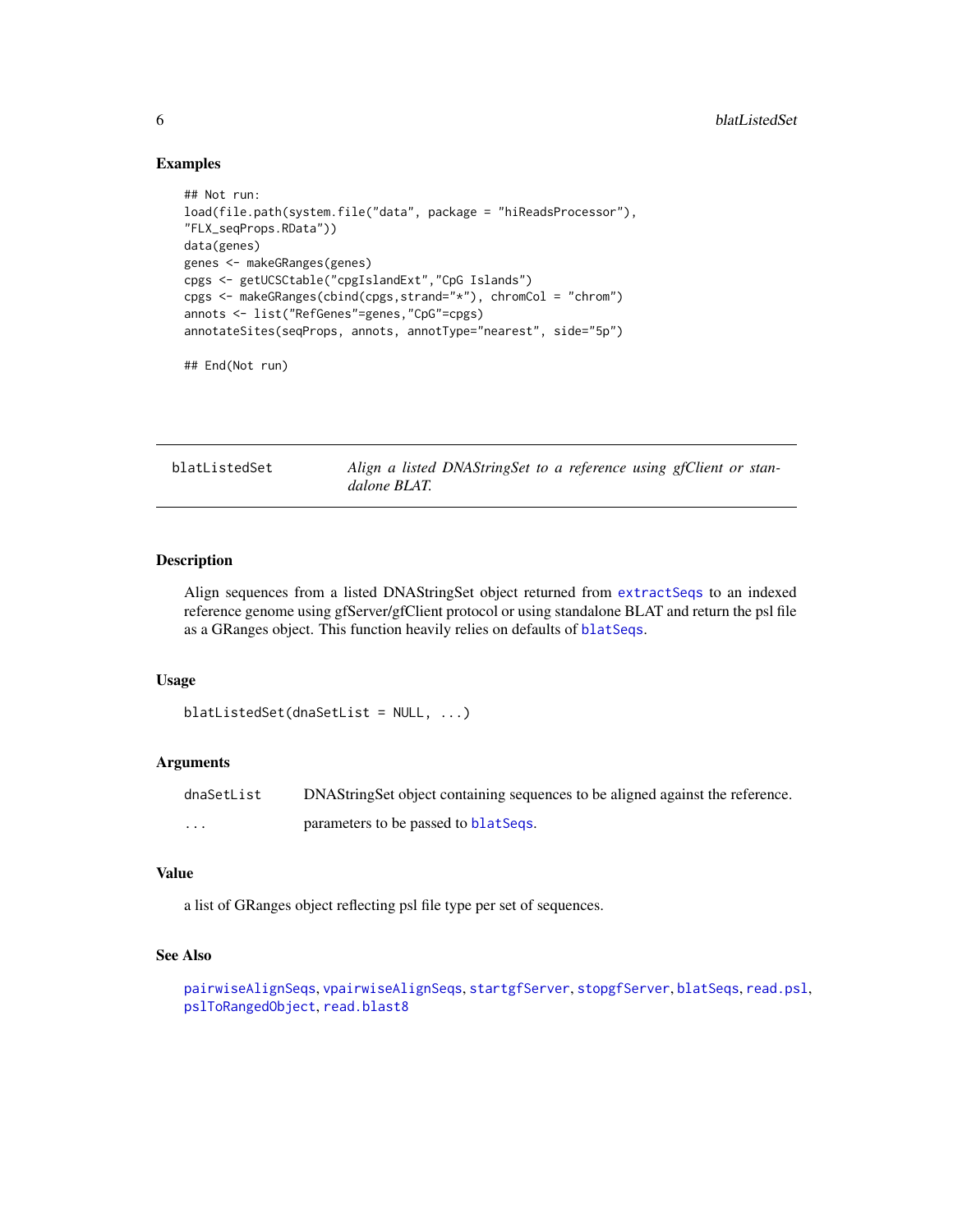### Examples

```
## Not run:
load(file.path(system.file("data", package = "hiReadsProcessor"),
"FLX_seqProps.RData"))
data(genes)
genes <- makeGRanges(genes)
cpgs <- getUCSCtable("cpgIslandExt","CpG Islands")
cpgs <- makeGRanges(cbind(cpgs,strand="*"), chromCol = "chrom")
annots <- list("RefGenes"=genes,"CpG"=cpgs)
annotateSites(seqProps, annots, annotType="nearest", side="5p")

## End(Not run)
```

---

## blatListedSet — *Align a listed DNAStringSet to a reference using gfClient or standalone BLAT.*

---

### Description

Align sequences from a listed DNAStringSet object returned from `extractSeqs` to an indexed reference genome using gfServer/gfClient protocol or using standalone BLAT and return the psl file as a GRanges object. This function heavily relies on defaults of `blatSeqs`.

### Usage

```
blatListedSet(dnaSetList = NULL, ...)
```

### Arguments

| | |
|---|---|
| `dnaSetList` | DNAStringSet object containing sequences to be aligned against the reference. |
| `...` | parameters to be passed to `blatSeqs`. |

### Value

a list of GRanges object reflecting psl file type per set of sequences.

### See Also

`pairwiseAlignSeqs`, `vpairwiseAlignSeqs`, `startgfServer`, `stopgfServer`, `blatSeqs`, `read.psl`, `pslToRangedObject`, `read.blast8`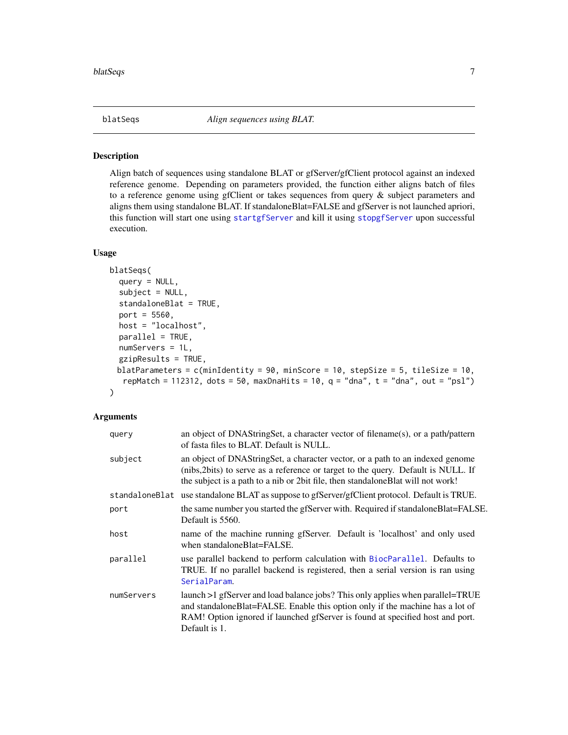blatSeqs *Align sequences using BLAT.*

## Description

Align batch of sequences using standalone BLAT or gfServer/gfClient protocol against an indexed reference genome. Depending on parameters provided, the function either aligns batch of files to a reference genome using gfClient or takes sequences from query & subject parameters and aligns them using standalone BLAT. If standaloneBlat=FALSE and gfServer is not launched apriori, this function will start one using `startgfServer` and kill it using `stopgfServer` upon successful execution.

## Usage

```
blatSeqs(
  query = NULL,
  subject = NULL,
  standaloneBlat = TRUE,
  port = 5560,
  host = "localhost",
  parallel = TRUE,
  numServers = 1L,
  gzipResults = TRUE,
 blatParameters = c(minIdentity = 90, minScore = 10, stepSize = 5, tileSize = 10,
   repMatch = 112312, dots = 50, maxDnaHits = 10, q = "dna", t = "dna", out = "psl")
)
```

## Arguments

| | |
|---|---|
| query | an object of DNAStringSet, a character vector of filename(s), or a path/pattern of fasta files to BLAT. Default is NULL. |
| subject | an object of DNAStringSet, a character vector, or a path to an indexed genome (nibs,2bits) to serve as a reference or target to the query. Default is NULL. If the subject is a path to a nib or 2bit file, then standaloneBlat will not work! |
| standaloneBlat | use standalone BLAT as suppose to gfServer/gfClient protocol. Default is TRUE. |
| port | the same number you started the gfServer with. Required if standaloneBlat=FALSE. Default is 5560. |
| host | name of the machine running gfServer. Default is 'localhost' and only used when standaloneBlat=FALSE. |
| parallel | use parallel backend to perform calculation with `BiocParallel`. Defaults to TRUE. If no parallel backend is registered, then a serial version is ran using `SerialParam`. |
| numServers | launch >1 gfServer and load balance jobs? This only applies when parallel=TRUE and standaloneBlat=FALSE. Enable this option only if the machine has a lot of RAM! Option ignored if launched gfServer is found at specified host and port. Default is 1. |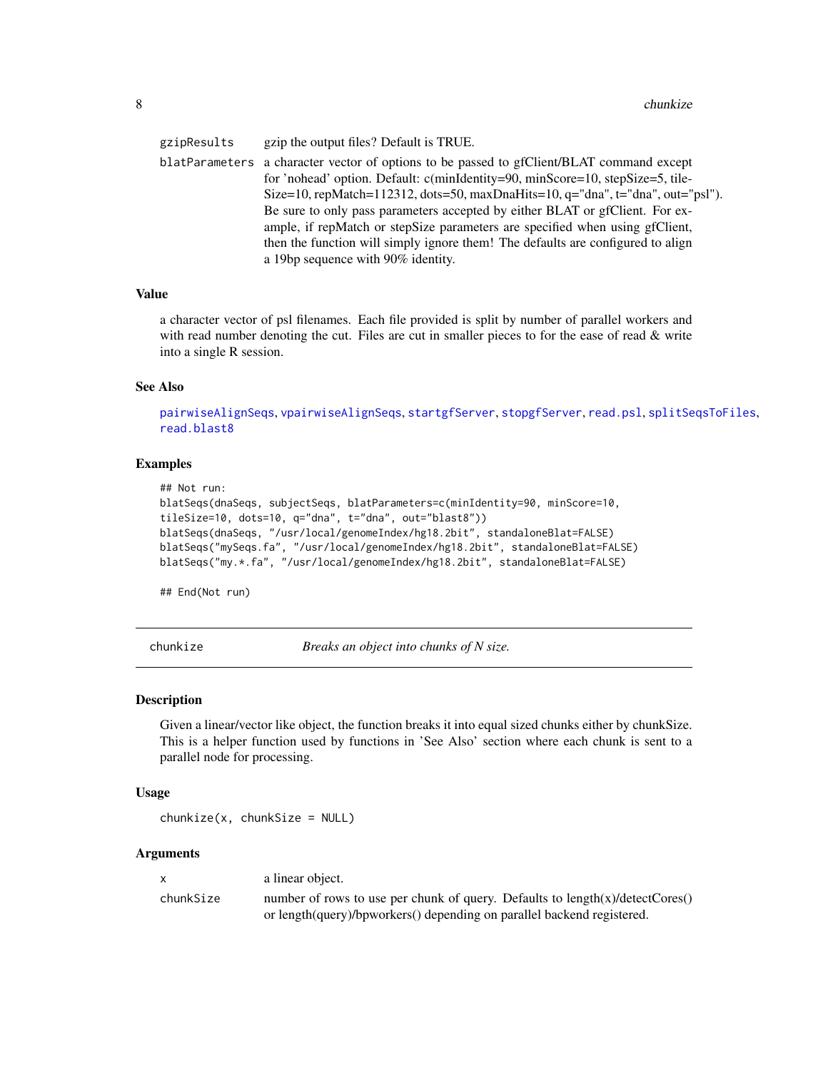| | |
|---|---|
| gzipResults | gzip the output files? Default is TRUE. |
| blatParameters | a character vector of options to be passed to gfClient/BLAT command except for 'nohead' option. Default: c(minIdentity=90, minScore=10, stepSize=5, tileSize=10, repMatch=112312, dots=50, maxDnaHits=10, q="dna", t="dna", out="psl"). Be sure to only pass parameters accepted by either BLAT or gfClient. For example, if repMatch or stepSize parameters are specified when using gfClient, then the function will simply ignore them! The defaults are configured to align a 19bp sequence with 90% identity. |

### Value

a character vector of psl filenames. Each file provided is split by number of parallel workers and with read number denoting the cut. Files are cut in smaller pieces to for the ease of read & write into a single R session.

### See Also

pairwiseAlignSeqs, vpairwiseAlignSeqs, startgfServer, stopgfServer, read.psl, splitSeqsToFiles, read.blast8

### Examples

```
## Not run:
blatSeqs(dnaSeqs, subjectSeqs, blatParameters=c(minIdentity=90, minScore=10,
tileSize=10, dots=10, q="dna", t="dna", out="blast8"))
blatSeqs(dnaSeqs, "/usr/local/genomeIndex/hg18.2bit", standaloneBlat=FALSE)
blatSeqs("mySeqs.fa", "/usr/local/genomeIndex/hg18.2bit", standaloneBlat=FALSE)
blatSeqs("my.*.fa", "/usr/local/genomeIndex/hg18.2bit", standaloneBlat=FALSE)

## End(Not run)
```

---

## chunkize — *Breaks an object into chunks of N size.*

### Description

Given a linear/vector like object, the function breaks it into equal sized chunks either by chunkSize. This is a helper function used by functions in 'See Also' section where each chunk is sent to a parallel node for processing.

### Usage

```
chunkize(x, chunkSize = NULL)
```

### Arguments

| | |
|---|---|
| x | a linear object. |
| chunkSize | number of rows to use per chunk of query. Defaults to length(x)/detectCores() or length(query)/bpworkers() depending on parallel backend registered. |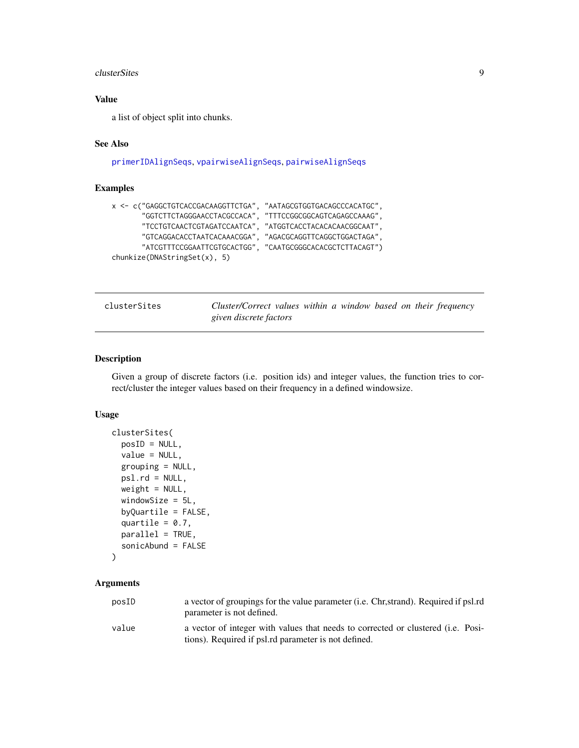### Value

a list of object split into chunks.

### See Also

primerIDAlignSeqs, vpairwiseAlignSeqs, pairwiseAlignSeqs

### Examples

```
x <- c("GAGGCTGTCACCGACAAGGTTCTGA", "AATAGCGTGGTGACAGCCCACATGC",
       "GGTCTTCTAGGGAACCTACGCCACA", "TTTCCGGCGGCAGTCAGAGCCAAAG",
       "TCCTGTCAACTCGTAGATCCAATCA", "ATGGTCACCTACACACAACGGCAAT",
       "GTCAGGACACCTAATCACAAACGGA", "AGACGCAGGTTCAGGCTGGACTAGA",
       "ATCGTTTCCGGAATTCGTGCACTGG", "CAATGCGGGCACACGCTCTTACAGT")
chunkize(DNAStringSet(x), 5)
```

---

## clusterSites — *Cluster/Correct values within a window based on their frequency given discrete factors*

### Description

Given a group of discrete factors (i.e. position ids) and integer values, the function tries to correct/cluster the integer values based on their frequency in a defined windowsize.

### Usage

```
clusterSites(
  posID = NULL,
  value = NULL,
  grouping = NULL,
  psl.rd = NULL,
  weight = NULL,
  windowSize = 5L,
  byQuartile = FALSE,
  quartile = 0.7,
  parallel = TRUE,
  sonicAbund = FALSE
)
```

### Arguments

| | |
|---|---|
| posID | a vector of groupings for the value parameter (i.e. Chr,strand). Required if psl.rd parameter is not defined. |
| value | a vector of integer with values that needs to corrected or clustered (i.e. Positions). Required if psl.rd parameter is not defined. |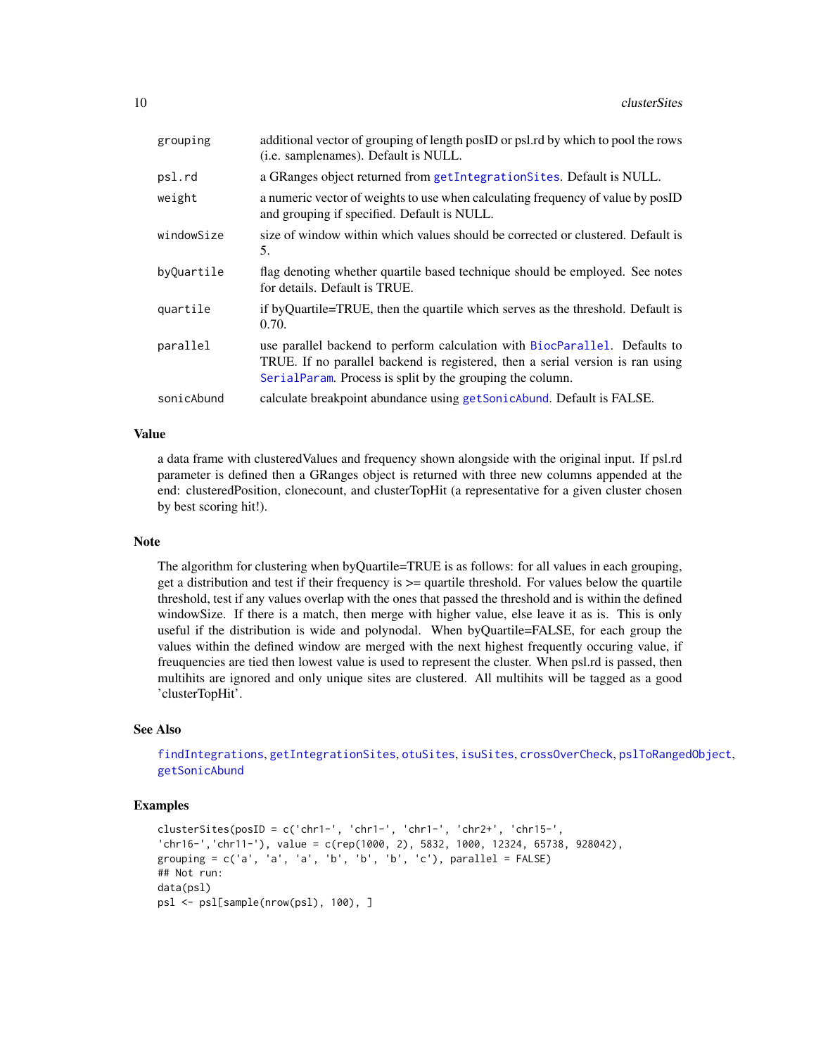| | |
|---|---|
| grouping | additional vector of grouping of length posID or psl.rd by which to pool the rows (i.e. samplenames). Default is NULL. |
| psl.rd | a GRanges object returned from getIntegrationSites. Default is NULL. |
| weight | a numeric vector of weights to use when calculating frequency of value by posID and grouping if specified. Default is NULL. |
| windowSize | size of window within which values should be corrected or clustered. Default is 5. |
| byQuartile | flag denoting whether quartile based technique should be employed. See notes for details. Default is TRUE. |
| quartile | if byQuartile=TRUE, then the quartile which serves as the threshold. Default is 0.70. |
| parallel | use parallel backend to perform calculation with BiocParallel. Defaults to TRUE. If no parallel backend is registered, then a serial version is ran using SerialParam. Process is split by the grouping the column. |
| sonicAbund | calculate breakpoint abundance using getSonicAbund. Default is FALSE. |

### Value

a data frame with clusteredValues and frequency shown alongside with the original input. If psl.rd parameter is defined then a GRanges object is returned with three new columns appended at the end: clusteredPosition, clonecount, and clusterTopHit (a representative for a given cluster chosen by best scoring hit!).

### Note

The algorithm for clustering when byQuartile=TRUE is as follows: for all values in each grouping, get a distribution and test if their frequency is >= quartile threshold. For values below the quartile threshold, test if any values overlap with the ones that passed the threshold and is within the defined windowSize. If there is a match, then merge with higher value, else leave it as is. This is only useful if the distribution is wide and polynodal. When byQuartile=FALSE, for each group the values within the defined window are merged with the next highest frequently occuring value, if freuquencies are tied then lowest value is used to represent the cluster. When psl.rd is passed, then multihits are ignored and only unique sites are clustered. All multihits will be tagged as a good 'clusterTopHit'.

### See Also

findIntegrations, getIntegrationSites, otuSites, isuSites, crossOverCheck, pslToRangedObject, getSonicAbund

### Examples

```
clusterSites(posID = c('chr1-', 'chr1-', 'chr1-', 'chr2+', 'chr15-',
'chr16-','chr11-'), value = c(rep(1000, 2), 5832, 1000, 12324, 65738, 928042),
grouping = c('a', 'a', 'a', 'b', 'b', 'b', 'c'), parallel = FALSE)
## Not run:
data(psl)
psl <- psl[sample(nrow(psl), 100), ]
```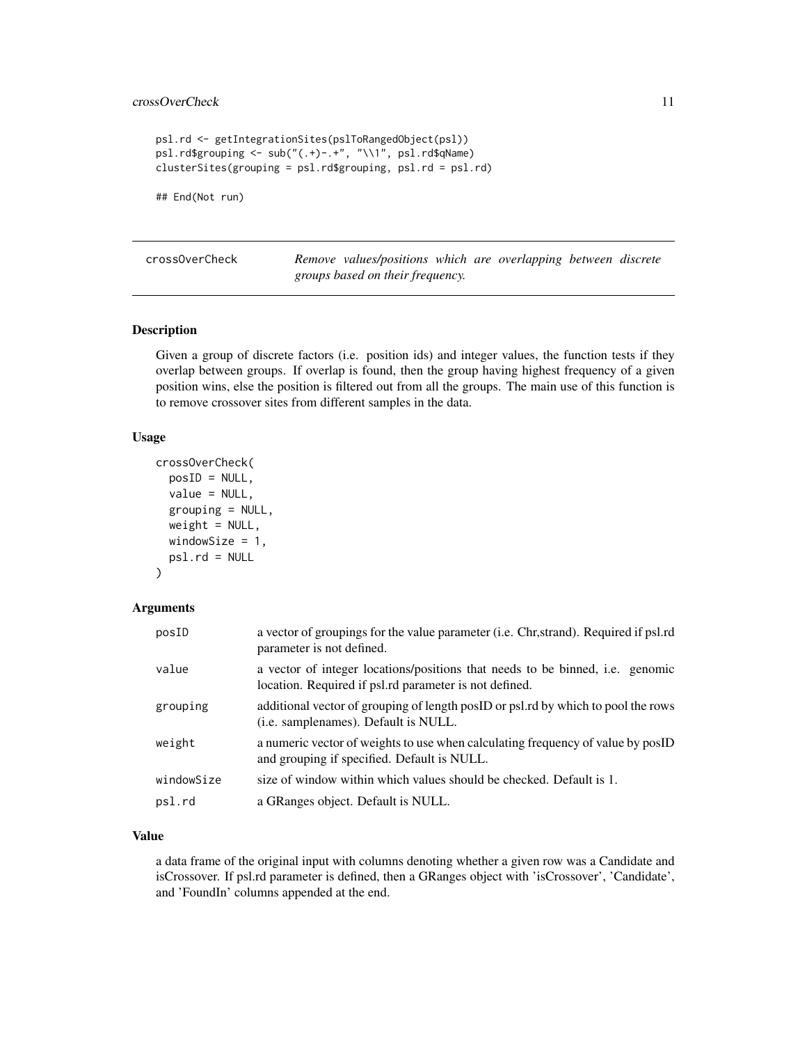```
psl.rd <- getIntegrationSites(pslToRangedObject(psl))
psl.rd$grouping <- sub("(.+)-.+", "\\1", psl.rd$qName)
clusterSites(grouping = psl.rd$grouping, psl.rd = psl.rd)

## End(Not run)
```

## crossOverCheck

*Remove values/positions which are overlapping between discrete groups based on their frequency.*

### Description

Given a group of discrete factors (i.e. position ids) and integer values, the function tests if they overlap between groups. If overlap is found, then the group having highest frequency of a given position wins, else the position is filtered out from all the groups. The main use of this function is to remove crossover sites from different samples in the data.

### Usage

```
crossOverCheck(
  posID = NULL,
  value = NULL,
  grouping = NULL,
  weight = NULL,
  windowSize = 1,
  psl.rd = NULL
)
```

### Arguments

| | |
|---|---|
| posID | a vector of groupings for the value parameter (i.e. Chr,strand). Required if psl.rd parameter is not defined. |
| value | a vector of integer locations/positions that needs to be binned, i.e. genomic location. Required if psl.rd parameter is not defined. |
| grouping | additional vector of grouping of length posID or psl.rd by which to pool the rows (i.e. samplenames). Default is NULL. |
| weight | a numeric vector of weights to use when calculating frequency of value by posID and grouping if specified. Default is NULL. |
| windowSize | size of window within which values should be checked. Default is 1. |
| psl.rd | a GRanges object. Default is NULL. |

### Value

a data frame of the original input with columns denoting whether a given row was a Candidate and isCrossover. If psl.rd parameter is defined, then a GRanges object with 'isCrossover', 'Candidate', and 'FoundIn' columns appended at the end.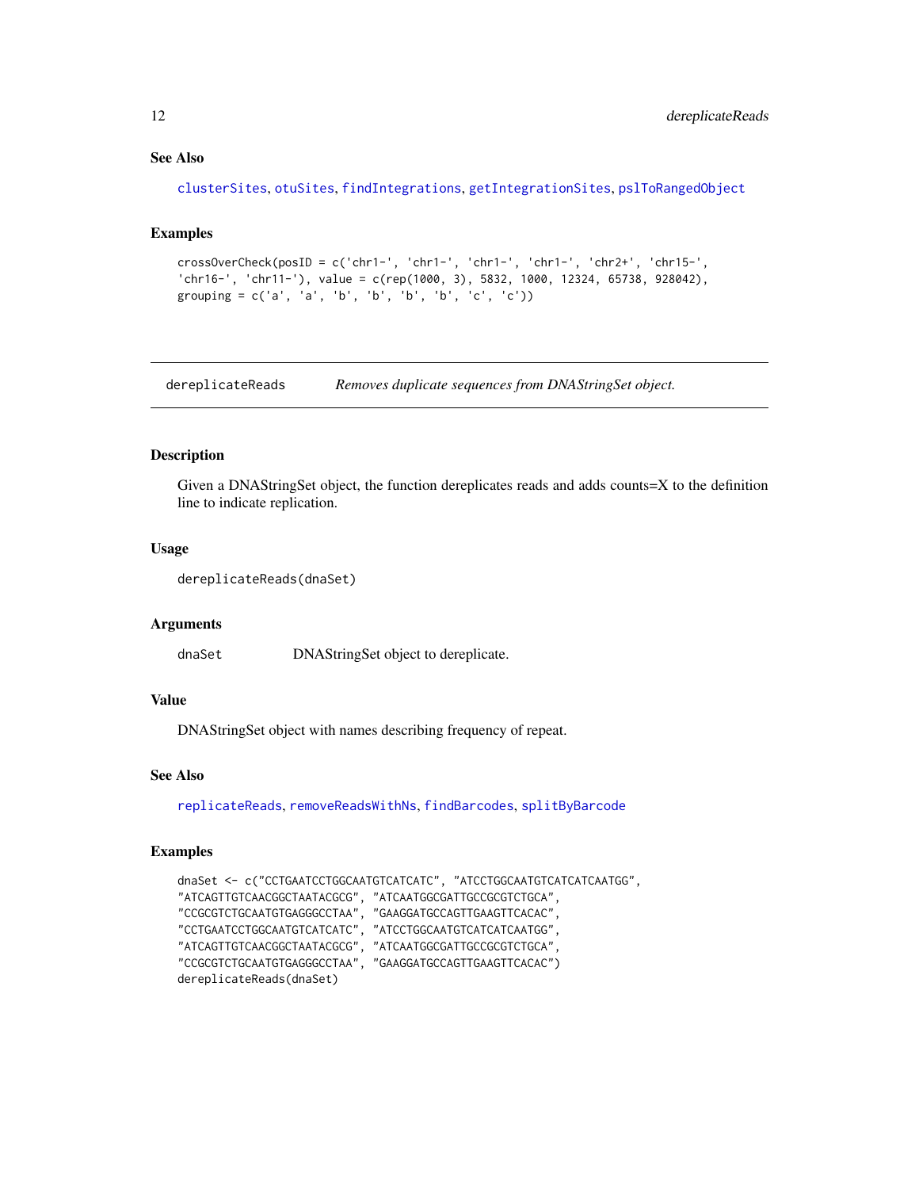### See Also

clusterSites, otuSites, findIntegrations, getIntegrationSites, pslToRangedObject

### Examples

```
crossOverCheck(posID = c('chr1-', 'chr1-', 'chr1-', 'chr1-', 'chr2+', 'chr15-',
'chr16-', 'chr11-'), value = c(rep(1000, 3), 5832, 1000, 12324, 65738, 928042),
grouping = c('a', 'a', 'b', 'b', 'b', 'b', 'c', 'c'))
```

---

## dereplicateReads — *Removes duplicate sequences from DNAStringSet object.*

### Description

Given a DNAStringSet object, the function dereplicates reads and adds counts=X to the definition line to indicate replication.

### Usage

```
dereplicateReads(dnaSet)
```

### Arguments

| | |
|---|---|
| dnaSet | DNAStringSet object to dereplicate. |

### Value

DNAStringSet object with names describing frequency of repeat.

### See Also

replicateReads, removeReadsWithNs, findBarcodes, splitByBarcode

### Examples

```
dnaSet <- c("CCTGAATCCTGGCAATGTCATCATC", "ATCCTGGCAATGTCATCATCAATGG",
"ATCAGTTGTCAACGGCTAATACGCG", "ATCAATGGCGATTGCCGCGTCTGCA",
"CCGCGTCTGCAATGTGAGGGCCTAA", "GAAGGATGCCAGTTGAAGTTCACAC",
"CCTGAATCCTGGCAATGTCATCATC", "ATCCTGGCAATGTCATCATCAATGG",
"ATCAGTTGTCAACGGCTAATACGCG", "ATCAATGGCGATTGCCGCGTCTGCA",
"CCGCGTCTGCAATGTGAGGGCCTAA", "GAAGGATGCCAGTTGAAGTTCACAC")
dereplicateReads(dnaSet)
```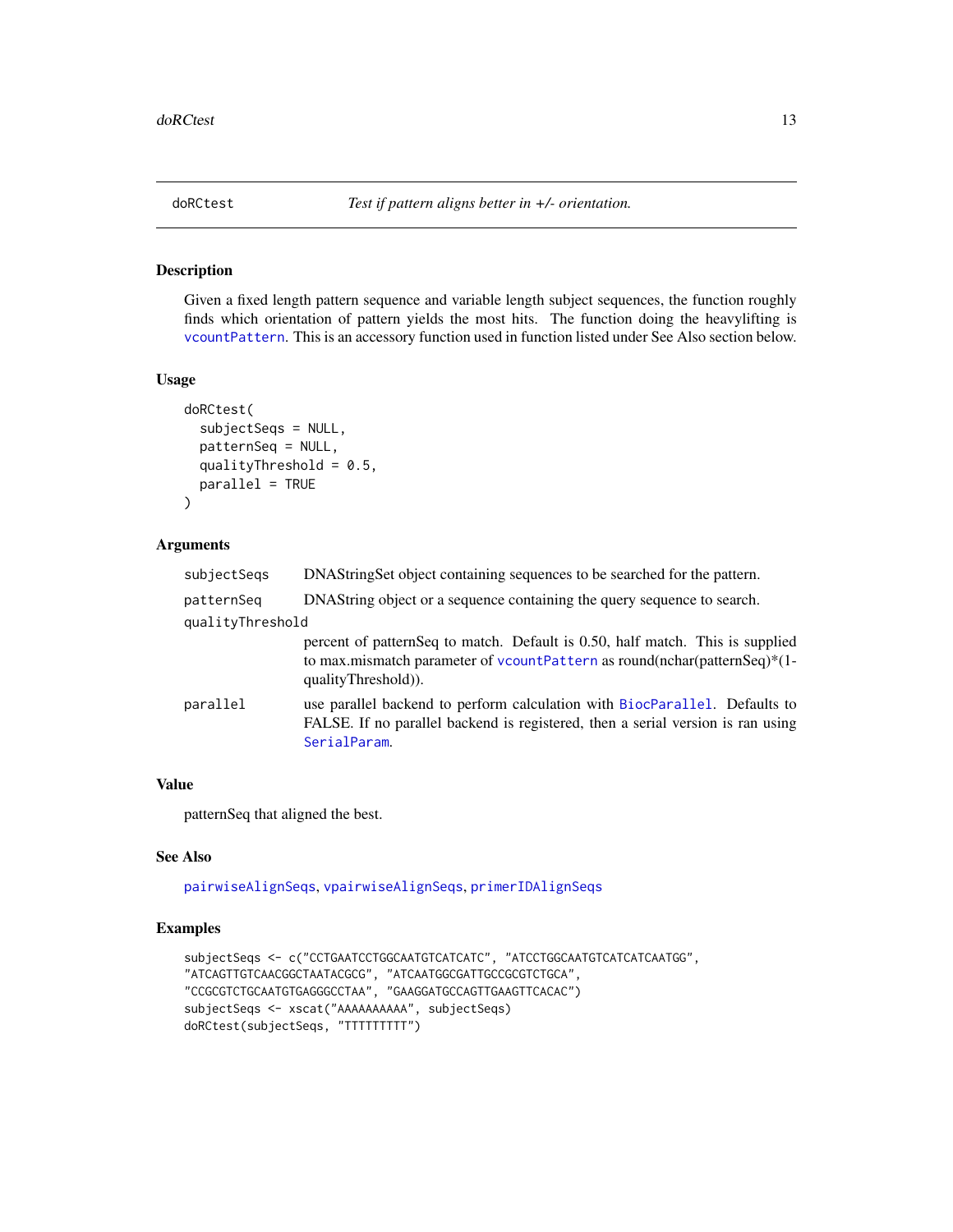## doRCtest — *Test if pattern aligns better in +/- orientation.*

### Description

Given a fixed length pattern sequence and variable length subject sequences, the function roughly finds which orientation of pattern yields the most hits. The function doing the heavylifting is `vcountPattern`. This is an accessory function used in function listed under See Also section below.

### Usage

```
doRCtest(
  subjectSeqs = NULL,
  patternSeq = NULL,
  qualityThreshold = 0.5,
  parallel = TRUE
)
```

### Arguments

- `subjectSeqs` — DNAStringSet object containing sequences to be searched for the pattern.
- `patternSeq` — DNAString object or a sequence containing the query sequence to search.
- `qualityThreshold` — percent of patternSeq to match. Default is 0.50, half match. This is supplied to max.mismatch parameter of `vcountPattern` as round(nchar(patternSeq)*(1-qualityThreshold)).
- `parallel` — use parallel backend to perform calculation with `BiocParallel`. Defaults to FALSE. If no parallel backend is registered, then a serial version is ran using `SerialParam`.

### Value

patternSeq that aligned the best.

### See Also

`pairwiseAlignSeqs`, `vpairwiseAlignSeqs`, `primerIDAlignSeqs`

### Examples

```
subjectSeqs <- c("CCTGAATCCTGGCAATGTCATCATC", "ATCCTGGCAATGTCATCATCAATGG",
"ATCAGTTGTCAACGGCTAATACGCG", "ATCAATGGCGATTGCCGCGTCTGCA",
"CCGCGTCTGCAATGTGAGGGCCTAA", "GAAGGATGCCAGTTGAAGTTCACAC")
subjectSeqs <- xscat("AAAAAAAAAA", subjectSeqs)
doRCtest(subjectSeqs, "TTTTTTTTT")
```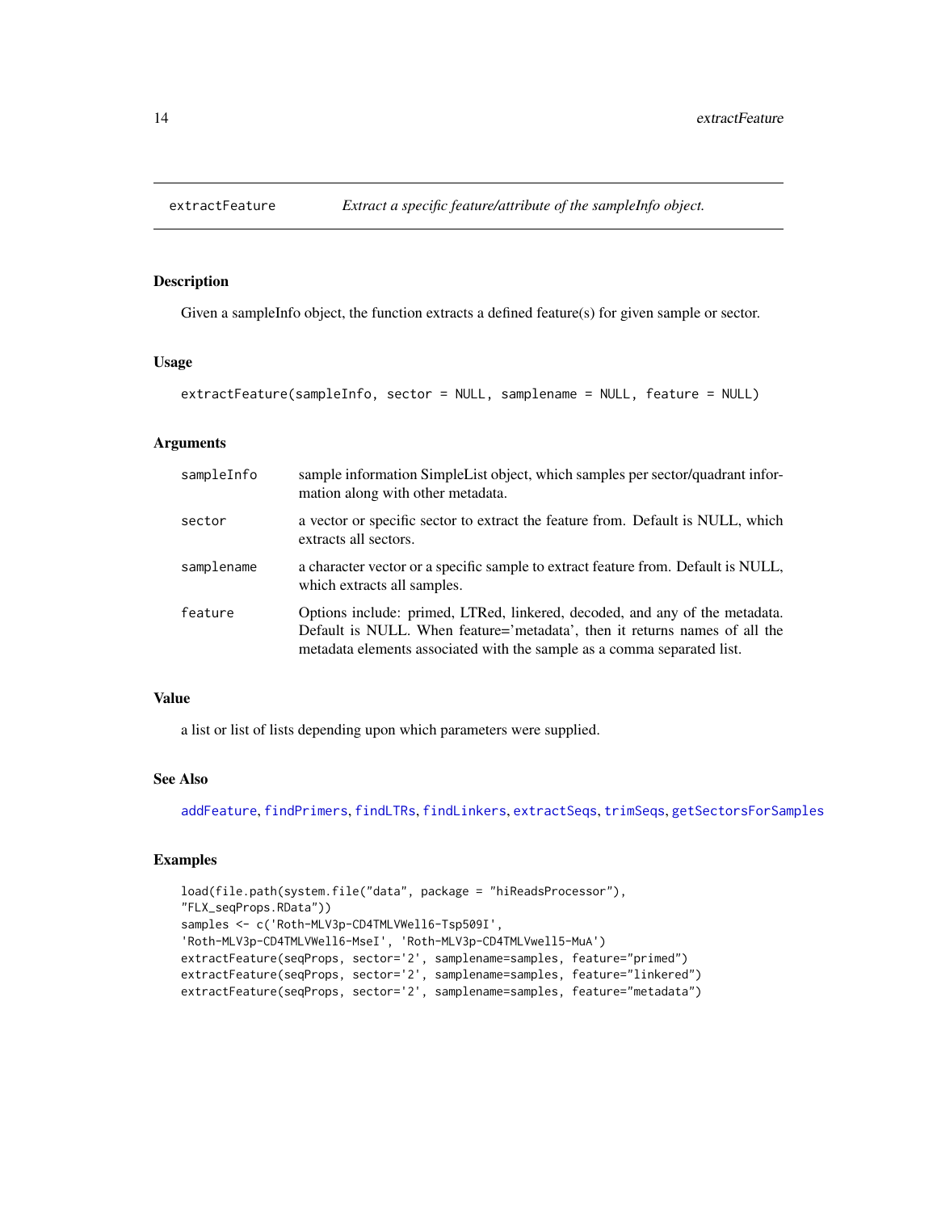# extractFeature *Extract a specific feature/attribute of the sampleInfo object.*

## Description

Given a sampleInfo object, the function extracts a defined feature(s) for given sample or sector.

## Usage

```
extractFeature(sampleInfo, sector = NULL, samplename = NULL, feature = NULL)
```

## Arguments

| | |
|---|---|
| `sampleInfo` | sample information SimpleList object, which samples per sector/quadrant information along with other metadata. |
| `sector` | a vector or specific sector to extract the feature from. Default is NULL, which extracts all sectors. |
| `samplename` | a character vector or a specific sample to extract feature from. Default is NULL, which extracts all samples. |
| `feature` | Options include: primed, LTRed, linkered, decoded, and any of the metadata. Default is NULL. When feature='metadata', then it returns names of all the metadata elements associated with the sample as a comma separated list. |

## Value

a list or list of lists depending upon which parameters were supplied.

## See Also

addFeature, findPrimers, findLTRs, findLinkers, extractSeqs, trimSeqs, getSectorsForSamples

## Examples

```
load(file.path(system.file("data", package = "hiReadsProcessor"),
"FLX_seqProps.RData"))
samples <- c('Roth-MLV3p-CD4TMLVWell6-Tsp509I',
'Roth-MLV3p-CD4TMLVWell6-MseI', 'Roth-MLV3p-CD4TMLVwell5-MuA')
extractFeature(seqProps, sector='2', samplename=samples, feature="primed")
extractFeature(seqProps, sector='2', samplename=samples, feature="linkered")
extractFeature(seqProps, sector='2', samplename=samples, feature="metadata")
```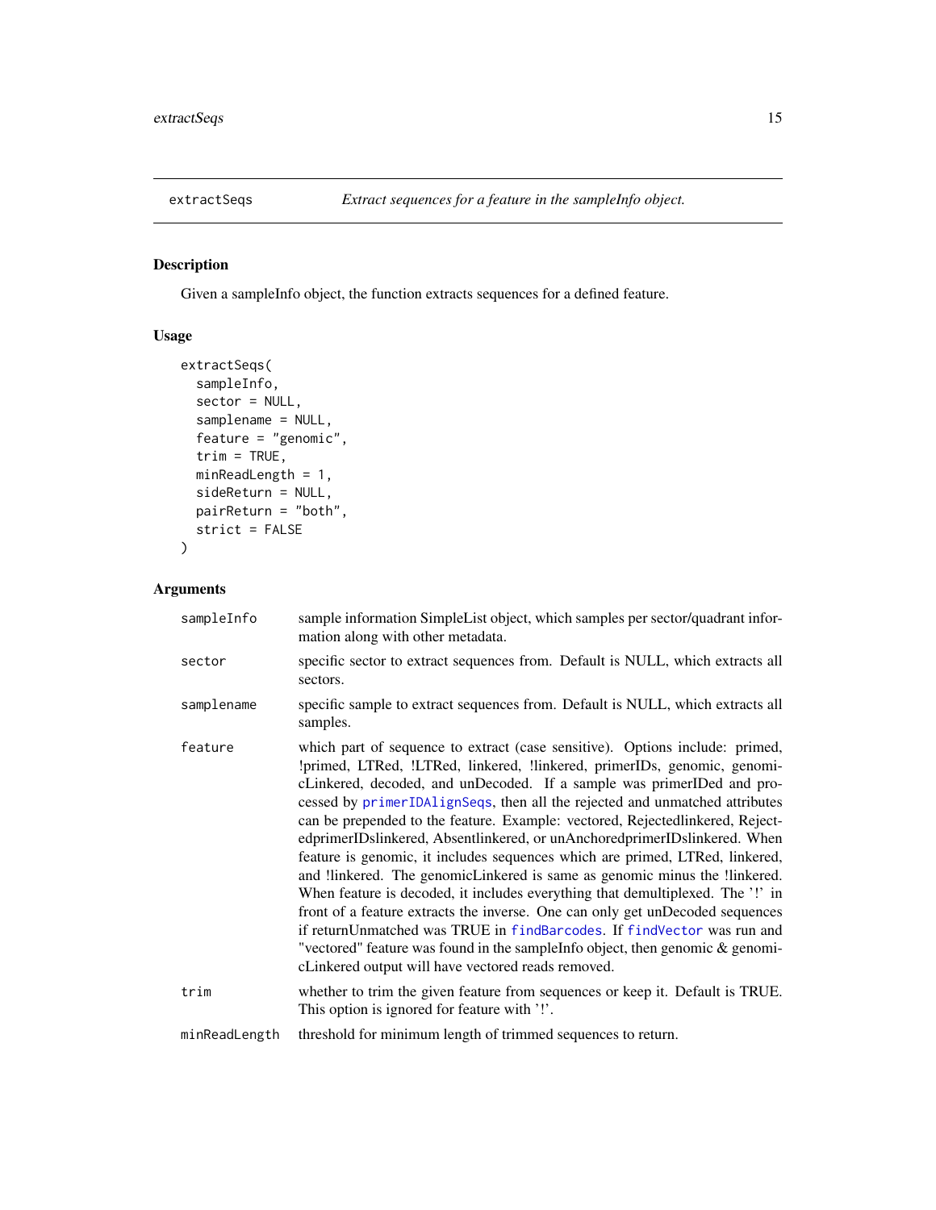## extractSeqs — *Extract sequences for a feature in the sampleInfo object.*

### Description

Given a sampleInfo object, the function extracts sequences for a defined feature.

### Usage

```
extractSeqs(
  sampleInfo,
  sector = NULL,
  samplename = NULL,
  feature = "genomic",
  trim = TRUE,
  minReadLength = 1,
  sideReturn = NULL,
  pairReturn = "both",
  strict = FALSE
)
```

### Arguments

| Argument | Description |
|---|---|
| `sampleInfo` | sample information SimpleList object, which samples per sector/quadrant information along with other metadata. |
| `sector` | specific sector to extract sequences from. Default is NULL, which extracts all sectors. |
| `samplename` | specific sample to extract sequences from. Default is NULL, which extracts all samples. |
| `feature` | which part of sequence to extract (case sensitive). Options include: primed, !primed, LTRed, !LTRed, linkered, !linkered, primerIDs, genomic, genomicLinkered, decoded, and unDecoded. If a sample was primerIDed and processed by `primerIDAlignSeqs`, then all the rejected and unmatched attributes can be prepended to the feature. Example: vectored, Rejectedlinkered, RejectedprimerIDslinkered, Absentlinkered, or unAnchoredprimerIDslinkered. When feature is genomic, it includes sequences which are primed, LTRed, linkered, and !linkered. The genomicLinkered is same as genomic minus the !linkered. When feature is decoded, it includes everything that demultiplexed. The '!' in front of a feature extracts the inverse. One can only get unDecoded sequences if returnUnmatched was TRUE in `findBarcodes`. If `findVector` was run and "vectored" feature was found in the sampleInfo object, then genomic & genomicLinkered output will have vectored reads removed. |
| `trim` | whether to trim the given feature from sequences or keep it. Default is TRUE. This option is ignored for feature with '!'. |
| `minReadLength` | threshold for minimum length of trimmed sequences to return. |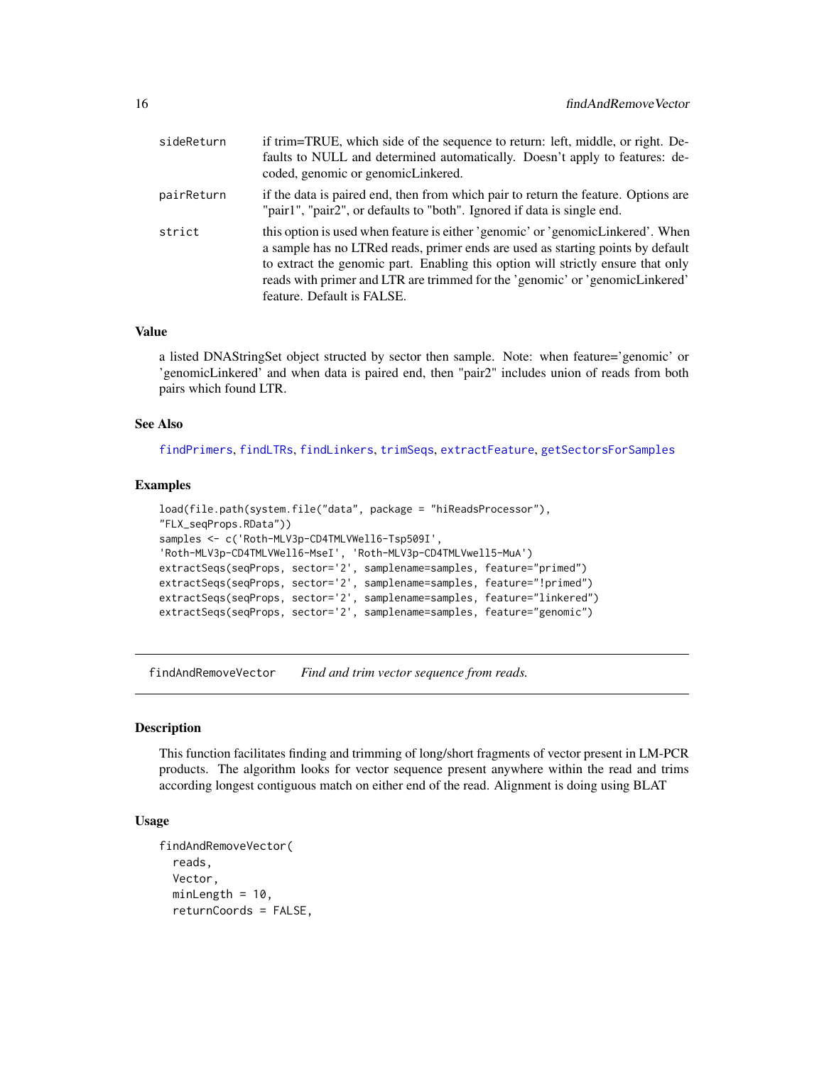| | |
|---|---|
| sideReturn | if trim=TRUE, which side of the sequence to return: left, middle, or right. Defaults to NULL and determined automatically. Doesn't apply to features: decoded, genomic or genomicLinkered. |
| pairReturn | if the data is paired end, then from which pair to return the feature. Options are "pair1", "pair2", or defaults to "both". Ignored if data is single end. |
| strict | this option is used when feature is either 'genomic' or 'genomicLinkered'. When a sample has no LTRed reads, primer ends are used as starting points by default to extract the genomic part. Enabling this option will strictly ensure that only reads with primer and LTR are trimmed for the 'genomic' or 'genomicLinkered' feature. Default is FALSE. |

### Value

a listed DNAStringSet object structed by sector then sample. Note: when feature='genomic' or 'genomicLinkered' and when data is paired end, then "pair2" includes union of reads from both pairs which found LTR.

### See Also

findPrimers, findLTRs, findLinkers, trimSeqs, extractFeature, getSectorsForSamples

### Examples

```
load(file.path(system.file("data", package = "hiReadsProcessor"),
"FLX_seqProps.RData"))
samples <- c('Roth-MLV3p-CD4TMLVWell6-Tsp509I',
'Roth-MLV3p-CD4TMLVWell6-MseI', 'Roth-MLV3p-CD4TMLVwell5-MuA')
extractSeqs(seqProps, sector='2', samplename=samples, feature="primed")
extractSeqs(seqProps, sector='2', samplename=samples, feature="!primed")
extractSeqs(seqProps, sector='2', samplename=samples, feature="linkered")
extractSeqs(seqProps, sector='2', samplename=samples, feature="genomic")
```

---

## findAndRemoveVector *Find and trim vector sequence from reads.*

### Description

This function facilitates finding and trimming of long/short fragments of vector present in LM-PCR products. The algorithm looks for vector sequence present anywhere within the read and trims according longest contiguous match on either end of the read. Alignment is doing using BLAT

### Usage

```
findAndRemoveVector(
  reads,
  Vector,
  minLength = 10,
  returnCoords = FALSE,
```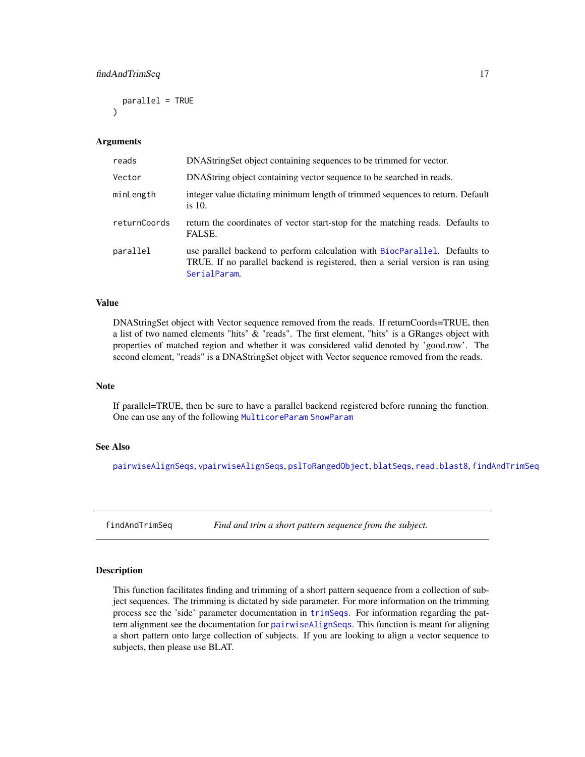```
  parallel = TRUE
)
```

### Arguments

| | |
|---|---|
| `reads` | DNAStringSet object containing sequences to be trimmed for vector. |
| `Vector` | DNAString object containing vector sequence to be searched in reads. |
| `minLength` | integer value dictating minimum length of trimmed sequences to return. Default is 10. |
| `returnCoords` | return the coordinates of vector start-stop for the matching reads. Defaults to FALSE. |
| `parallel` | use parallel backend to perform calculation with `BiocParallel`. Defaults to TRUE. If no parallel backend is registered, then a serial version is ran using `SerialParam`. |

### Value

DNAStringSet object with Vector sequence removed from the reads. If returnCoords=TRUE, then a list of two named elements "hits" & "reads". The first element, "hits" is a GRanges object with properties of matched region and whether it was considered valid denoted by 'good.row'. The second element, "reads" is a DNAStringSet object with Vector sequence removed from the reads.

### Note

If parallel=TRUE, then be sure to have a parallel backend registered before running the function. One can use any of the following `MulticoreParam` `SnowParam`

### See Also

`pairwiseAlignSeqs`, `vpairwiseAlignSeqs`, `pslToRangedObject`, `blatSeqs`, `read.blast8`, `findAndTrimSeq`

---

## findAndTrimSeq — *Find and trim a short pattern sequence from the subject.*

---

### Description

This function facilitates finding and trimming of a short pattern sequence from a collection of subject sequences. The trimming is dictated by side parameter. For more information on the trimming process see the 'side' parameter documentation in `trimSeqs`. For information regarding the pattern alignment see the documentation for `pairwiseAlignSeqs`. This function is meant for aligning a short pattern onto large collection of subjects. If you are looking to align a vector sequence to subjects, then please use BLAT.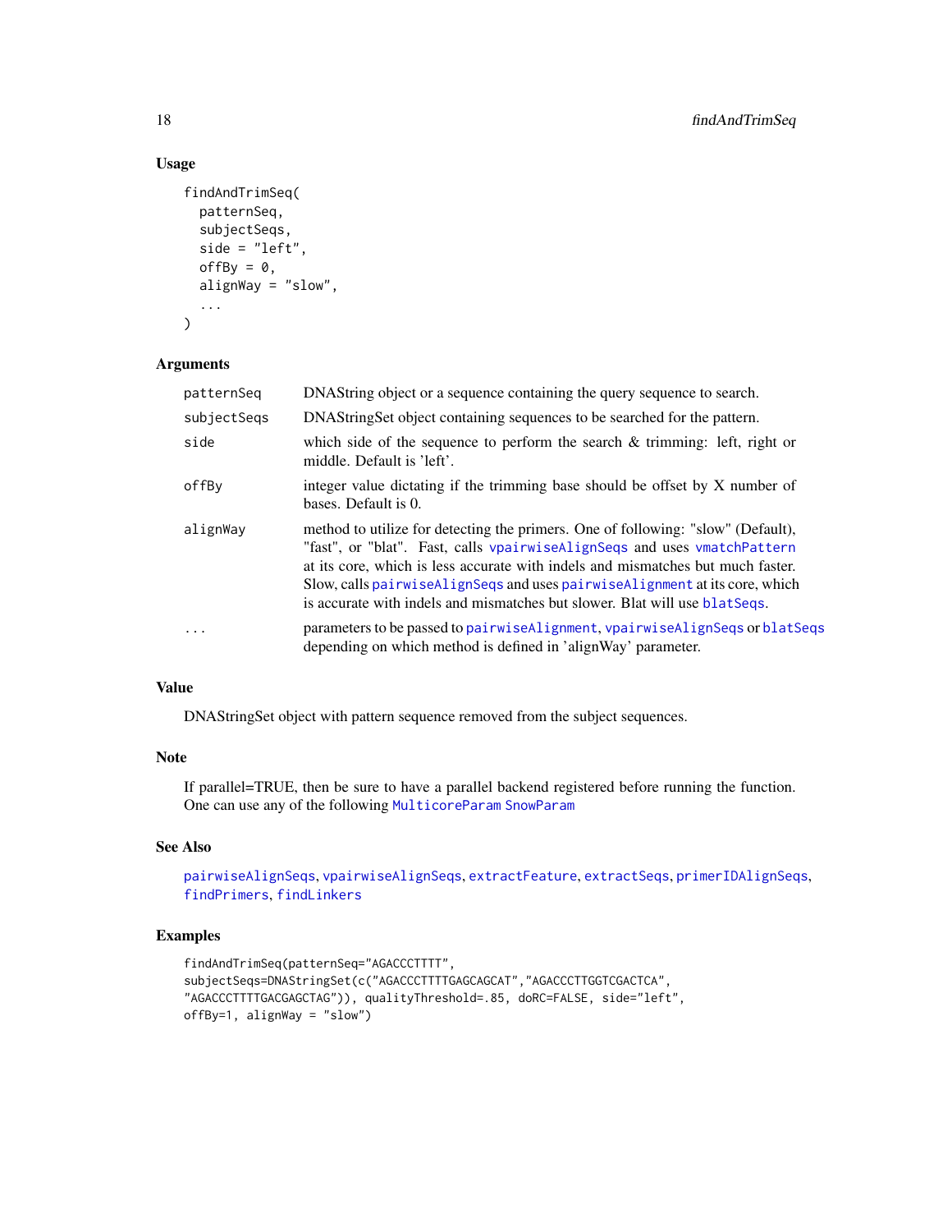### Usage

```
findAndTrimSeq(
  patternSeq,
  subjectSeqs,
  side = "left",
  offBy = 0,
  alignWay = "slow",
  ...
)
```

### Arguments

| | |
|---|---|
| patternSeq | DNAString object or a sequence containing the query sequence to search. |
| subjectSeqs | DNAStringSet object containing sequences to be searched for the pattern. |
| side | which side of the sequence to perform the search & trimming: left, right or middle. Default is 'left'. |
| offBy | integer value dictating if the trimming base should be offset by X number of bases. Default is 0. |
| alignWay | method to utilize for detecting the primers. One of following: "slow" (Default), "fast", or "blat". Fast, calls `vpairwiseAlignSeqs` and uses `vmatchPattern` at its core, which is less accurate with indels and mismatches but much faster. Slow, calls `pairwiseAlignSeqs` and uses `pairwiseAlignment` at its core, which is accurate with indels and mismatches but slower. Blat will use `blatSeqs`. |
| ... | parameters to be passed to `pairwiseAlignment`, `vpairwiseAlignSeqs` or `blatSeqs` depending on which method is defined in 'alignWay' parameter. |

### Value

DNAStringSet object with pattern sequence removed from the subject sequences.

### Note

If parallel=TRUE, then be sure to have a parallel backend registered before running the function. One can use any of the following `MulticoreParam` `SnowParam`

### See Also

`pairwiseAlignSeqs`, `vpairwiseAlignSeqs`, `extractFeature`, `extractSeqs`, `primerIDAlignSeqs`, `findPrimers`, `findLinkers`

### Examples

```
findAndTrimSeq(patternSeq="AGACCCTTTT",
subjectSeqs=DNAStringSet(c("AGACCCTTTTGAGCAGCAT","AGACCCTTGGTCGACTCA",
"AGACCCTTTTGACGAGCTAG")), qualityThreshold=.85, doRC=FALSE, side="left",
offBy=1, alignWay = "slow")
```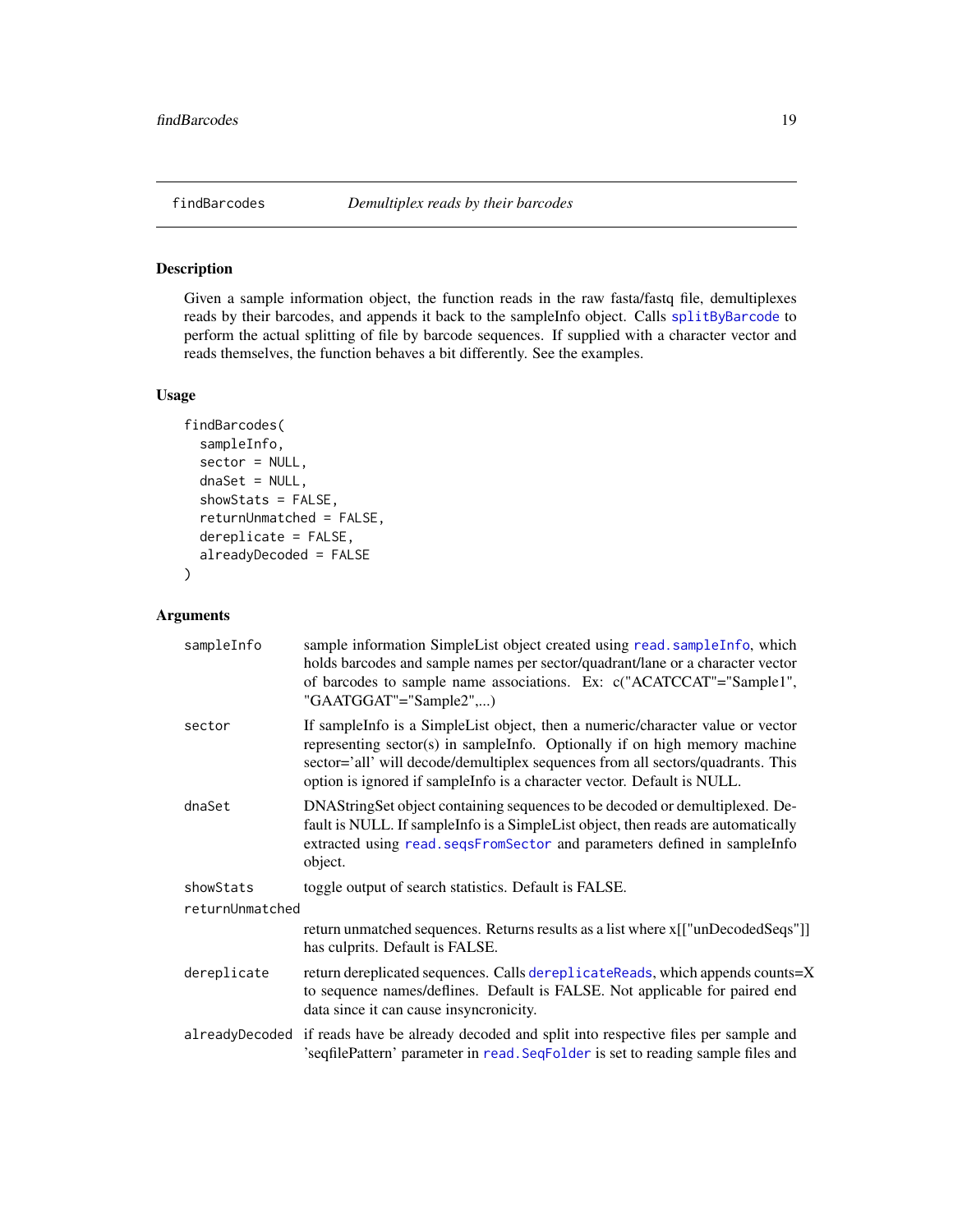## findBarcodes &nbsp;&nbsp;&nbsp; *Demultiplex reads by their barcodes*

### Description

Given a sample information object, the function reads in the raw fasta/fastq file, demultiplexes reads by their barcodes, and appends it back to the sampleInfo object. Calls splitByBarcode to perform the actual splitting of file by barcode sequences. If supplied with a character vector and reads themselves, the function behaves a bit differently. See the examples.

### Usage

```
findBarcodes(
  sampleInfo,
  sector = NULL,
  dnaSet = NULL,
  showStats = FALSE,
  returnUnmatched = FALSE,
  dereplicate = FALSE,
  alreadyDecoded = FALSE
)
```

### Arguments

| | |
|---|---|
| sampleInfo | sample information SimpleList object created using read.sampleInfo, which holds barcodes and sample names per sector/quadrant/lane or a character vector of barcodes to sample name associations. Ex: c("ACATCCAT"="Sample1", "GAATGGAT"="Sample2",...) |
| sector | If sampleInfo is a SimpleList object, then a numeric/character value or vector representing sector(s) in sampleInfo. Optionally if on high memory machine sector='all' will decode/demultiplex sequences from all sectors/quadrants. This option is ignored if sampleInfo is a character vector. Default is NULL. |
| dnaSet | DNAStringSet object containing sequences to be decoded or demultiplexed. Default is NULL. If sampleInfo is a SimpleList object, then reads are automatically extracted using read.seqsFromSector and parameters defined in sampleInfo object. |
| showStats | toggle output of search statistics. Default is FALSE. |
| returnUnmatched | return unmatched sequences. Returns results as a list where x[["unDecodedSeqs"]] has culprits. Default is FALSE. |
| dereplicate | return dereplicated sequences. Calls dereplicateReads, which appends counts=X to sequence names/deflines. Default is FALSE. Not applicable for paired end data since it can cause insyncronicity. |
| alreadyDecoded | if reads have be already decoded and split into respective files per sample and 'seqfilePattern' parameter in read.SeqFolder is set to reading sample files and |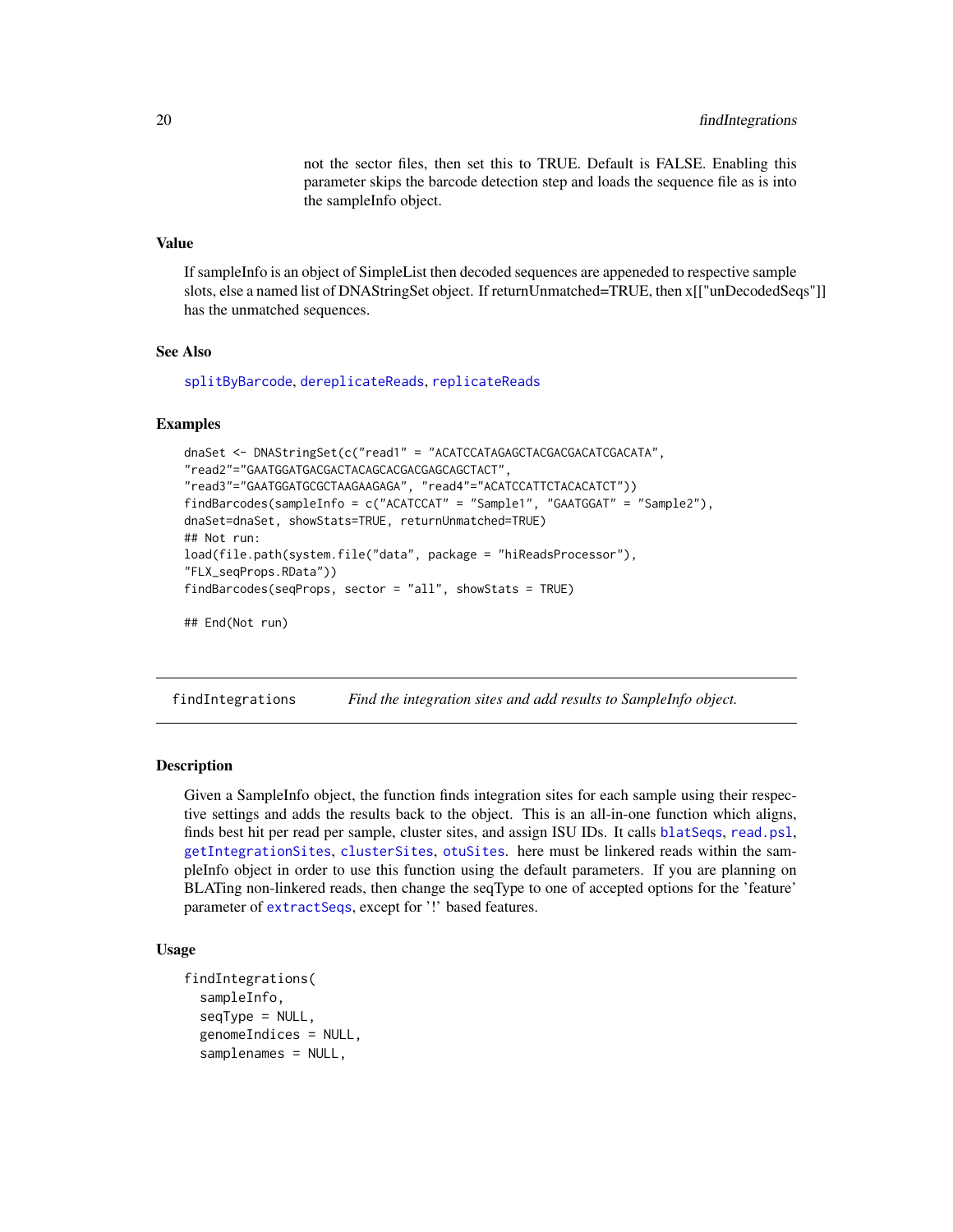not the sector files, then set this to TRUE. Default is FALSE. Enabling this parameter skips the barcode detection step and loads the sequence file as is into the sampleInfo object.

### Value

If sampleInfo is an object of SimpleList then decoded sequences are appeneded to respective sample slots, else a named list of DNAStringSet object. If returnUnmatched=TRUE, then x[["unDecodedSeqs"]] has the unmatched sequences.

### See Also

splitByBarcode, dereplicateReads, replicateReads

### Examples

```
dnaSet <- DNAStringSet(c("read1" = "ACATCCATAGAGCTACGACGACATCGACATA",
"read2"="GAATGGATGACGACTACAGCACGACGAGCAGCTACT",
"read3"="GAATGGATGCGCTAAGAAGAGA", "read4"="ACATCCATTCTACACATCT"))
findBarcodes(sampleInfo = c("ACATCCAT" = "Sample1", "GAATGGAT" = "Sample2"),
dnaSet=dnaSet, showStats=TRUE, returnUnmatched=TRUE)
## Not run:
load(file.path(system.file("data", package = "hiReadsProcessor"),
"FLX_seqProps.RData"))
findBarcodes(seqProps, sector = "all", showStats = TRUE)

## End(Not run)
```

---

## findIntegrations — *Find the integration sites and add results to SampleInfo object.*

### Description

Given a SampleInfo object, the function finds integration sites for each sample using their respective settings and adds the results back to the object. This is an all-in-one function which aligns, finds best hit per read per sample, cluster sites, and assign ISU IDs. It calls blatSeqs, read.psl, getIntegrationSites, clusterSites, otuSites. here must be linkered reads within the sampleInfo object in order to use this function using the default parameters. If you are planning on BLATing non-linkered reads, then change the seqType to one of accepted options for the 'feature' parameter of extractSeqs, except for '!' based features.

### Usage

```
findIntegrations(
  sampleInfo,
  seqType = NULL,
  genomeIndices = NULL,
  samplenames = NULL,
```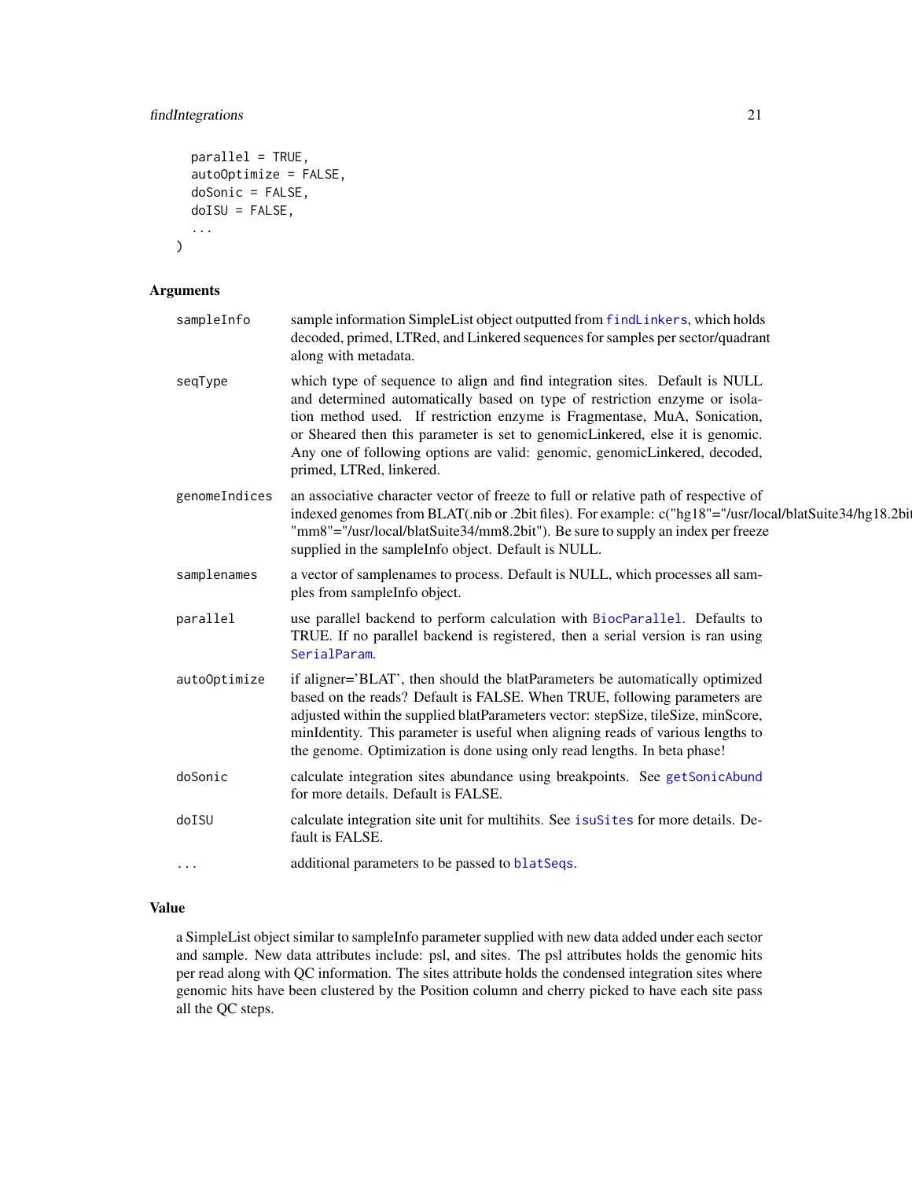```
  parallel = TRUE,
  autoOptimize = FALSE,
  doSonic = FALSE,
  doISU = FALSE,
  ...
)
```

## Arguments

| | |
|---|---|
| sampleInfo | sample information SimpleList object outputted from findLinkers, which holds decoded, primed, LTRed, and Linkered sequences for samples per sector/quadrant along with metadata. |
| seqType | which type of sequence to align and find integration sites. Default is NULL and determined automatically based on type of restriction enzyme or isolation method used. If restriction enzyme is Fragmentase, MuA, Sonication, or Sheared then this parameter is set to genomicLinkered, else it is genomic. Any one of following options are valid: genomic, genomicLinkered, decoded, primed, LTRed, linkered. |
| genomeIndices | an associative character vector of freeze to full or relative path of respective of indexed genomes from BLAT(.nib or .2bit files). For example: c("hg18"="/usr/local/blatSuite34/hg18.2bit", "mm8"="/usr/local/blatSuite34/mm8.2bit"). Be sure to supply an index per freeze supplied in the sampleInfo object. Default is NULL. |
| samplenames | a vector of samplenames to process. Default is NULL, which processes all samples from sampleInfo object. |
| parallel | use parallel backend to perform calculation with BiocParallel. Defaults to TRUE. If no parallel backend is registered, then a serial version is ran using SerialParam. |
| autoOptimize | if aligner='BLAT', then should the blatParameters be automatically optimized based on the reads? Default is FALSE. When TRUE, following parameters are adjusted within the supplied blatParameters vector: stepSize, tileSize, minScore, minIdentity. This parameter is useful when aligning reads of various lengths to the genome. Optimization is done using only read lengths. In beta phase! |
| doSonic | calculate integration sites abundance using breakpoints. See getSonicAbund for more details. Default is FALSE. |
| doISU | calculate integration site unit for multihits. See isuSites for more details. Default is FALSE. |
| ... | additional parameters to be passed to blatSeqs. |

## Value

a SimpleList object similar to sampleInfo parameter supplied with new data added under each sector and sample. New data attributes include: psl, and sites. The psl attributes holds the genomic hits per read along with QC information. The sites attribute holds the condensed integration sites where genomic hits have been clustered by the Position column and cherry picked to have each site pass all the QC steps.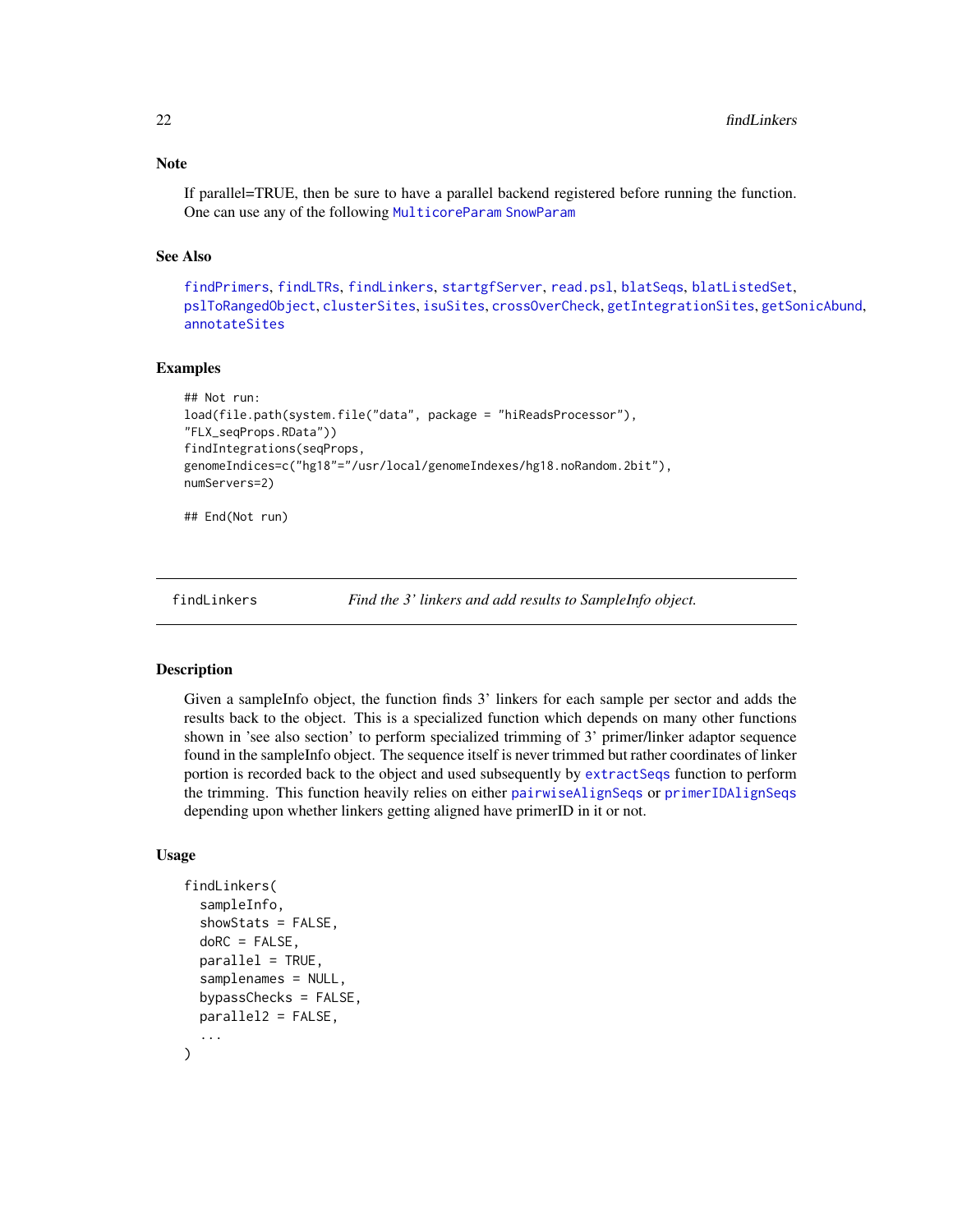### Note

If parallel=TRUE, then be sure to have a parallel backend registered before running the function. One can use any of the following MulticoreParam SnowParam

### See Also

findPrimers, findLTRs, findLinkers, startgfServer, read.psl, blatSeqs, blatListedSet, pslToRangedObject, clusterSites, isuSites, crossOverCheck, getIntegrationSites, getSonicAbund, annotateSites

### Examples

```
## Not run:
load(file.path(system.file("data", package = "hiReadsProcessor"),
"FLX_seqProps.RData"))
findIntegrations(seqProps,
genomeIndices=c("hg18"="/usr/local/genomeIndexes/hg18.noRandom.2bit"),
numServers=2)

## End(Not run)
```

---

## findLinkers — *Find the 3' linkers and add results to SampleInfo object.*

---

### Description

Given a sampleInfo object, the function finds 3' linkers for each sample per sector and adds the results back to the object. This is a specialized function which depends on many other functions shown in 'see also section' to perform specialized trimming of 3' primer/linker adaptor sequence found in the sampleInfo object. The sequence itself is never trimmed but rather coordinates of linker portion is recorded back to the object and used subsequently by extractSeqs function to perform the trimming. This function heavily relies on either pairwiseAlignSeqs or primerIDAlignSeqs depending upon whether linkers getting aligned have primerID in it or not.

### Usage

```
findLinkers(
  sampleInfo,
  showStats = FALSE,
  doRC = FALSE,
  parallel = TRUE,
  samplenames = NULL,
  bypassChecks = FALSE,
  parallel2 = FALSE,
  ...
)
```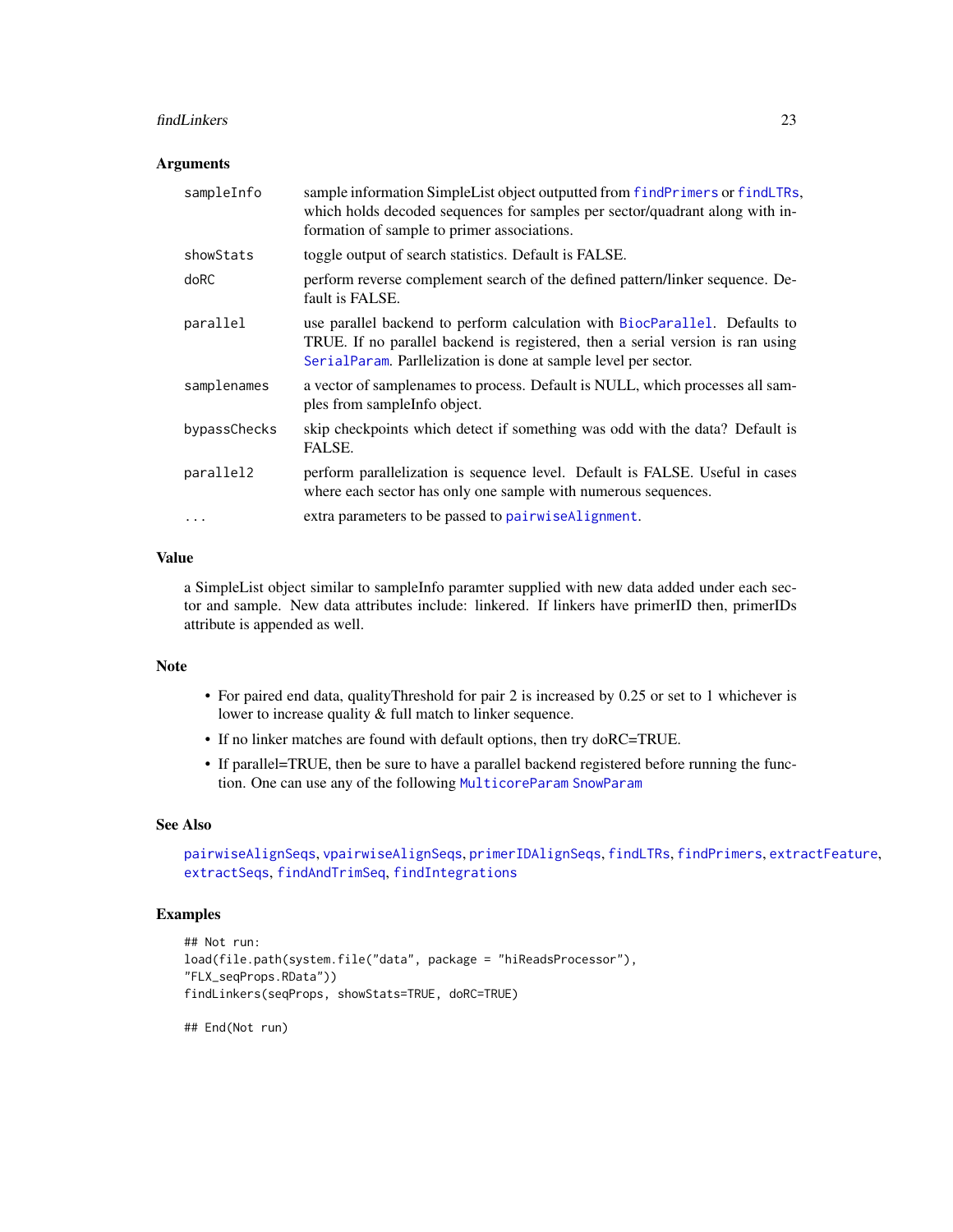### Arguments

| | |
|---|---|
| `sampleInfo` | sample information SimpleList object outputted from `findPrimers` or `findLTRs`, which holds decoded sequences for samples per sector/quadrant along with information of sample to primer associations. |
| `showStats` | toggle output of search statistics. Default is FALSE. |
| `doRC` | perform reverse complement search of the defined pattern/linker sequence. Default is FALSE. |
| `parallel` | use parallel backend to perform calculation with `BiocParallel`. Defaults to TRUE. If no parallel backend is registered, then a serial version is ran using `SerialParam`. Parllelization is done at sample level per sector. |
| `samplenames` | a vector of samplenames to process. Default is NULL, which processes all samples from sampleInfo object. |
| `bypassChecks` | skip checkpoints which detect if something was odd with the data? Default is FALSE. |
| `parallel2` | perform parallelization is sequence level. Default is FALSE. Useful in cases where each sector has only one sample with numerous sequences. |
| `...` | extra parameters to be passed to `pairwiseAlignment`. |

### Value

a SimpleList object similar to sampleInfo paramter supplied with new data added under each sector and sample. New data attributes include: linkered. If linkers have primerID then, primerIDs attribute is appended as well.

### Note

- For paired end data, qualityThreshold for pair 2 is increased by 0.25 or set to 1 whichever is lower to increase quality & full match to linker sequence.
- If no linker matches are found with default options, then try doRC=TRUE.
- If parallel=TRUE, then be sure to have a parallel backend registered before running the function. One can use any of the following `MulticoreParam` `SnowParam`

### See Also

`pairwiseAlignSeqs`, `vpairwiseAlignSeqs`, `primerIDAlignSeqs`, `findLTRs`, `findPrimers`, `extractFeature`, `extractSeqs`, `findAndTrimSeq`, `findIntegrations`

### Examples

```
## Not run:
load(file.path(system.file("data", package = "hiReadsProcessor"),
"FLX_seqProps.RData"))
findLinkers(seqProps, showStats=TRUE, doRC=TRUE)

## End(Not run)
```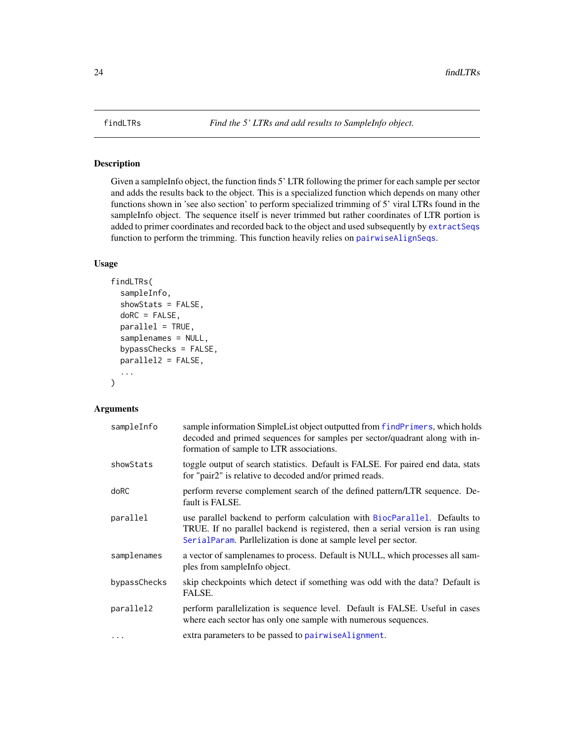findLTRs *Find the 5' LTRs and add results to SampleInfo object.*

## Description

Given a sampleInfo object, the function finds 5' LTR following the primer for each sample per sector and adds the results back to the object. This is a specialized function which depends on many other functions shown in 'see also section' to perform specialized trimming of 5' viral LTRs found in the sampleInfo object. The sequence itself is never trimmed but rather coordinates of LTR portion is added to primer coordinates and recorded back to the object and used subsequently by `extractSeqs` function to perform the trimming. This function heavily relies on `pairwiseAlignSeqs`.

## Usage

```
findLTRs(
  sampleInfo,
  showStats = FALSE,
  doRC = FALSE,
  parallel = TRUE,
  samplenames = NULL,
  bypassChecks = FALSE,
  parallel2 = FALSE,
  ...
)
```

## Arguments

| | |
|---|---|
| `sampleInfo` | sample information SimpleList object outputted from `findPrimers`, which holds decoded and primed sequences for samples per sector/quadrant along with information of sample to LTR associations. |
| `showStats` | toggle output of search statistics. Default is FALSE. For paired end data, stats for "pair2" is relative to decoded and/or primed reads. |
| `doRC` | perform reverse complement search of the defined pattern/LTR sequence. Default is FALSE. |
| `parallel` | use parallel backend to perform calculation with `BiocParallel`. Defaults to TRUE. If no parallel backend is registered, then a serial version is ran using `SerialParam`. Parllelization is done at sample level per sector. |
| `samplenames` | a vector of samplenames to process. Default is NULL, which processes all samples from sampleInfo object. |
| `bypassChecks` | skip checkpoints which detect if something was odd with the data? Default is FALSE. |
| `parallel2` | perform parallelization is sequence level. Default is FALSE. Useful in cases where each sector has only one sample with numerous sequences. |
| `...` | extra parameters to be passed to `pairwiseAlignment`. |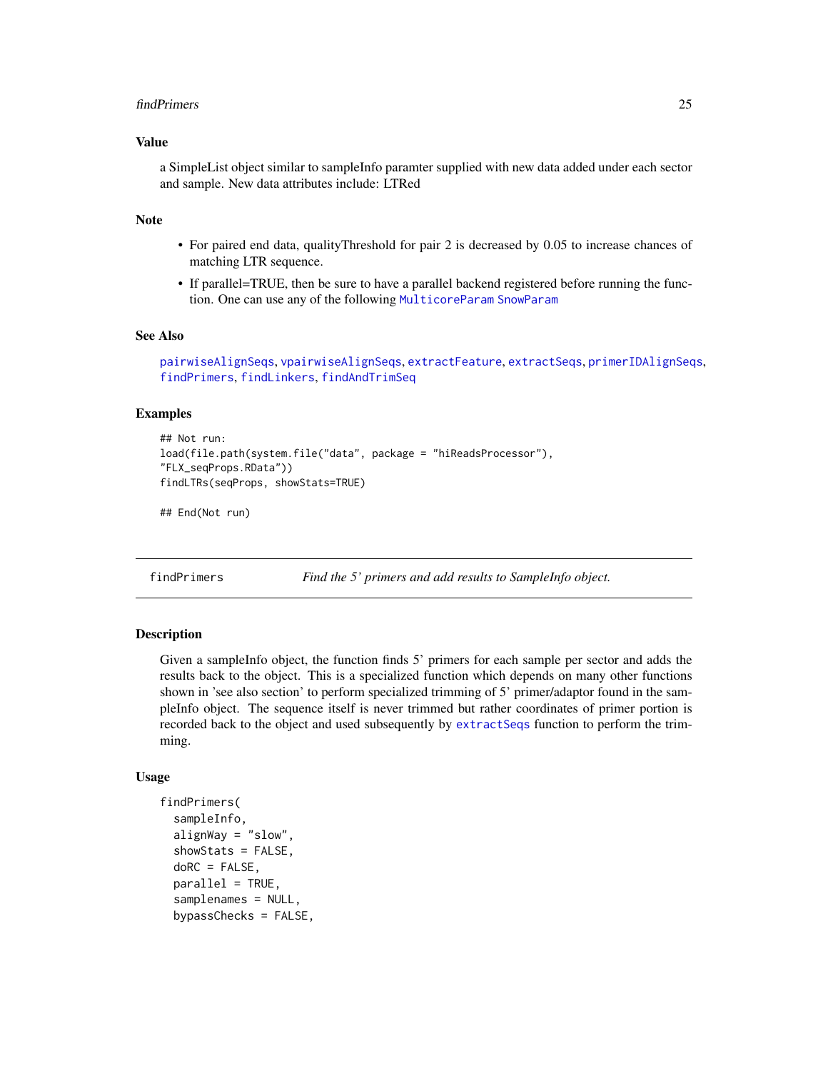### Value

a SimpleList object similar to sampleInfo paramter supplied with new data added under each sector and sample. New data attributes include: LTRed

### Note

- For paired end data, qualityThreshold for pair 2 is decreased by 0.05 to increase chances of matching LTR sequence.
- If parallel=TRUE, then be sure to have a parallel backend registered before running the function. One can use any of the following `MulticoreParam` `SnowParam`

### See Also

`pairwiseAlignSeqs`, `vpairwiseAlignSeqs`, `extractFeature`, `extractSeqs`, `primerIDAlignSeqs`, `findPrimers`, `findLinkers`, `findAndTrimSeq`

### Examples

```
## Not run:
load(file.path(system.file("data", package = "hiReadsProcessor"),
"FLX_seqProps.RData"))
findLTRs(seqProps, showStats=TRUE)

## End(Not run)
```

---

## findPrimers — *Find the 5' primers and add results to SampleInfo object.*

### Description

Given a sampleInfo object, the function finds 5' primers for each sample per sector and adds the results back to the object. This is a specialized function which depends on many other functions shown in 'see also section' to perform specialized trimming of 5' primer/adaptor found in the sampleInfo object. The sequence itself is never trimmed but rather coordinates of primer portion is recorded back to the object and used subsequently by `extractSeqs` function to perform the trimming.

### Usage

```
findPrimers(
  sampleInfo,
  alignWay = "slow",
  showStats = FALSE,
  doRC = FALSE,
  parallel = TRUE,
  samplenames = NULL,
  bypassChecks = FALSE,
```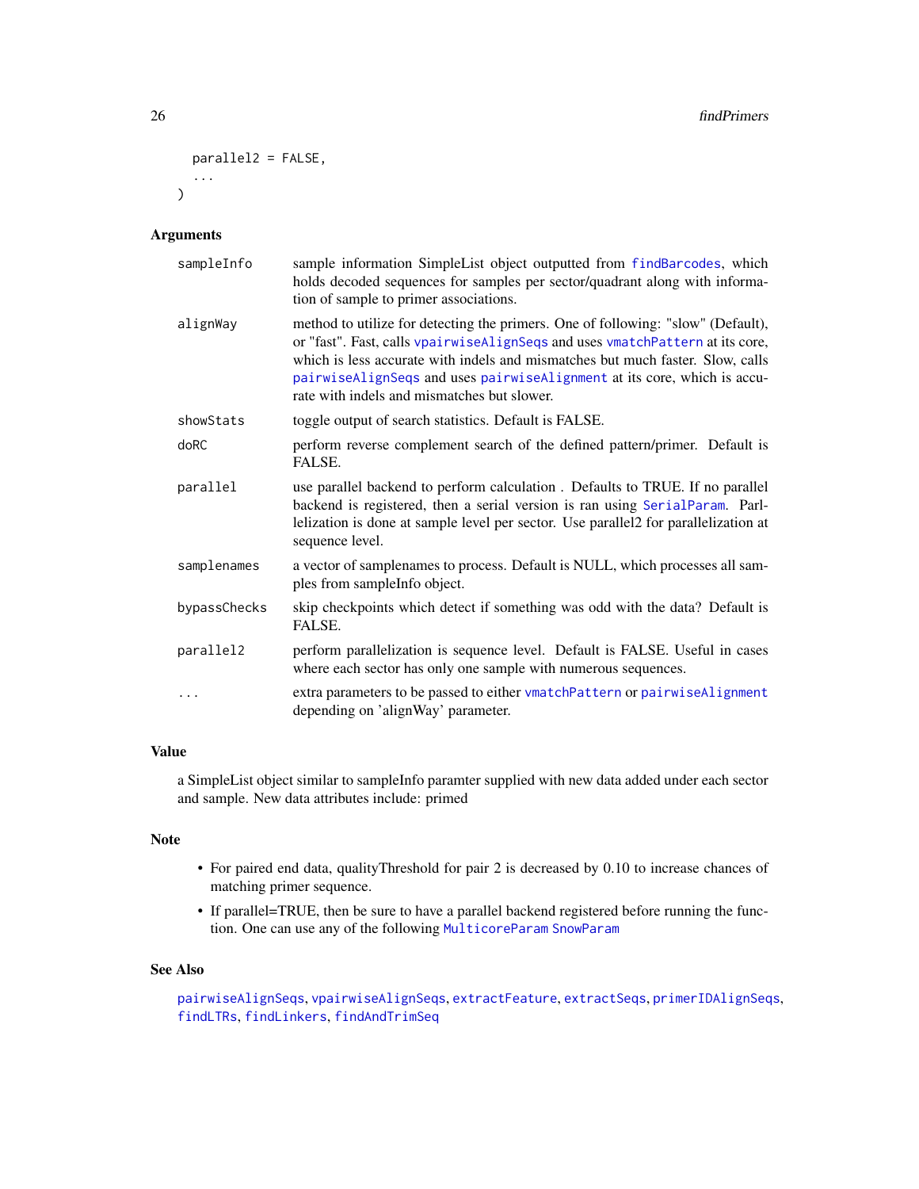```
  parallel2 = FALSE,
  ...
)
```

## Arguments

| | |
|---|---|
| sampleInfo | sample information SimpleList object outputted from findBarcodes, which holds decoded sequences for samples per sector/quadrant along with information of sample to primer associations. |
| alignWay | method to utilize for detecting the primers. One of following: "slow" (Default), or "fast". Fast, calls vpairwiseAlignSeqs and uses vmatchPattern at its core, which is less accurate with indels and mismatches but much faster. Slow, calls pairwiseAlignSeqs and uses pairwiseAlignment at its core, which is accurate with indels and mismatches but slower. |
| showStats | toggle output of search statistics. Default is FALSE. |
| doRC | perform reverse complement search of the defined pattern/primer. Default is FALSE. |
| parallel | use parallel backend to perform calculation . Defaults to TRUE. If no parallel backend is registered, then a serial version is ran using SerialParam. Parllelization is done at sample level per sector. Use parallel2 for parallelization at sequence level. |
| samplenames | a vector of samplenames to process. Default is NULL, which processes all samples from sampleInfo object. |
| bypassChecks | skip checkpoints which detect if something was odd with the data? Default is FALSE. |
| parallel2 | perform parallelization is sequence level. Default is FALSE. Useful in cases where each sector has only one sample with numerous sequences. |
| ... | extra parameters to be passed to either vmatchPattern or pairwiseAlignment depending on 'alignWay' parameter. |

## Value

a SimpleList object similar to sampleInfo paramter supplied with new data added under each sector and sample. New data attributes include: primed

## Note

- For paired end data, qualityThreshold for pair 2 is decreased by 0.10 to increase chances of matching primer sequence.
- If parallel=TRUE, then be sure to have a parallel backend registered before running the function. One can use any of the following MulticoreParam SnowParam

## See Also

pairwiseAlignSeqs, vpairwiseAlignSeqs, extractFeature, extractSeqs, primerIDAlignSeqs, findLTRs, findLinkers, findAndTrimSeq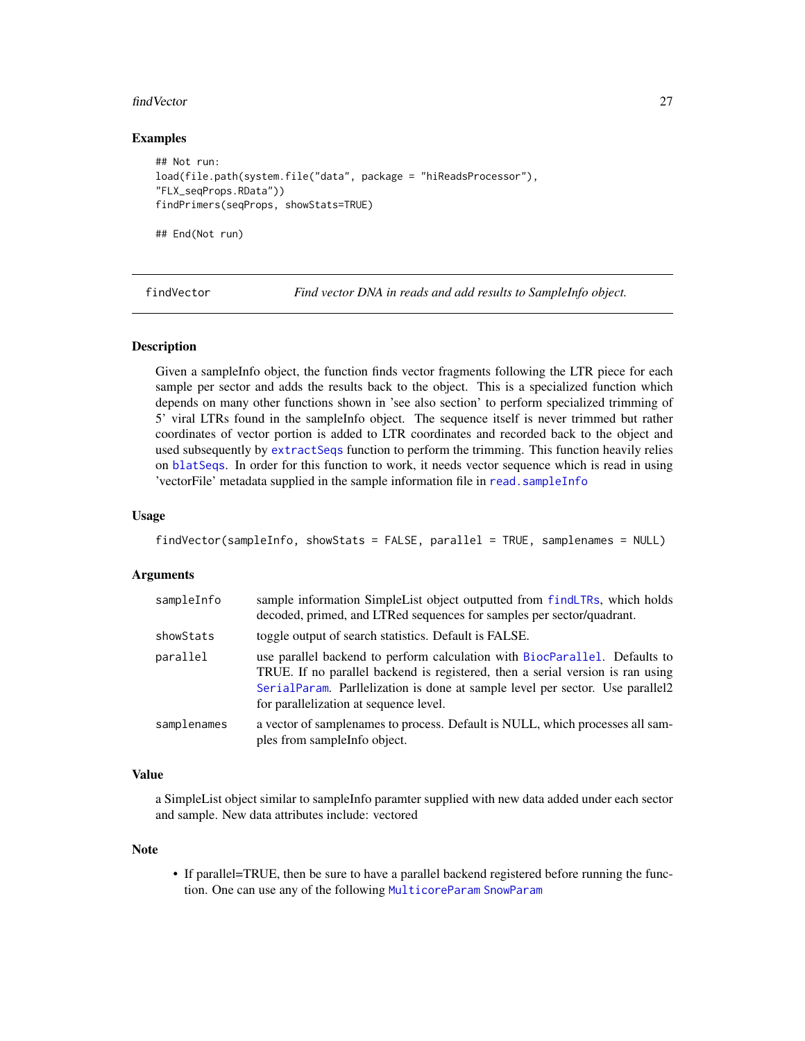## Examples

```
## Not run:
load(file.path(system.file("data", package = "hiReadsProcessor"),
"FLX_seqProps.RData"))
findPrimers(seqProps, showStats=TRUE)

## End(Not run)
```

---

findVector *Find vector DNA in reads and add results to SampleInfo object.*

---

### Description

Given a sampleInfo object, the function finds vector fragments following the LTR piece for each sample per sector and adds the results back to the object. This is a specialized function which depends on many other functions shown in 'see also section' to perform specialized trimming of 5' viral LTRs found in the sampleInfo object. The sequence itself is never trimmed but rather coordinates of vector portion is added to LTR coordinates and recorded back to the object and used subsequently by `extractSeqs` function to perform the trimming. This function heavily relies on `blatSeqs`. In order for this function to work, it needs vector sequence which is read in using 'vectorFile' metadata supplied in the sample information file in `read.sampleInfo`

### Usage

```
findVector(sampleInfo, showStats = FALSE, parallel = TRUE, samplenames = NULL)
```

### Arguments

| | |
|---|---|
| sampleInfo | sample information SimpleList object outputted from `findLTRs`, which holds decoded, primed, and LTRed sequences for samples per sector/quadrant. |
| showStats | toggle output of search statistics. Default is FALSE. |
| parallel | use parallel backend to perform calculation with `BiocParallel`. Defaults to TRUE. If no parallel backend is registered, then a serial version is ran using `SerialParam`. Parllelization is done at sample level per sector. Use parallel2 for parallelization at sequence level. |
| samplenames | a vector of samplenames to process. Default is NULL, which processes all samples from sampleInfo object. |

### Value

a SimpleList object similar to sampleInfo paramter supplied with new data added under each sector and sample. New data attributes include: vectored

### Note

- If parallel=TRUE, then be sure to have a parallel backend registered before running the function. One can use any of the following `MulticoreParam` `SnowParam`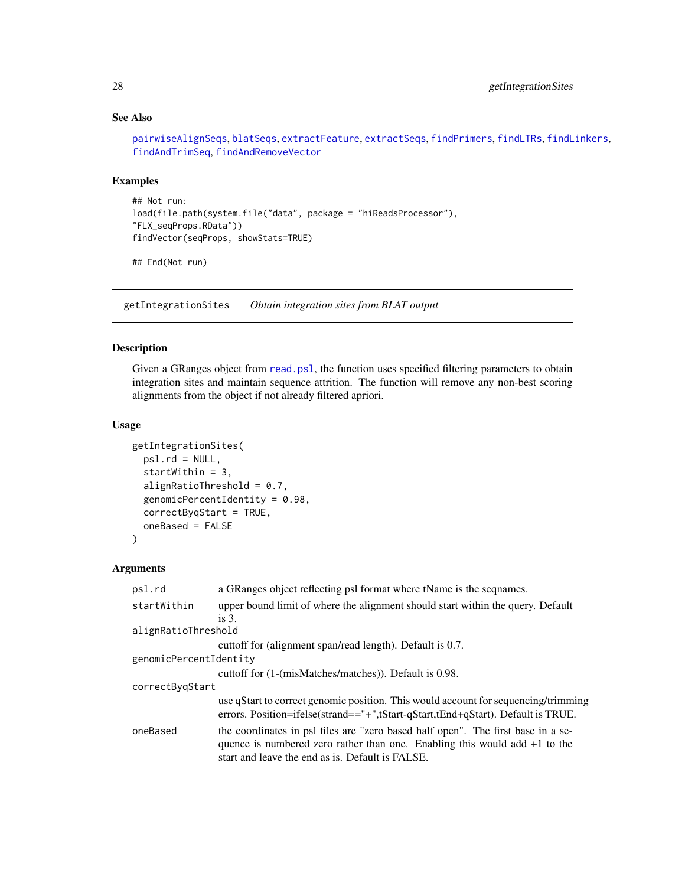### See Also

pairwiseAlignSeqs, blatSeqs, extractFeature, extractSeqs, findPrimers, findLTRs, findLinkers, findAndTrimSeq, findAndRemoveVector

### Examples

```
## Not run:
load(file.path(system.file("data", package = "hiReadsProcessor"),
"FLX_seqProps.RData"))
findVector(seqProps, showStats=TRUE)

## End(Not run)
```

---

## getIntegrationSites *Obtain integration sites from BLAT output*

---

### Description

Given a GRanges object from read.psl, the function uses specified filtering parameters to obtain integration sites and maintain sequence attrition. The function will remove any non-best scoring alignments from the object if not already filtered apriori.

### Usage

```
getIntegrationSites(
  psl.rd = NULL,
  startWithin = 3,
  alignRatioThreshold = 0.7,
  genomicPercentIdentity = 0.98,
  correctByqStart = TRUE,
  oneBased = FALSE
)
```

### Arguments

| | |
|---|---|
| psl.rd | a GRanges object reflecting psl format where tName is the seqnames. |
| startWithin | upper bound limit of where the alignment should start within the query. Default is 3. |
| alignRatioThreshold | cuttoff for (alignment span/read length). Default is 0.7. |
| genomicPercentIdentity | cuttoff for (1-(misMatches/matches)). Default is 0.98. |
| correctByqStart | use qStart to correct genomic position. This would account for sequencing/trimming errors. Position=ifelse(strand=="+",tStart-qStart,tEnd+qStart). Default is TRUE. |
| oneBased | the coordinates in psl files are "zero based half open". The first base in a sequence is numbered zero rather than one. Enabling this would add +1 to the start and leave the end as is. Default is FALSE. |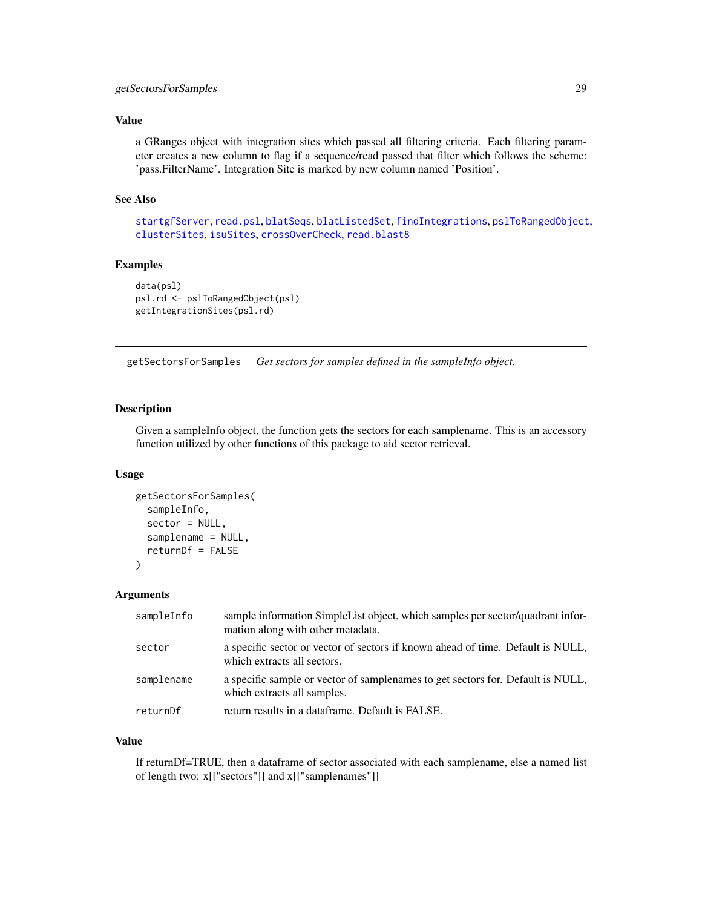### Value

a GRanges object with integration sites which passed all filtering criteria. Each filtering parameter creates a new column to flag if a sequence/read passed that filter which follows the scheme: 'pass.FilterName'. Integration Site is marked by new column named 'Position'.

### See Also

startgfServer, read.psl, blatSeqs, blatListedSet, findIntegrations, pslToRangedObject, clusterSites, isuSites, crossOverCheck, read.blast8

### Examples

```
data(psl)
psl.rd <- pslToRangedObject(psl)
getIntegrationSites(psl.rd)
```

---

## getSectorsForSamples *Get sectors for samples defined in the sampleInfo object.*

---

### Description

Given a sampleInfo object, the function gets the sectors for each samplename. This is an accessory function utilized by other functions of this package to aid sector retrieval.

### Usage

```
getSectorsForSamples(
  sampleInfo,
  sector = NULL,
  samplename = NULL,
  returnDf = FALSE
)
```

### Arguments

| | |
|---|---|
| sampleInfo | sample information SimpleList object, which samples per sector/quadrant information along with other metadata. |
| sector | a specific sector or vector of sectors if known ahead of time. Default is NULL, which extracts all sectors. |
| samplename | a specific sample or vector of samplenames to get sectors for. Default is NULL, which extracts all samples. |
| returnDf | return results in a dataframe. Default is FALSE. |

### Value

If returnDf=TRUE, then a dataframe of sector associated with each samplename, else a named list of length two: x[["sectors"]] and x[["samplenames"]]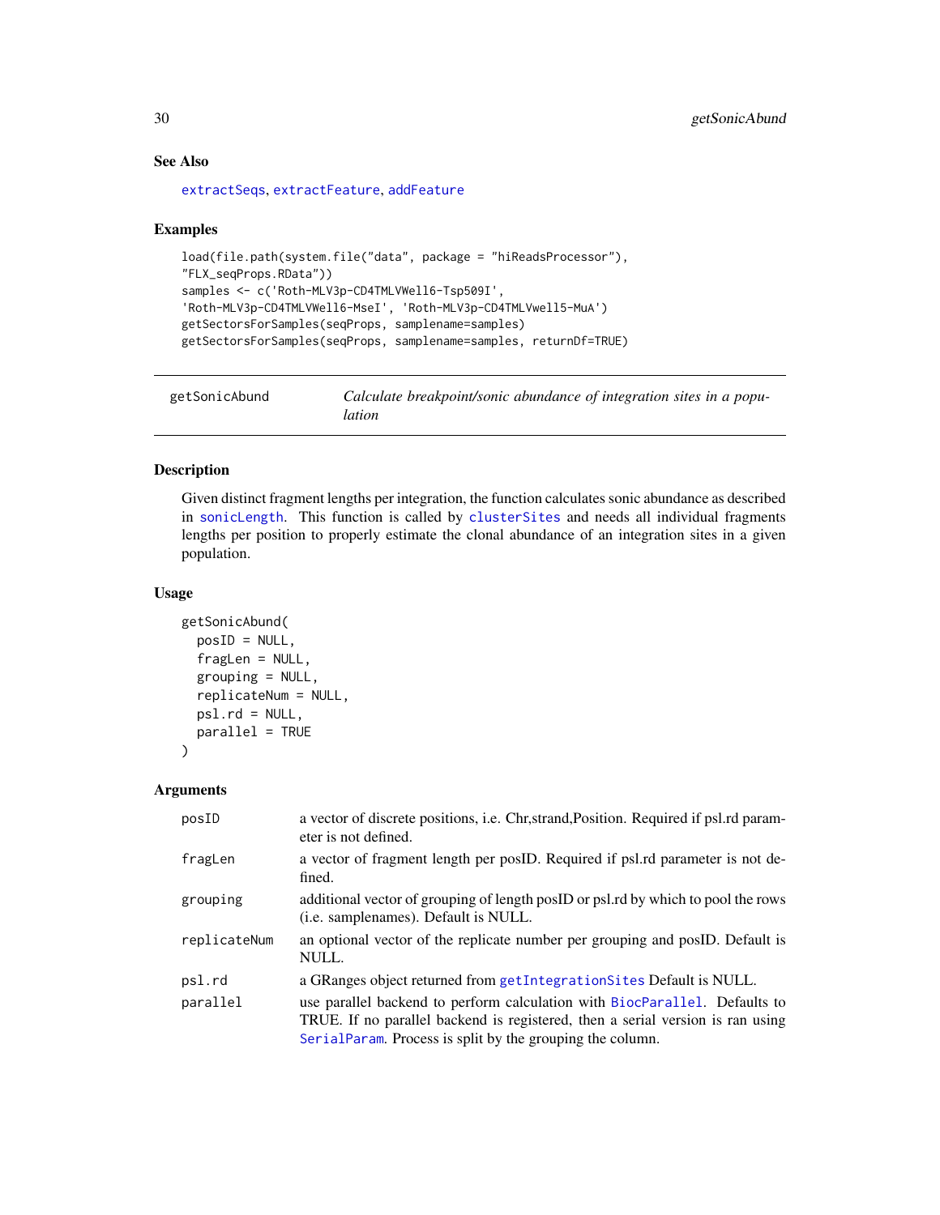### See Also

extractSeqs, extractFeature, addFeature

### Examples

```
load(file.path(system.file("data", package = "hiReadsProcessor"),
"FLX_seqProps.RData"))
samples <- c('Roth-MLV3p-CD4TMLVWell6-Tsp509I',
'Roth-MLV3p-CD4TMLVWell6-MseI', 'Roth-MLV3p-CD4TMLVwell5-MuA')
getSectorsForSamples(seqProps, samplename=samples)
getSectorsForSamples(seqProps, samplename=samples, returnDf=TRUE)
```

---

## getSonicAbund — *Calculate breakpoint/sonic abundance of integration sites in a population*

### Description

Given distinct fragment lengths per integration, the function calculates sonic abundance as described in sonicLength. This function is called by clusterSites and needs all individual fragments lengths per position to properly estimate the clonal abundance of an integration sites in a given population.

### Usage

```
getSonicAbund(
  posID = NULL,
  fragLen = NULL,
  grouping = NULL,
  replicateNum = NULL,
  psl.rd = NULL,
  parallel = TRUE
)
```

### Arguments

| Argument | Description |
|---|---|
| posID | a vector of discrete positions, i.e. Chr,strand,Position. Required if psl.rd parameter is not defined. |
| fragLen | a vector of fragment length per posID. Required if psl.rd parameter is not defined. |
| grouping | additional vector of grouping of length posID or psl.rd by which to pool the rows (i.e. samplenames). Default is NULL. |
| replicateNum | an optional vector of the replicate number per grouping and posID. Default is NULL. |
| psl.rd | a GRanges object returned from getIntegrationSites Default is NULL. |
| parallel | use parallel backend to perform calculation with BiocParallel. Defaults to TRUE. If no parallel backend is registered, then a serial version is ran using SerialParam. Process is split by the grouping the column. |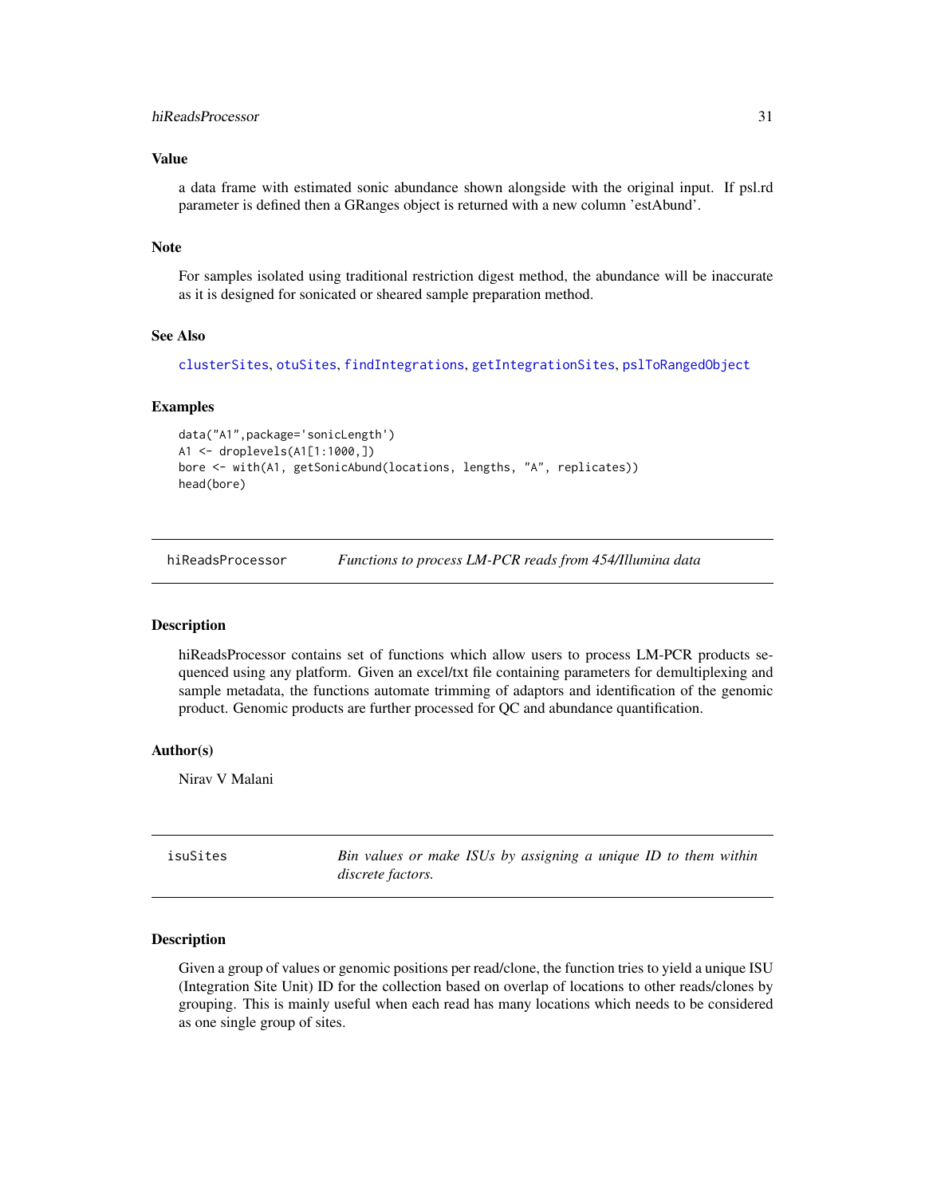### Value

a data frame with estimated sonic abundance shown alongside with the original input. If psl.rd parameter is defined then a GRanges object is returned with a new column 'estAbund'.

### Note

For samples isolated using traditional restriction digest method, the abundance will be inaccurate as it is designed for sonicated or sheared sample preparation method.

### See Also

clusterSites, otuSites, findIntegrations, getIntegrationSites, pslToRangedObject

### Examples

```
data("A1",package='sonicLength')
A1 <- droplevels(A1[1:1000,])
bore <- with(A1, getSonicAbund(locations, lengths, "A", replicates))
head(bore)
```

---

## hiReadsProcessor — *Functions to process LM-PCR reads from 454/Illumina data*

### Description

hiReadsProcessor contains set of functions which allow users to process LM-PCR products sequenced using any platform. Given an excel/txt file containing parameters for demultiplexing and sample metadata, the functions automate trimming of adaptors and identification of the genomic product. Genomic products are further processed for QC and abundance quantification.

### Author(s)

Nirav V Malani

---

## isuSites — *Bin values or make ISUs by assigning a unique ID to them within discrete factors.*

### Description

Given a group of values or genomic positions per read/clone, the function tries to yield a unique ISU (Integration Site Unit) ID for the collection based on overlap of locations to other reads/clones by grouping. This is mainly useful when each read has many locations which needs to be considered as one single group of sites.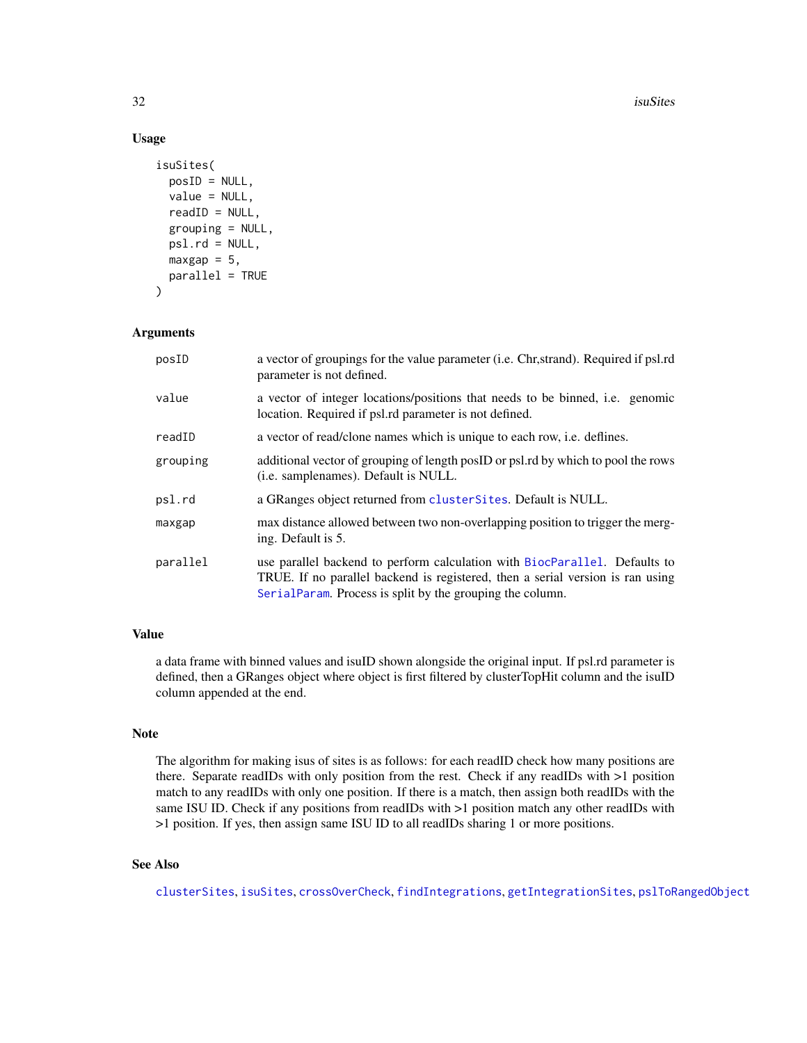## Usage

```
isuSites(
  posID = NULL,
  value = NULL,
  readID = NULL,
  grouping = NULL,
  psl.rd = NULL,
  maxgap = 5,
  parallel = TRUE
)
```

## Arguments

| Argument | Description |
|---|---|
| `posID` | a vector of groupings for the value parameter (i.e. Chr,strand). Required if psl.rd parameter is not defined. |
| `value` | a vector of integer locations/positions that needs to be binned, i.e. genomic location. Required if psl.rd parameter is not defined. |
| `readID` | a vector of read/clone names which is unique to each row, i.e. deflines. |
| `grouping` | additional vector of grouping of length posID or psl.rd by which to pool the rows (i.e. samplenames). Default is NULL. |
| `psl.rd` | a GRanges object returned from `clusterSites`. Default is NULL. |
| `maxgap` | max distance allowed between two non-overlapping position to trigger the merging. Default is 5. |
| `parallel` | use parallel backend to perform calculation with `BiocParallel`. Defaults to TRUE. If no parallel backend is registered, then a serial version is ran using `SerialParam`. Process is split by the grouping the column. |

## Value

a data frame with binned values and isuID shown alongside the original input. If psl.rd parameter is defined, then a GRanges object where object is first filtered by clusterTopHit column and the isuID column appended at the end.

## Note

The algorithm for making isus of sites is as follows: for each readID check how many positions are there. Separate readIDs with only position from the rest. Check if any readIDs with >1 position match to any readIDs with only one position. If there is a match, then assign both readIDs with the same ISU ID. Check if any positions from readIDs with >1 position match any other readIDs with >1 position. If yes, then assign same ISU ID to all readIDs sharing 1 or more positions.

## See Also

`clusterSites`, `isuSites`, `crossOverCheck`, `findIntegrations`, `getIntegrationSites`, `pslToRangedObject`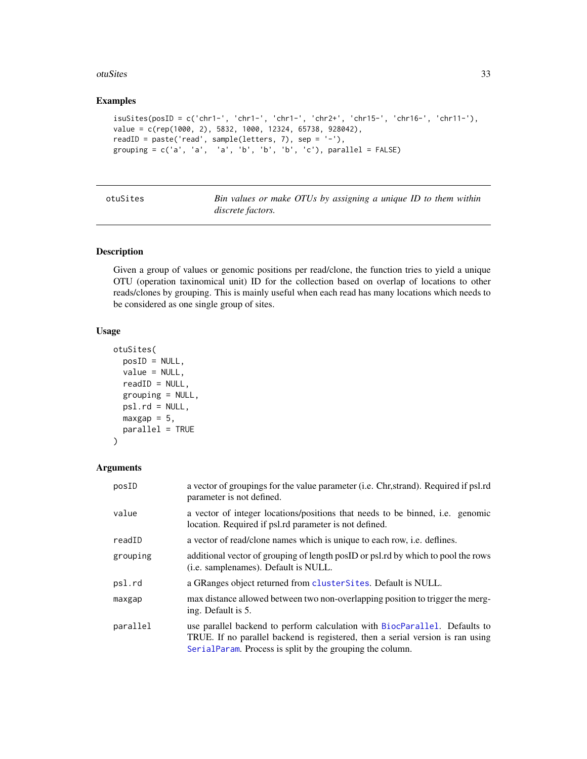## Examples

```
isuSites(posID = c('chr1-', 'chr1-', 'chr1-', 'chr2+', 'chr15-', 'chr16-', 'chr11-'),
value = c(rep(1000, 2), 5832, 1000, 12324, 65738, 928042),
readID = paste('read', sample(letters, 7), sep = '-'),
grouping = c('a', 'a',  'a', 'b', 'b', 'b', 'c'), parallel = FALSE)
```

---

# otuSites — *Bin values or make OTUs by assigning a unique ID to them within discrete factors.*

---

## Description

Given a group of values or genomic positions per read/clone, the function tries to yield a unique OTU (operation taxinomical unit) ID for the collection based on overlap of locations to other reads/clones by grouping. This is mainly useful when each read has many locations which needs to be considered as one single group of sites.

## Usage

```
otuSites(
  posID = NULL,
  value = NULL,
  readID = NULL,
  grouping = NULL,
  psl.rd = NULL,
  maxgap = 5,
  parallel = TRUE
)
```

## Arguments

| | |
|---|---|
| posID | a vector of groupings for the value parameter (i.e. Chr,strand). Required if psl.rd parameter is not defined. |
| value | a vector of integer locations/positions that needs to be binned, i.e. genomic location. Required if psl.rd parameter is not defined. |
| readID | a vector of read/clone names which is unique to each row, i.e. deflines. |
| grouping | additional vector of grouping of length posID or psl.rd by which to pool the rows (i.e. samplenames). Default is NULL. |
| psl.rd | a GRanges object returned from clusterSites. Default is NULL. |
| maxgap | max distance allowed between two non-overlapping position to trigger the merging. Default is 5. |
| parallel | use parallel backend to perform calculation with BiocParallel. Defaults to TRUE. If no parallel backend is registered, then a serial version is ran using SerialParam. Process is split by the grouping the column. |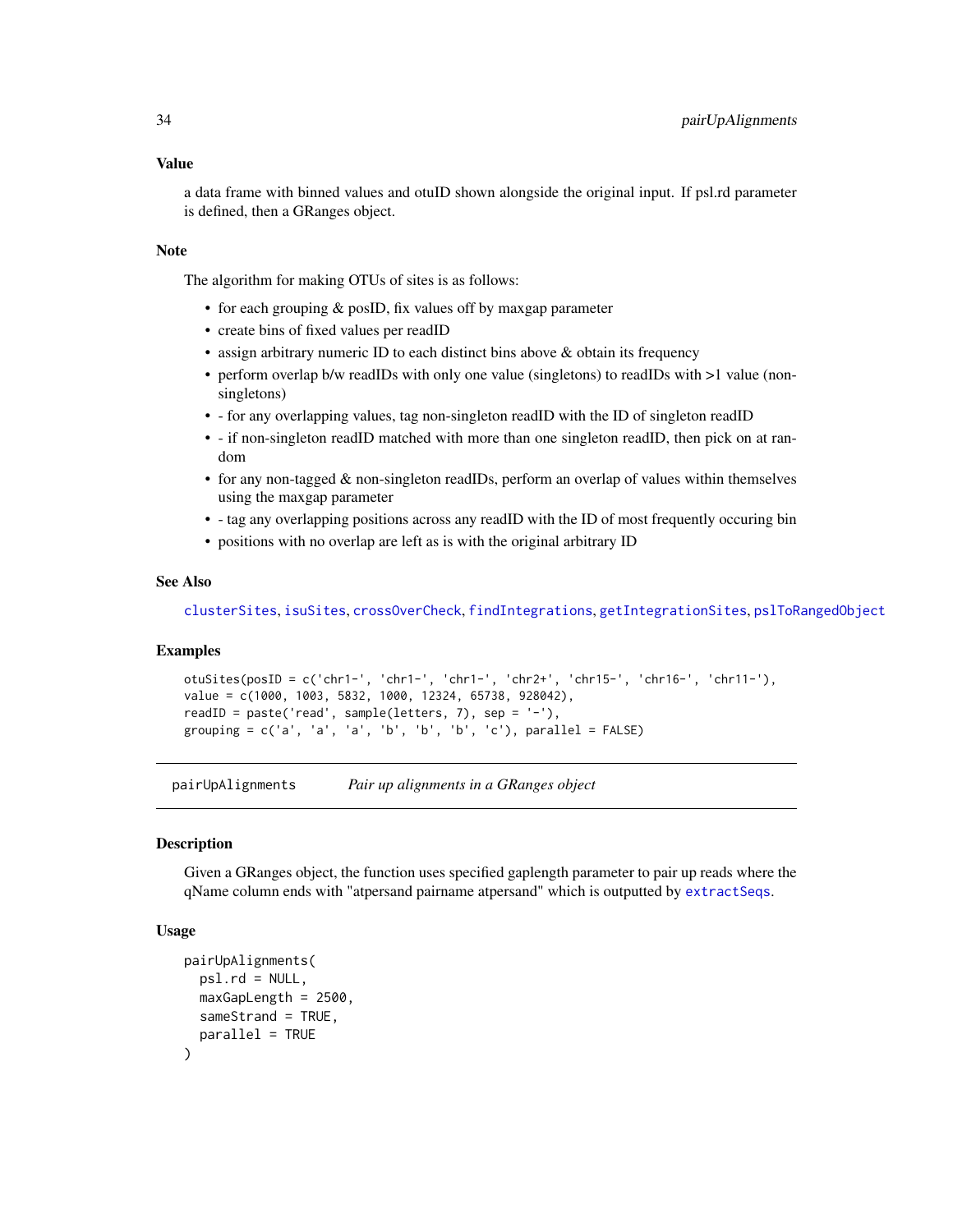### Value

a data frame with binned values and otuID shown alongside the original input. If psl.rd parameter is defined, then a GRanges object.

### Note

The algorithm for making OTUs of sites is as follows:

- for each grouping & posID, fix values off by maxgap parameter
- create bins of fixed values per readID
- assign arbitrary numeric ID to each distinct bins above & obtain its frequency
- perform overlap b/w readIDs with only one value (singletons) to readIDs with >1 value (non-singletons)
- - for any overlapping values, tag non-singleton readID with the ID of singleton readID
- - if non-singleton readID matched with more than one singleton readID, then pick on at random
- for any non-tagged & non-singleton readIDs, perform an overlap of values within themselves using the maxgap parameter
- - tag any overlapping positions across any readID with the ID of most frequently occuring bin
- positions with no overlap are left as is with the original arbitrary ID

### See Also

clusterSites, isuSites, crossOverCheck, findIntegrations, getIntegrationSites, pslToRangedObject

### Examples

```
otuSites(posID = c('chr1-', 'chr1-', 'chr1-', 'chr2+', 'chr15-', 'chr16-', 'chr11-'),
value = c(1000, 1003, 5832, 1000, 12324, 65738, 928042),
readID = paste('read', sample(letters, 7), sep = '-'),
grouping = c('a', 'a', 'a', 'b', 'b', 'b', 'c'), parallel = FALSE)
```

---

## pairUpAlignments *Pair up alignments in a GRanges object*

### Description

Given a GRanges object, the function uses specified gaplength parameter to pair up reads where the qName column ends with "atpersand pairname atpersand" which is outputted by extractSeqs.

### Usage

```
pairUpAlignments(
  psl.rd = NULL,
  maxGapLength = 2500,
  sameStrand = TRUE,
  parallel = TRUE
)
```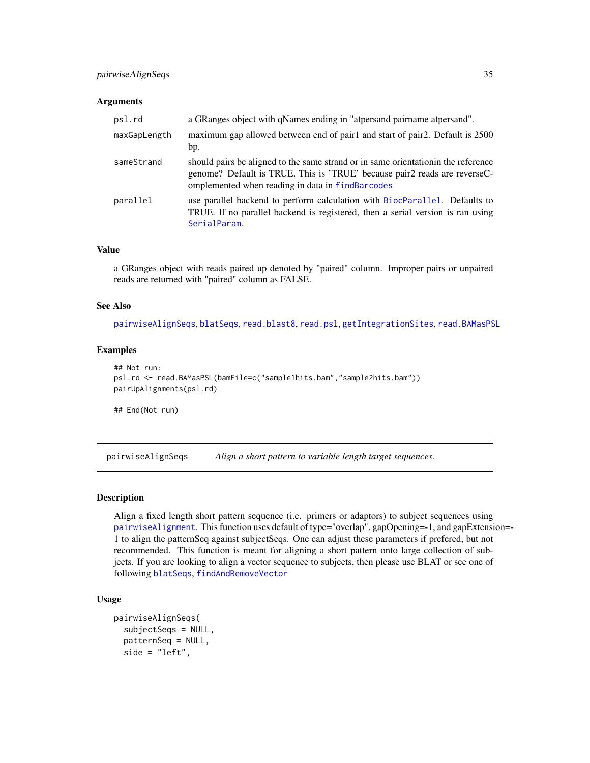### Arguments

| | |
|---|---|
| psl.rd | a GRanges object with qNames ending in "atpersand pairname atpersand". |
| maxGapLength | maximum gap allowed between end of pair1 and start of pair2. Default is 2500 bp. |
| sameStrand | should pairs be aligned to the same strand or in same orientationin the reference genome? Default is TRUE. This is 'TRUE' because pair2 reads are reverseComplemented when reading in data in findBarcodes |
| parallel | use parallel backend to perform calculation with BiocParallel. Defaults to TRUE. If no parallel backend is registered, then a serial version is ran using SerialParam. |

### Value

a GRanges object with reads paired up denoted by "paired" column. Improper pairs or unpaired reads are returned with "paired" column as FALSE.

### See Also

pairwiseAlignSeqs, blatSeqs, read.blast8, read.psl, getIntegrationSites, read.BAMasPSL

### Examples

```
## Not run:
psl.rd <- read.BAMasPSL(bamFile=c("sample1hits.bam","sample2hits.bam"))
pairUpAlignments(psl.rd)

## End(Not run)
```

---

## pairwiseAlignSeqs    *Align a short pattern to variable length target sequences.*

### Description

Align a fixed length short pattern sequence (i.e. primers or adaptors) to subject sequences using pairwiseAlignment. This function uses default of type="overlap", gapOpening=-1, and gapExtension=-1 to align the patternSeq against subjectSeqs. One can adjust these parameters if prefered, but not recommended. This function is meant for aligning a short pattern onto large collection of subjects. If you are looking to align a vector sequence to subjects, then please use BLAT or see one of following blatSeqs, findAndRemoveVector

### Usage

```
pairwiseAlignSeqs(
  subjectSeqs = NULL,
  patternSeq = NULL,
  side = "left",
```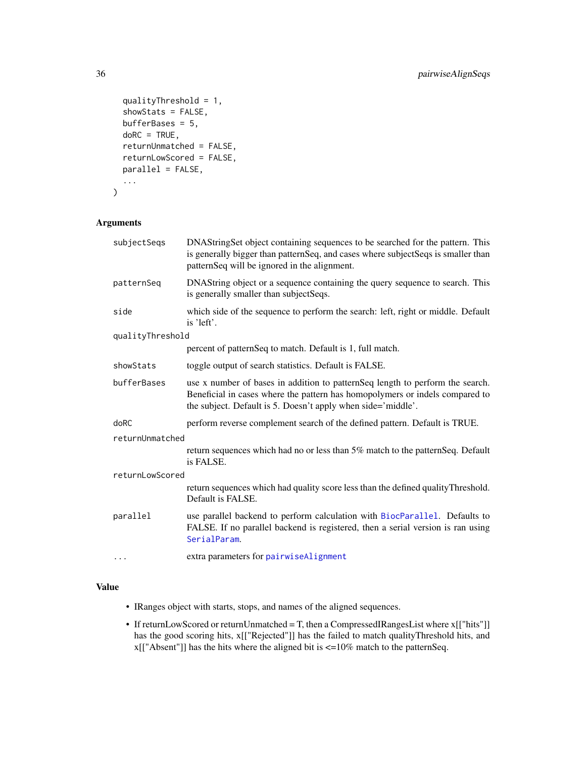```
  qualityThreshold = 1,
  showStats = FALSE,
  bufferBases = 5,
  doRC = TRUE,
  returnUnmatched = FALSE,
  returnLowScored = FALSE,
  parallel = FALSE,
  ...
)
```

## Arguments

| | |
|---|---|
| `subjectSeqs` | DNAStringSet object containing sequences to be searched for the pattern. This is generally bigger than patternSeq, and cases where subjectSeqs is smaller than patternSeq will be ignored in the alignment. |
| `patternSeq` | DNAString object or a sequence containing the query sequence to search. This is generally smaller than subjectSeqs. |
| `side` | which side of the sequence to perform the search: left, right or middle. Default is 'left'. |
| `qualityThreshold` | percent of patternSeq to match. Default is 1, full match. |
| `showStats` | toggle output of search statistics. Default is FALSE. |
| `bufferBases` | use x number of bases in addition to patternSeq length to perform the search. Beneficial in cases where the pattern has homopolymers or indels compared to the subject. Default is 5. Doesn't apply when side='middle'. |
| `doRC` | perform reverse complement search of the defined pattern. Default is TRUE. |
| `returnUnmatched` | return sequences which had no or less than 5% match to the patternSeq. Default is FALSE. |
| `returnLowScored` | return sequences which had quality score less than the defined qualityThreshold. Default is FALSE. |
| `parallel` | use parallel backend to perform calculation with BiocParallel. Defaults to FALSE. If no parallel backend is registered, then a serial version is ran using SerialParam. |
| `...` | extra parameters for pairwiseAlignment |

## Value

- IRanges object with starts, stops, and names of the aligned sequences.
- If returnLowScored or returnUnmatched = T, then a CompressedIRangesList where x[["hits"]] has the good scoring hits, x[["Rejected"]] has the failed to match qualityThreshold hits, and x[["Absent"]] has the hits where the aligned bit is <=10% match to the patternSeq.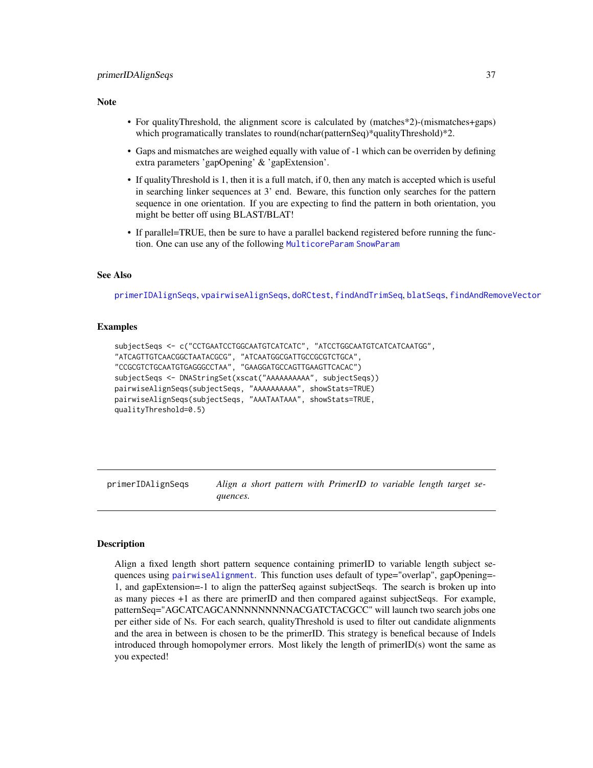## Note

- For qualityThreshold, the alignment score is calculated by (matches*2)-(mismatches+gaps) which programatically translates to round(nchar(patternSeq)*qualityThreshold)*2.
- Gaps and mismatches are weighed equally with value of -1 which can be overriden by defining extra parameters 'gapOpening' & 'gapExtension'.
- If qualityThreshold is 1, then it is a full match, if 0, then any match is accepted which is useful in searching linker sequences at 3' end. Beware, this function only searches for the pattern sequence in one orientation. If you are expecting to find the pattern in both orientation, you might be better off using BLAST/BLAT!
- If parallel=TRUE, then be sure to have a parallel backend registered before running the function. One can use any of the following MulticoreParam SnowParam

## See Also

primerIDAlignSeqs, vpairwiseAlignSeqs, doRCtest, findAndTrimSeq, blatSeqs, findAndRemoveVector

## Examples

```
subjectSeqs <- c("CCTGAATCCTGGCAATGTCATCATC", "ATCCTGGCAATGTCATCATCAATGG",
"ATCAGTTGTCAACGGCTAATACGCG", "ATCAATGGCGATTGCCGCGTCTGCA",
"CCGCGTCTGCAATGTGAGGGCCTAA", "GAAGGATGCCAGTTGAAGTTCACAC")
subjectSeqs <- DNAStringSet(xscat("AAAAAAAAAA", subjectSeqs))
pairwiseAlignSeqs(subjectSeqs, "AAAAAAAAAA", showStats=TRUE)
pairwiseAlignSeqs(subjectSeqs, "AAATAATAAA", showStats=TRUE,
qualityThreshold=0.5)
```

---

# primerIDAlignSeqs    *Align a short pattern with PrimerID to variable length target sequences.*

## Description

Align a fixed length short pattern sequence containing primerID to variable length subject sequences using pairwiseAlignment. This function uses default of type="overlap", gapOpening=-1, and gapExtension=-1 to align the patterSeq against subjectSeqs. The search is broken up into as many pieces +1 as there are primerID and then compared against subjectSeqs. For example, patternSeq="AGCATCAGCANNNNNNNNNNACGATCTACGCC" will launch two search jobs one per either side of Ns. For each search, qualityThreshold is used to filter out candidate alignments and the area in between is chosen to be the primerID. This strategy is benefical because of Indels introduced through homopolymer errors. Most likely the length of primerID(s) wont the same as you expected!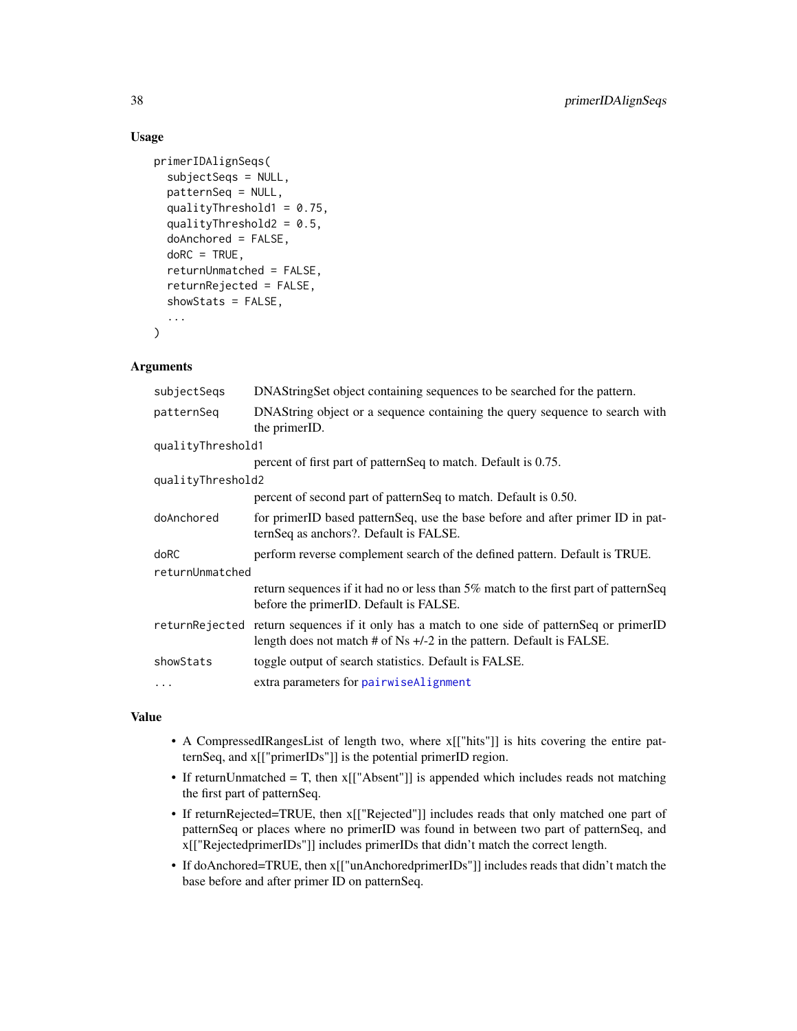## Usage

```
primerIDAlignSeqs(
  subjectSeqs = NULL,
  patternSeq = NULL,
  qualityThreshold1 = 0.75,
  qualityThreshold2 = 0.5,
  doAnchored = FALSE,
  doRC = TRUE,
  returnUnmatched = FALSE,
  returnRejected = FALSE,
  showStats = FALSE,
  ...
)
```

## Arguments

| | |
|---|---|
| `subjectSeqs` | DNAStringSet object containing sequences to be searched for the pattern. |
| `patternSeq` | DNAString object or a sequence containing the query sequence to search with the primerID. |
| `qualityThreshold1` | percent of first part of patternSeq to match. Default is 0.75. |
| `qualityThreshold2` | percent of second part of patternSeq to match. Default is 0.50. |
| `doAnchored` | for primerID based patternSeq, use the base before and after primer ID in patternSeq as anchors?. Default is FALSE. |
| `doRC` | perform reverse complement search of the defined pattern. Default is TRUE. |
| `returnUnmatched` | return sequences if it had no or less than 5% match to the first part of patternSeq before the primerID. Default is FALSE. |
| `returnRejected` | return sequences if it only has a match to one side of patternSeq or primerID length does not match # of Ns +/-2 in the pattern. Default is FALSE. |
| `showStats` | toggle output of search statistics. Default is FALSE. |
| `...` | extra parameters for `pairwiseAlignment` |

## Value

- A CompressedIRangesList of length two, where x[["hits"]] is hits covering the entire patternSeq, and x[["primerIDs"]] is the potential primerID region.
- If returnUnmatched = T, then x[["Absent"]] is appended which includes reads not matching the first part of patternSeq.
- If returnRejected=TRUE, then x[["Rejected"]] includes reads that only matched one part of patternSeq or places where no primerID was found in between two part of patternSeq, and x[["RejectedprimerIDs"]] includes primerIDs that didn't match the correct length.
- If doAnchored=TRUE, then x[["unAnchoredprimerIDs"]] includes reads that didn't match the base before and after primer ID on patternSeq.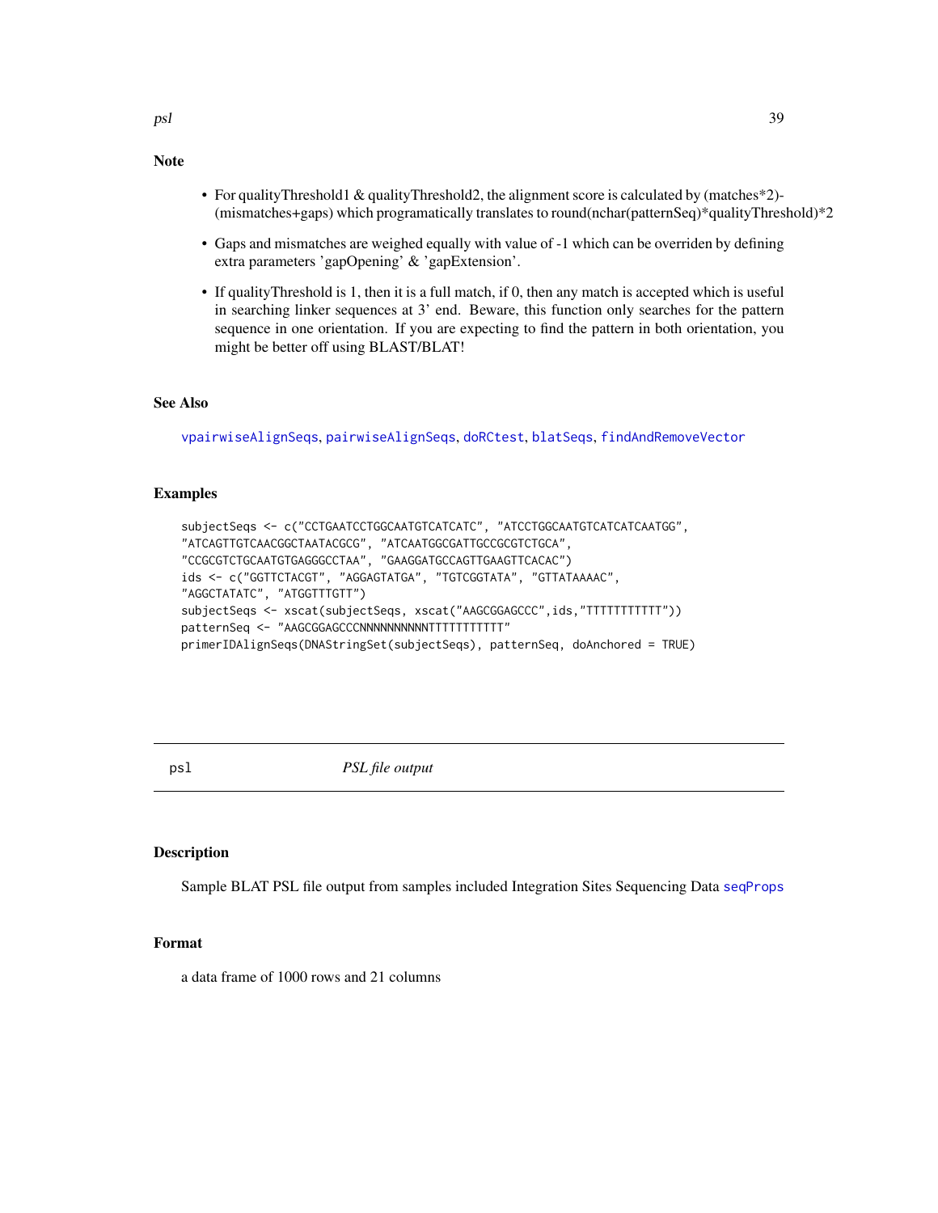## Note

- For qualityThreshold1 & qualityThreshold2, the alignment score is calculated by (matches*2)-(mismatches+gaps) which programatically translates to round(nchar(patternSeq)*qualityThreshold)*2
- Gaps and mismatches are weighed equally with value of -1 which can be overriden by defining extra parameters 'gapOpening' & 'gapExtension'.
- If qualityThreshold is 1, then it is a full match, if 0, then any match is accepted which is useful in searching linker sequences at 3' end. Beware, this function only searches for the pattern sequence in one orientation. If you are expecting to find the pattern in both orientation, you might be better off using BLAST/BLAT!

## See Also

vpairwiseAlignSeqs, pairwiseAlignSeqs, doRCtest, blatSeqs, findAndRemoveVector

## Examples

```
subjectSeqs <- c("CCTGAATCCTGGCAATGTCATCATC", "ATCCTGGCAATGTCATCATCAATGG",
"ATCAGTTGTCAACGGCTAATACGCG", "ATCAATGGCGATTGCCGCGTCTGCA",
"CCGCGTCTGCAATGTGAGGGCCTAA", "GAAGGATGCCAGTTGAAGTTCACAC")
ids <- c("GGTTCTACGT", "AGGAGTATGA", "TGTCGGTATA", "GTTATAAAAC",
"AGGCTATATC", "ATGGTTTGTT")
subjectSeqs <- xscat(subjectSeqs, xscat("AAGCGGAGCCC",ids,"TTTTTTTTTTT"))
patternSeq <- "AAGCGGAGCCCNNNNNNNNNNTTTTTTTTTTT"
primerIDAlignSeqs(DNAStringSet(subjectSeqs), patternSeq, doAnchored = TRUE)
```

---

# psl — *PSL file output*

## Description

Sample BLAT PSL file output from samples included Integration Sites Sequencing Data seqProps

## Format

a data frame of 1000 rows and 21 columns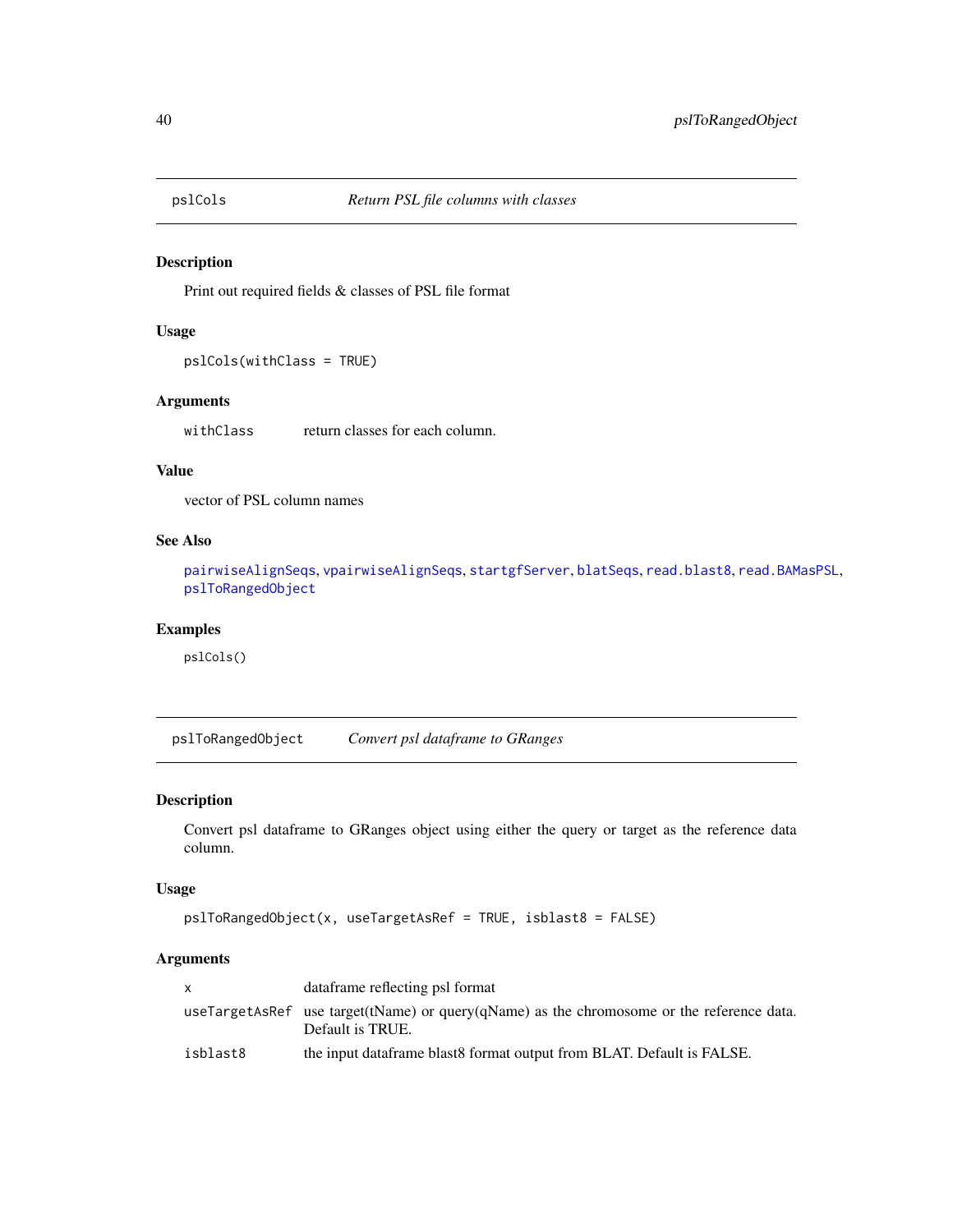## pslCols *Return PSL file columns with classes*

### Description

Print out required fields & classes of PSL file format

### Usage

```
pslCols(withClass = TRUE)
```

### Arguments

| | |
|---|---|
| withClass | return classes for each column. |

### Value

vector of PSL column names

### See Also

pairwiseAlignSeqs, vpairwiseAlignSeqs, startgfServer, blatSeqs, read.blast8, read.BAMasPSL, pslToRangedObject

### Examples

```
pslCols()
```

## pslToRangedObject *Convert psl dataframe to GRanges*

### Description

Convert psl dataframe to GRanges object using either the query or target as the reference data column.

### Usage

```
pslToRangedObject(x, useTargetAsRef = TRUE, isblast8 = FALSE)
```

### Arguments

| | |
|---|---|
| x | dataframe reflecting psl format |
| useTargetAsRef | use target(tName) or query(qName) as the chromosome or the reference data. Default is TRUE. |
| isblast8 | the input dataframe blast8 format output from BLAT. Default is FALSE. |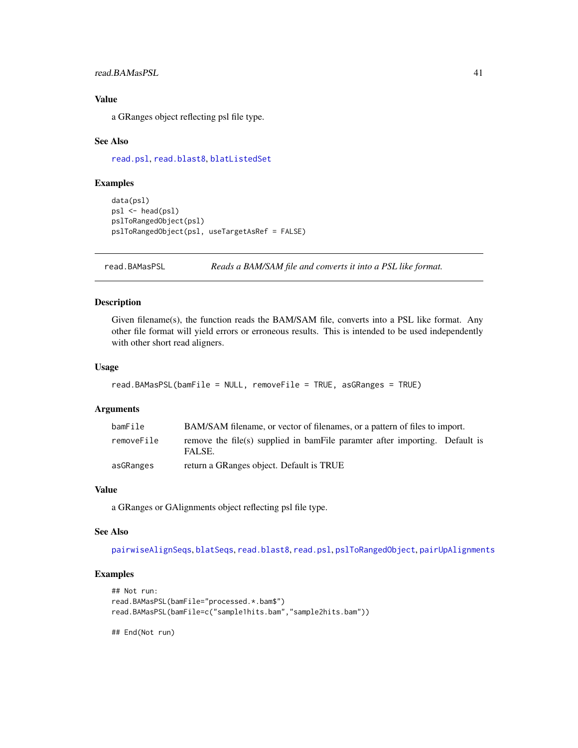### Value

a GRanges object reflecting psl file type.

### See Also

read.psl, read.blast8, blatListedSet

### Examples

```
data(psl)
psl <- head(psl)
pslToRangedObject(psl)
pslToRangedObject(psl, useTargetAsRef = FALSE)
```

---

## read.BAMasPSL *Reads a BAM/SAM file and converts it into a PSL like format.*

---

### Description

Given filename(s), the function reads the BAM/SAM file, converts into a PSL like format. Any other file format will yield errors or erroneous results. This is intended to be used independently with other short read aligners.

### Usage

```
read.BAMasPSL(bamFile = NULL, removeFile = TRUE, asGRanges = TRUE)
```

### Arguments

| | |
|---|---|
| bamFile | BAM/SAM filename, or vector of filenames, or a pattern of files to import. |
| removeFile | remove the file(s) supplied in bamFile paramter after importing. Default is FALSE. |
| asGRanges | return a GRanges object. Default is TRUE |

### Value

a GRanges or GAlignments object reflecting psl file type.

### See Also

pairwiseAlignSeqs, blatSeqs, read.blast8, read.psl, pslToRangedObject, pairUpAlignments

### Examples

```
## Not run:
read.BAMasPSL(bamFile="processed.*.bam$")
read.BAMasPSL(bamFile=c("sample1hits.bam","sample2hits.bam"))

## End(Not run)
```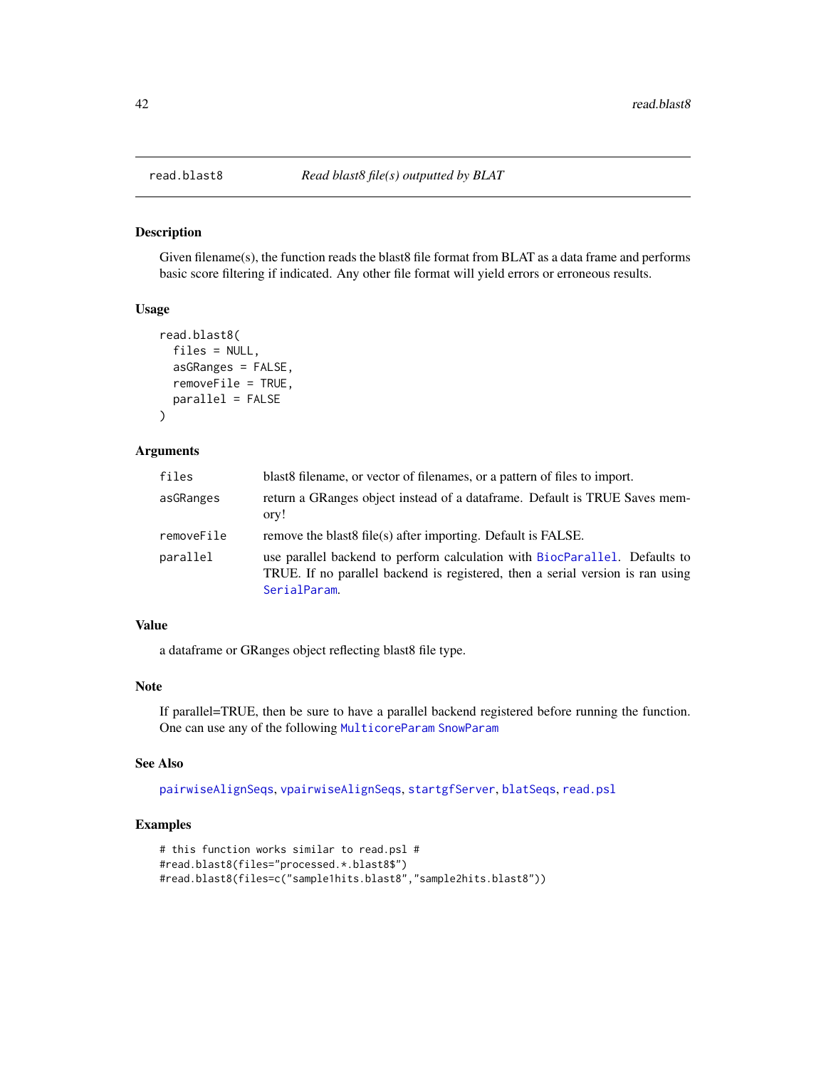# read.blast8 — *Read blast8 file(s) outputted by BLAT*

## Description

Given filename(s), the function reads the blast8 file format from BLAT as a data frame and performs basic score filtering if indicated. Any other file format will yield errors or erroneous results.

## Usage

```
read.blast8(
  files = NULL,
  asGRanges = FALSE,
  removeFile = TRUE,
  parallel = FALSE
)
```

## Arguments

| | |
|---|---|
| files | blast8 filename, or vector of filenames, or a pattern of files to import. |
| asGRanges | return a GRanges object instead of a dataframe. Default is TRUE Saves memory! |
| removeFile | remove the blast8 file(s) after importing. Default is FALSE. |
| parallel | use parallel backend to perform calculation with BiocParallel. Defaults to TRUE. If no parallel backend is registered, then a serial version is ran using SerialParam. |

## Value

a dataframe or GRanges object reflecting blast8 file type.

## Note

If parallel=TRUE, then be sure to have a parallel backend registered before running the function. One can use any of the following MulticoreParam SnowParam

## See Also

pairwiseAlignSeqs, vpairwiseAlignSeqs, startgfServer, blatSeqs, read.psl

## Examples

```
# this function works similar to read.psl #
#read.blast8(files="processed.*.blast8$")
#read.blast8(files=c("sample1hits.blast8","sample2hits.blast8"))
```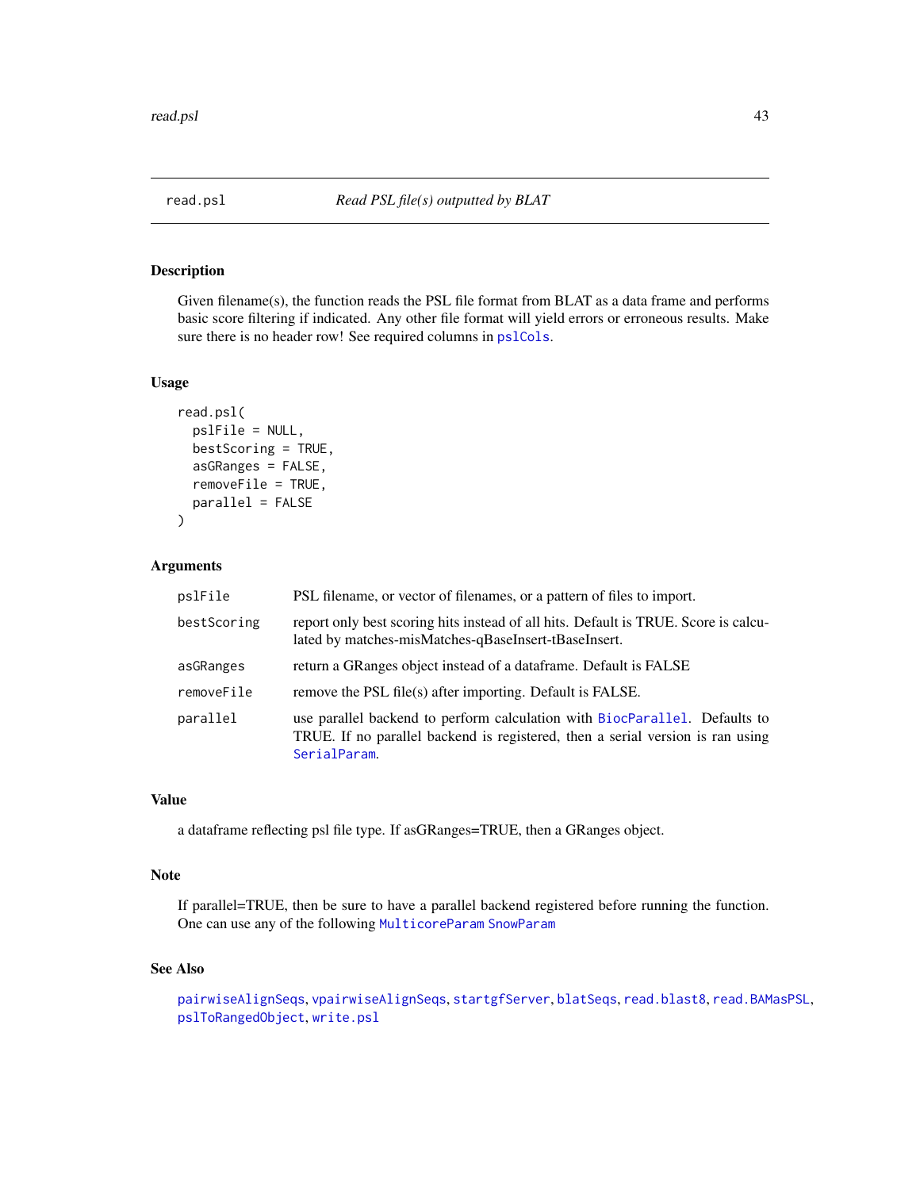# read.psl — *Read PSL file(s) outputted by BLAT*

## Description

Given filename(s), the function reads the PSL file format from BLAT as a data frame and performs basic score filtering if indicated. Any other file format will yield errors or erroneous results. Make sure there is no header row! See required columns in `pslCols`.

## Usage

```
read.psl(
  pslFile = NULL,
  bestScoring = TRUE,
  asGRanges = FALSE,
  removeFile = TRUE,
  parallel = FALSE
)
```

## Arguments

| | |
|---|---|
| `pslFile` | PSL filename, or vector of filenames, or a pattern of files to import. |
| `bestScoring` | report only best scoring hits instead of all hits. Default is TRUE. Score is calculated by matches-misMatches-qBaseInsert-tBaseInsert. |
| `asGRanges` | return a GRanges object instead of a dataframe. Default is FALSE |
| `removeFile` | remove the PSL file(s) after importing. Default is FALSE. |
| `parallel` | use parallel backend to perform calculation with `BiocParallel`. Defaults to TRUE. If no parallel backend is registered, then a serial version is ran using `SerialParam`. |

## Value

a dataframe reflecting psl file type. If asGRanges=TRUE, then a GRanges object.

## Note

If parallel=TRUE, then be sure to have a parallel backend registered before running the function. One can use any of the following `MulticoreParam` `SnowParam`

## See Also

`pairwiseAlignSeqs`, `vpairwiseAlignSeqs`, `startgfServer`, `blatSeqs`, `read.blast8`, `read.BAMasPSL`, `pslToRangedObject`, `write.psl`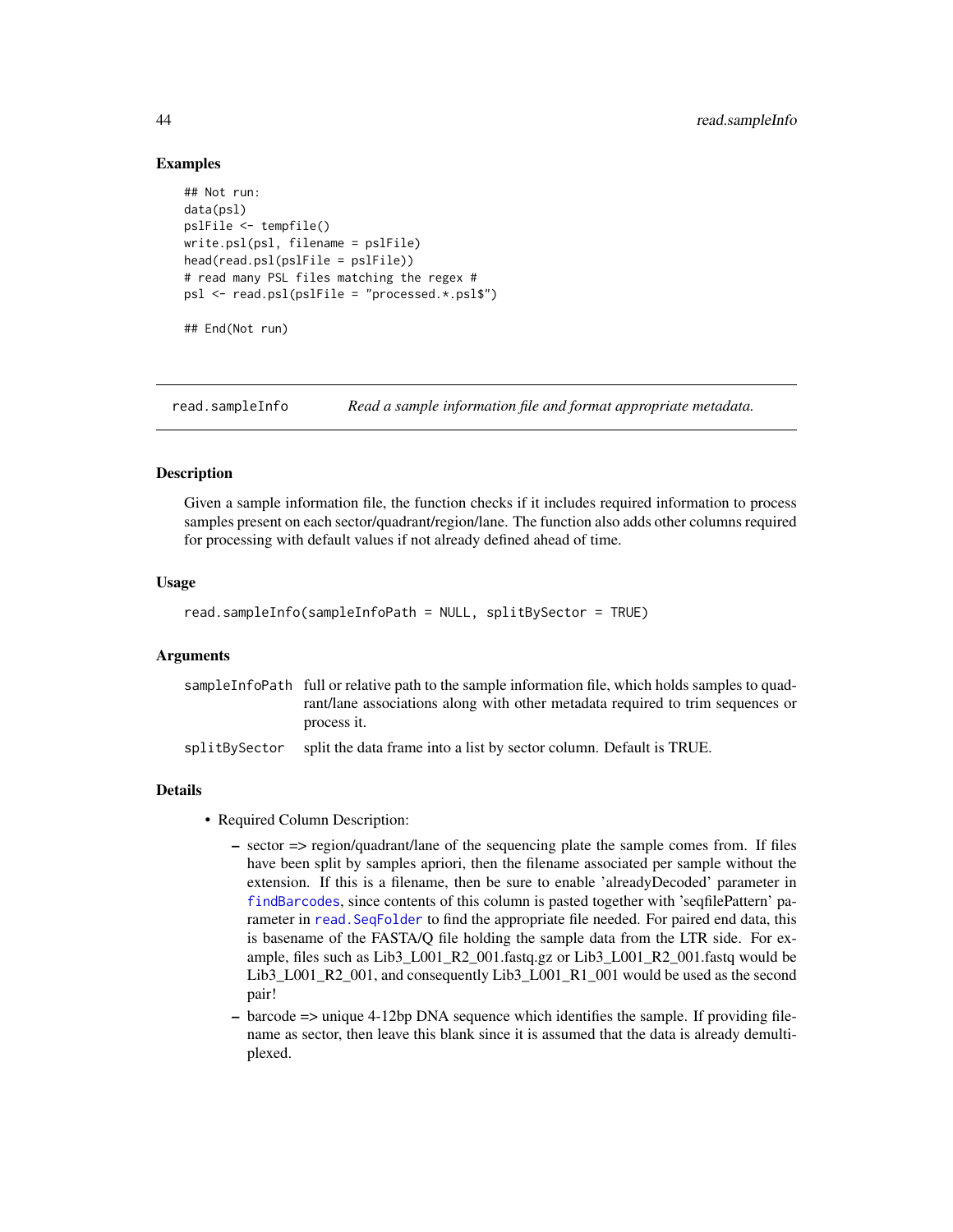### Examples

```
## Not run:
data(psl)
pslFile <- tempfile()
write.psl(psl, filename = pslFile)
head(read.psl(pslFile = pslFile))
# read many PSL files matching the regex #
psl <- read.psl(pslFile = "processed.*.psl$")

## End(Not run)
```

---

## read.sampleInfo — *Read a sample information file and format appropriate metadata.*

---

### Description

Given a sample information file, the function checks if it includes required information to process samples present on each sector/quadrant/region/lane. The function also adds other columns required for processing with default values if not already defined ahead of time.

### Usage

```
read.sampleInfo(sampleInfoPath = NULL, splitBySector = TRUE)
```

### Arguments

| | |
|---|---|
| sampleInfoPath | full or relative path to the sample information file, which holds samples to quadrant/lane associations along with other metadata required to trim sequences or process it. |
| splitBySector | split the data frame into a list by sector column. Default is TRUE. |

### Details

- Required Column Description:
  - sector => region/quadrant/lane of the sequencing plate the sample comes from. If files have been split by samples apriori, then the filename associated per sample without the extension. If this is a filename, then be sure to enable 'alreadyDecoded' parameter in findBarcodes, since contents of this column is pasted together with 'seqfilePattern' parameter in read.SeqFolder to find the appropriate file needed. For paired end data, this is basename of the FASTA/Q file holding the sample data from the LTR side. For example, files such as Lib3_L001_R2_001.fastq.gz or Lib3_L001_R2_001.fastq would be Lib3_L001_R2_001, and consequently Lib3_L001_R1_001 would be used as the second pair!
  - barcode => unique 4-12bp DNA sequence which identifies the sample. If providing filename as sector, then leave this blank since it is assumed that the data is already demultiplexed.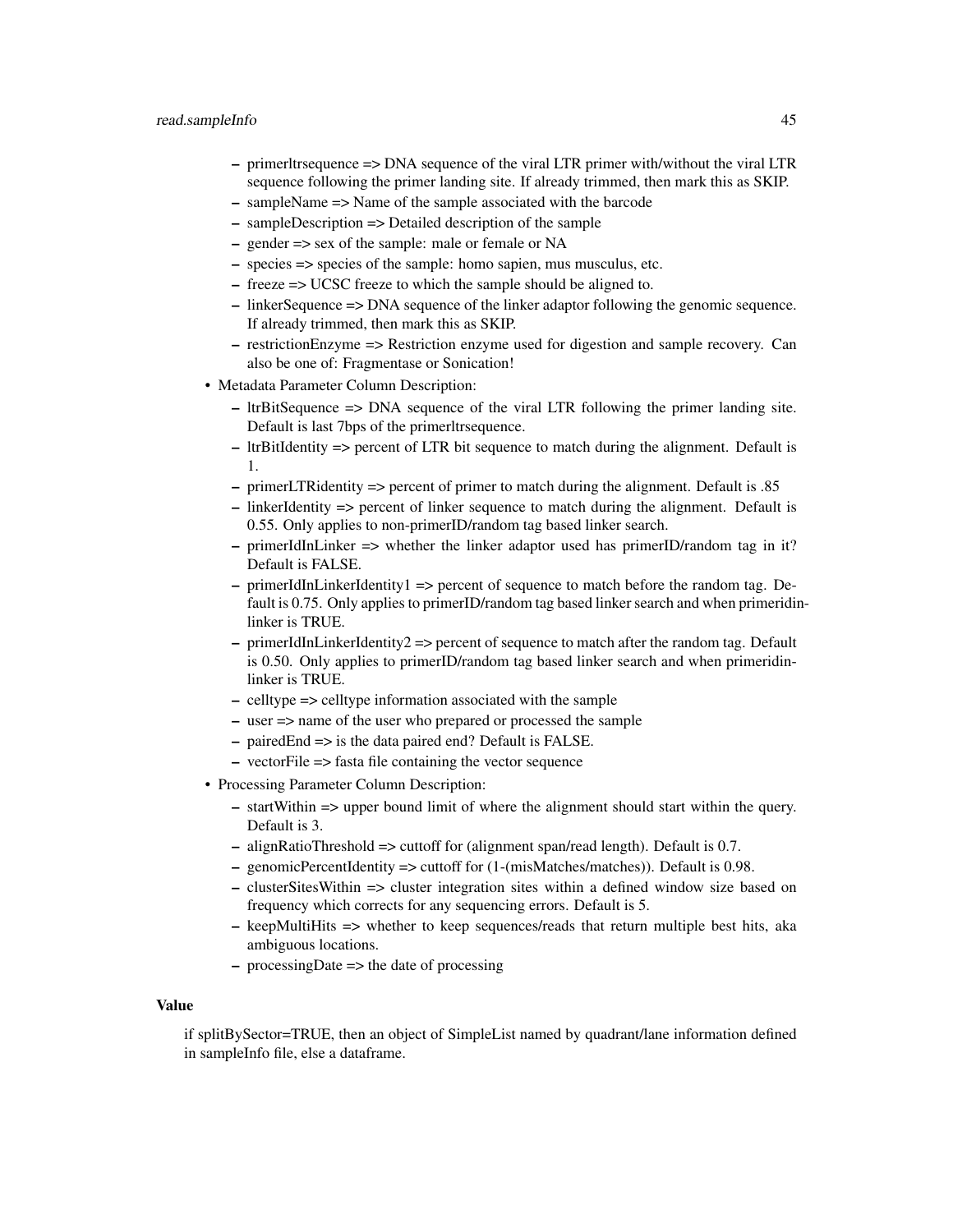- primerltrsequence => DNA sequence of the viral LTR primer with/without the viral LTR sequence following the primer landing site. If already trimmed, then mark this as SKIP.
  - sampleName => Name of the sample associated with the barcode
  - sampleDescription => Detailed description of the sample
  - gender => sex of the sample: male or female or NA
  - species => species of the sample: homo sapien, mus musculus, etc.
  - freeze => UCSC freeze to which the sample should be aligned to.
  - linkerSequence => DNA sequence of the linker adaptor following the genomic sequence. If already trimmed, then mark this as SKIP.
  - restrictionEnzyme => Restriction enzyme used for digestion and sample recovery. Can also be one of: Fragmentase or Sonication!

- Metadata Parameter Column Description:
  - ltrBitSequence => DNA sequence of the viral LTR following the primer landing site. Default is last 7bps of the primerltrsequence.
  - ltrBitIdentity => percent of LTR bit sequence to match during the alignment. Default is 1.
  - primerLTRidentity => percent of primer to match during the alignment. Default is .85
  - linkerIdentity => percent of linker sequence to match during the alignment. Default is 0.55. Only applies to non-primerID/random tag based linker search.
  - primerIdInLinker => whether the linker adaptor used has primerID/random tag in it? Default is FALSE.
  - primerIdInLinkerIdentity1 => percent of sequence to match before the random tag. Default is 0.75. Only applies to primerID/random tag based linker search and when primeridinlinker is TRUE.
  - primerIdInLinkerIdentity2 => percent of sequence to match after the random tag. Default is 0.50. Only applies to primerID/random tag based linker search and when primeridinlinker is TRUE.
  - celltype => celltype information associated with the sample
  - user => name of the user who prepared or processed the sample
  - pairedEnd => is the data paired end? Default is FALSE.
  - vectorFile => fasta file containing the vector sequence

- Processing Parameter Column Description:
  - startWithin => upper bound limit of where the alignment should start within the query. Default is 3.
  - alignRatioThreshold => cuttoff for (alignment span/read length). Default is 0.7.
  - genomicPercentIdentity => cuttoff for (1-(misMatches/matches)). Default is 0.98.
  - clusterSitesWithin => cluster integration sites within a defined window size based on frequency which corrects for any sequencing errors. Default is 5.
  - keepMultiHits => whether to keep sequences/reads that return multiple best hits, aka ambiguous locations.
  - processingDate => the date of processing

## Value

if splitBySector=TRUE, then an object of SimpleList named by quadrant/lane information defined in sampleInfo file, else a dataframe.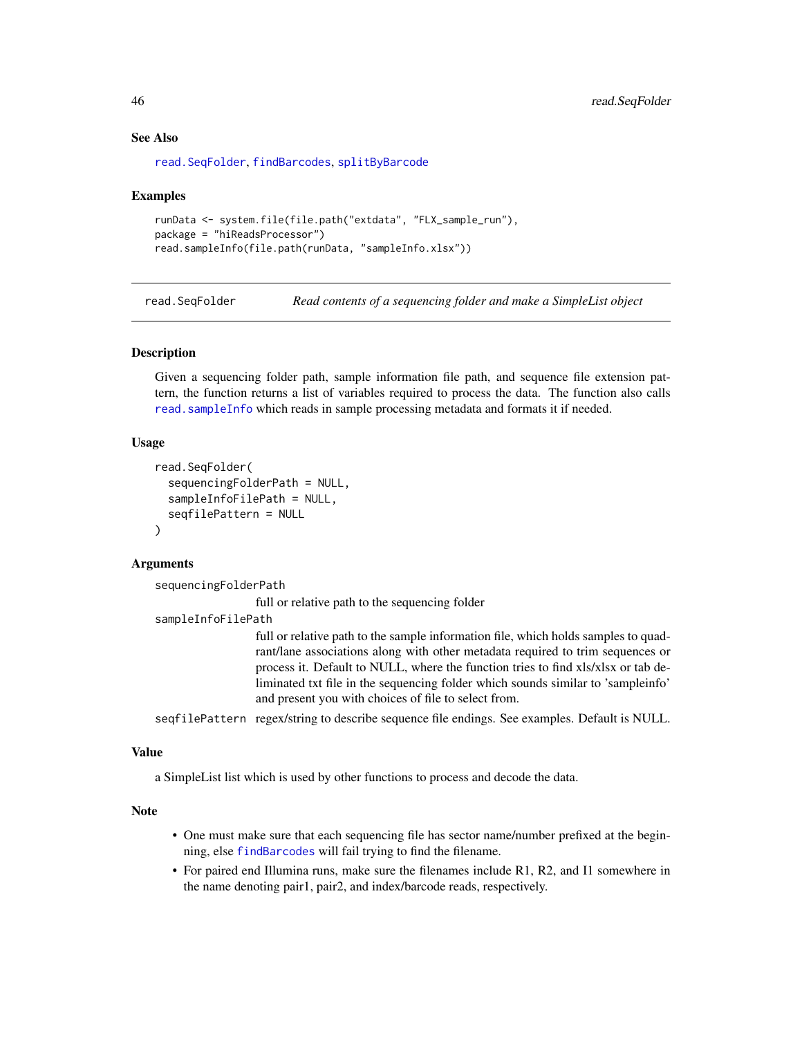### See Also

read.SeqFolder, findBarcodes, splitByBarcode

### Examples

```
runData <- system.file(file.path("extdata", "FLX_sample_run"),
package = "hiReadsProcessor")
read.sampleInfo(file.path(runData, "sampleInfo.xlsx"))
```

---

## read.SeqFolder — *Read contents of a sequencing folder and make a SimpleList object*

---

### Description

Given a sequencing folder path, sample information file path, and sequence file extension pattern, the function returns a list of variables required to process the data. The function also calls read.sampleInfo which reads in sample processing metadata and formats it if needed.

### Usage

```
read.SeqFolder(
  sequencingFolderPath = NULL,
  sampleInfoFilePath = NULL,
  seqfilePattern = NULL
)
```

### Arguments

`sequencingFolderPath`
: full or relative path to the sequencing folder

`sampleInfoFilePath`
: full or relative path to the sample information file, which holds samples to quadrant/lane associations along with other metadata required to trim sequences or process it. Default to NULL, where the function tries to find xls/xlsx or tab deliminated txt file in the sequencing folder which sounds similar to 'sampleinfo' and present you with choices of file to select from.

`seqfilePattern`
: regex/string to describe sequence file endings. See examples. Default is NULL.

### Value

a SimpleList list which is used by other functions to process and decode the data.

### Note

- One must make sure that each sequencing file has sector name/number prefixed at the beginning, else findBarcodes will fail trying to find the filename.
- For paired end Illumina runs, make sure the filenames include R1, R2, and I1 somewhere in the name denoting pair1, pair2, and index/barcode reads, respectively.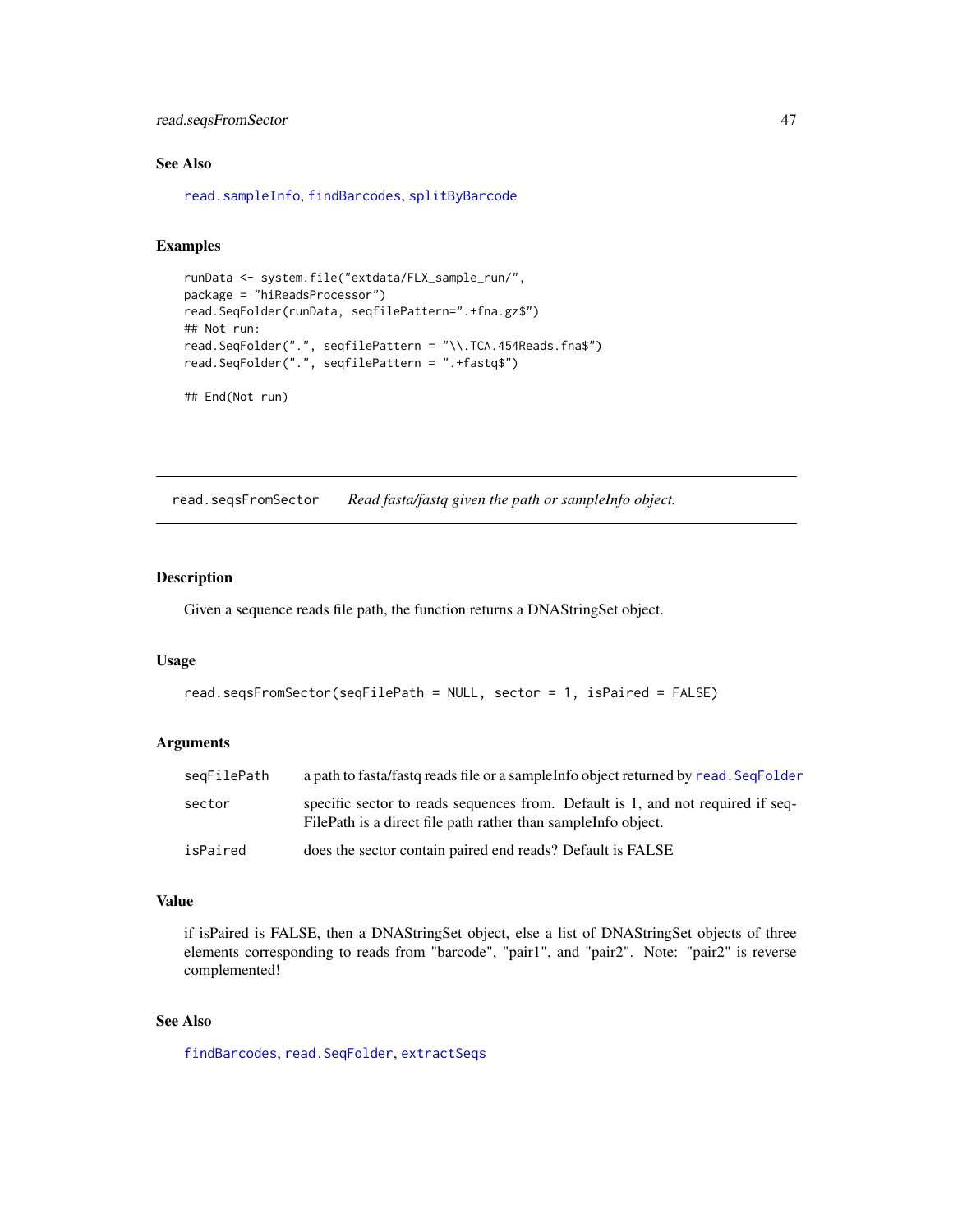### See Also

read.sampleInfo, findBarcodes, splitByBarcode

### Examples

```
runData <- system.file("extdata/FLX_sample_run/",
package = "hiReadsProcessor")
read.SeqFolder(runData, seqfilePattern=".+fna.gz$")
## Not run:
read.SeqFolder(".", seqfilePattern = "\\.TCA.454Reads.fna$")
read.SeqFolder(".", seqfilePattern = ".+fastq$")

## End(Not run)
```

---

## read.seqsFromSector *Read fasta/fastq given the path or sampleInfo object.*

---

### Description

Given a sequence reads file path, the function returns a DNAStringSet object.

### Usage

```
read.seqsFromSector(seqFilePath = NULL, sector = 1, isPaired = FALSE)
```

### Arguments

| | |
|---|---|
| seqFilePath | a path to fasta/fastq reads file or a sampleInfo object returned by read.SeqFolder |
| sector | specific sector to reads sequences from. Default is 1, and not required if seqFilePath is a direct file path rather than sampleInfo object. |
| isPaired | does the sector contain paired end reads? Default is FALSE |

### Value

if isPaired is FALSE, then a DNAStringSet object, else a list of DNAStringSet objects of three elements corresponding to reads from "barcode", "pair1", and "pair2". Note: "pair2" is reverse complemented!

### See Also

findBarcodes, read.SeqFolder, extractSeqs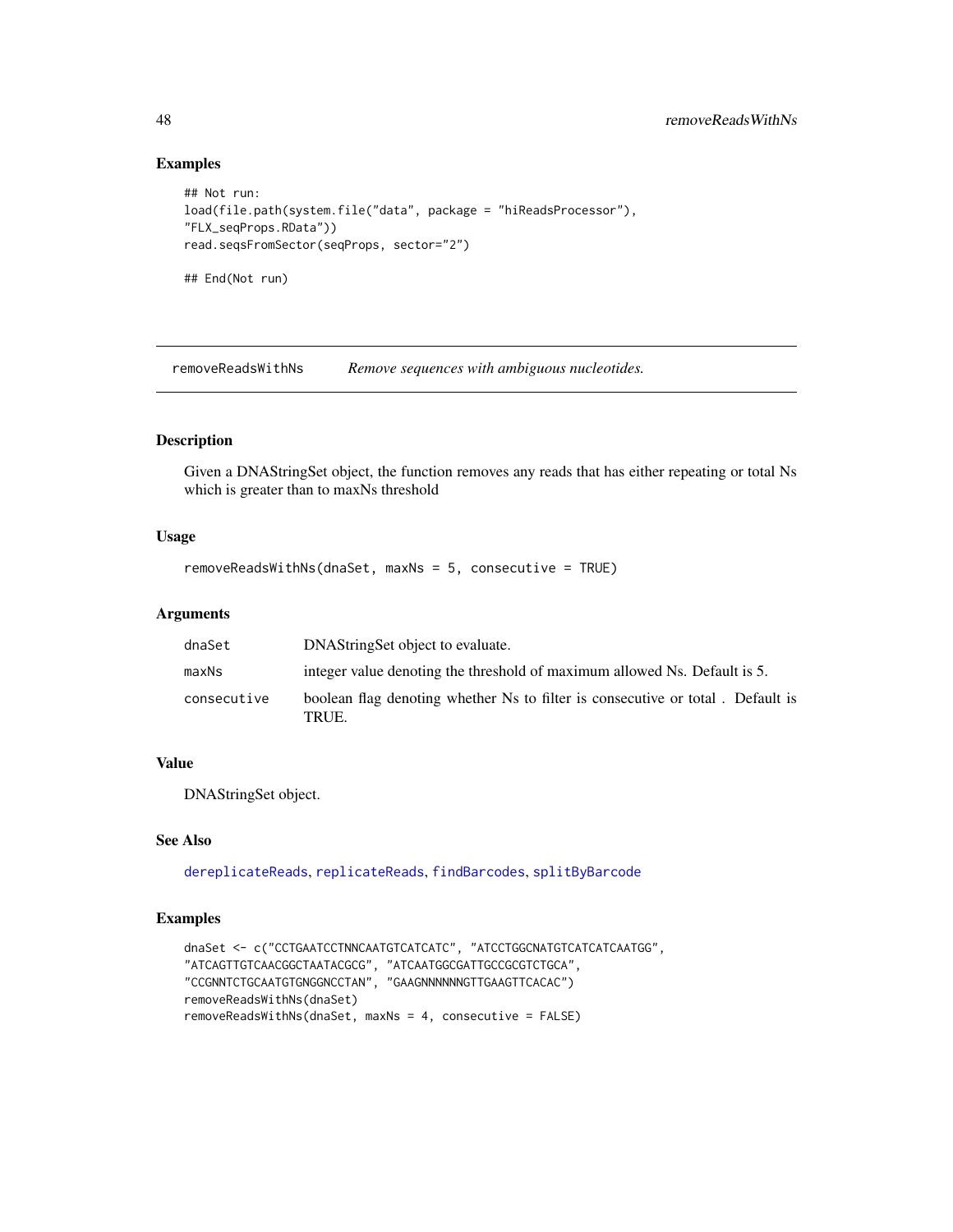## Examples

```
## Not run:
load(file.path(system.file("data", package = "hiReadsProcessor"),
"FLX_seqProps.RData"))
read.seqsFromSector(seqProps, sector="2")

## End(Not run)
```

---

# removeReadsWithNs    *Remove sequences with ambiguous nucleotides.*

---

## Description

Given a DNAStringSet object, the function removes any reads that has either repeating or total Ns which is greater than to maxNs threshold

## Usage

```
removeReadsWithNs(dnaSet, maxNs = 5, consecutive = TRUE)
```

## Arguments

| | |
|---|---|
| `dnaSet` | DNAStringSet object to evaluate. |
| `maxNs` | integer value denoting the threshold of maximum allowed Ns. Default is 5. |
| `consecutive` | boolean flag denoting whether Ns to filter is consecutive or total . Default is TRUE. |

## Value

DNAStringSet object.

## See Also

`dereplicateReads`, `replicateReads`, `findBarcodes`, `splitByBarcode`

## Examples

```
dnaSet <- c("CCTGAATCCTNNCAATGTCATCATC", "ATCCTGGCNATGTCATCATCAATGG",
"ATCAGTTGTCAACGGCTAATACGCG", "ATCAATGGCGATTGCCGCGTCTGCA",
"CCGNNTCTGCAATGTGNGGNCCTAN", "GAAGNNNNNNGTTGAAGTTCACAC")
removeReadsWithNs(dnaSet)
removeReadsWithNs(dnaSet, maxNs = 4, consecutive = FALSE)
```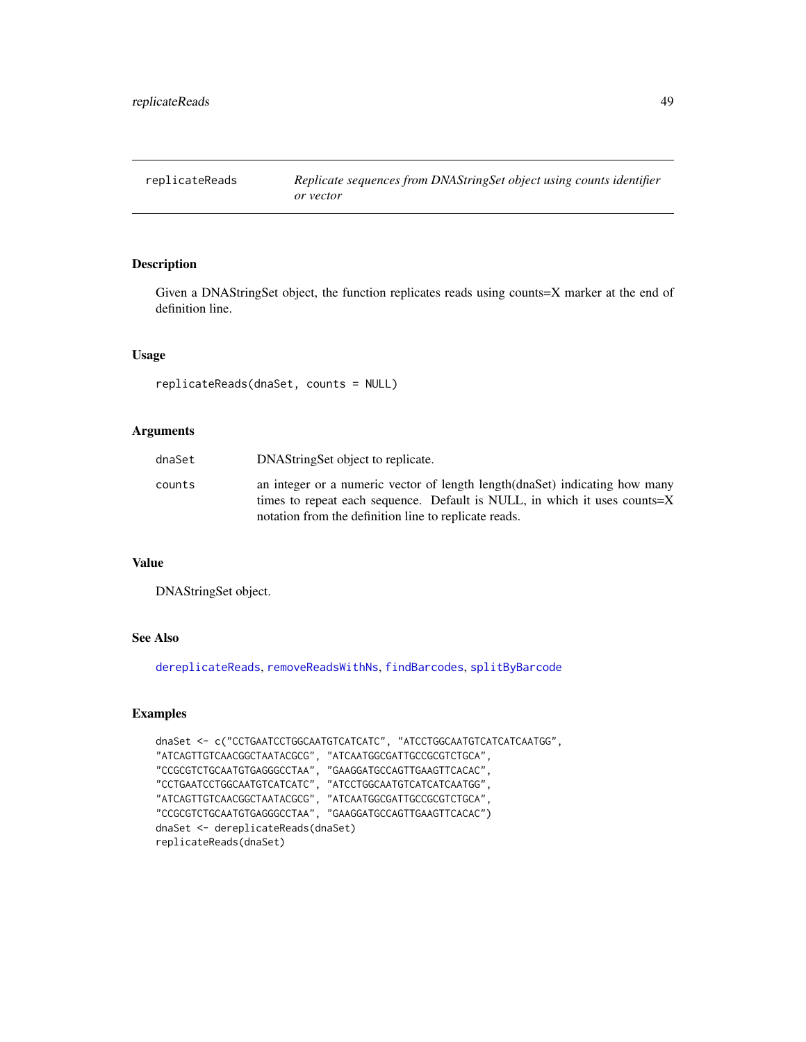## replicateReads — *Replicate sequences from DNAStringSet object using counts identifier or vector*

### Description

Given a DNAStringSet object, the function replicates reads using counts=X marker at the end of definition line.

### Usage

```
replicateReads(dnaSet, counts = NULL)
```

### Arguments

| | |
|---|---|
| `dnaSet` | DNAStringSet object to replicate. |
| `counts` | an integer or a numeric vector of length length(dnaSet) indicating how many times to repeat each sequence. Default is NULL, in which it uses counts=X notation from the definition line to replicate reads. |

### Value

DNAStringSet object.

### See Also

`dereplicateReads`, `removeReadsWithNs`, `findBarcodes`, `splitByBarcode`

### Examples

```
dnaSet <- c("CCTGAATCCTGGCAATGTCATCATC", "ATCCTGGCAATGTCATCATCAATGG",
"ATCAGTTGTCAACGGCTAATACGCG", "ATCAATGGCGATTGCCGCGTCTGCA",
"CCGCGTCTGCAATGTGAGGGCCTAA", "GAAGGATGCCAGTTGAAGTTCACAC",
"CCTGAATCCTGGCAATGTCATCATC", "ATCCTGGCAATGTCATCATCAATGG",
"ATCAGTTGTCAACGGCTAATACGCG", "ATCAATGGCGATTGCCGCGTCTGCA",
"CCGCGTCTGCAATGTGAGGGCCTAA", "GAAGGATGCCAGTTGAAGTTCACAC")
dnaSet <- dereplicateReads(dnaSet)
replicateReads(dnaSet)
```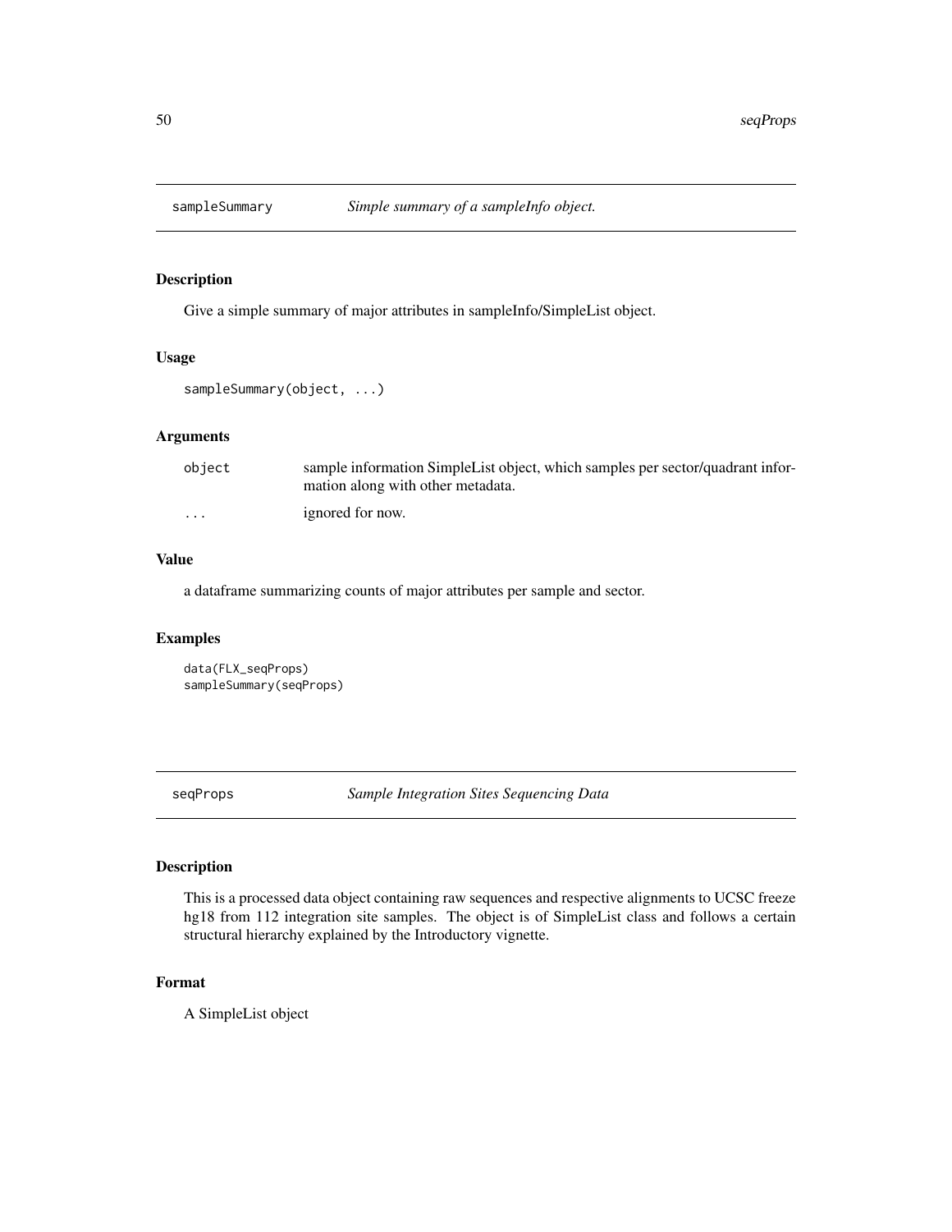## sampleSummary *Simple summary of a sampleInfo object.*

### Description

Give a simple summary of major attributes in sampleInfo/SimpleList object.

### Usage

```
sampleSummary(object, ...)
```

### Arguments

| | |
|---|---|
| `object` | sample information SimpleList object, which samples per sector/quadrant information along with other metadata. |
| `...` | ignored for now. |

### Value

a dataframe summarizing counts of major attributes per sample and sector.

### Examples

```
data(FLX_seqProps)
sampleSummary(seqProps)
```

## seqProps *Sample Integration Sites Sequencing Data*

### Description

This is a processed data object containing raw sequences and respective alignments to UCSC freeze hg18 from 112 integration site samples. The object is of SimpleList class and follows a certain structural hierarchy explained by the Introductory vignette.

### Format

A SimpleList object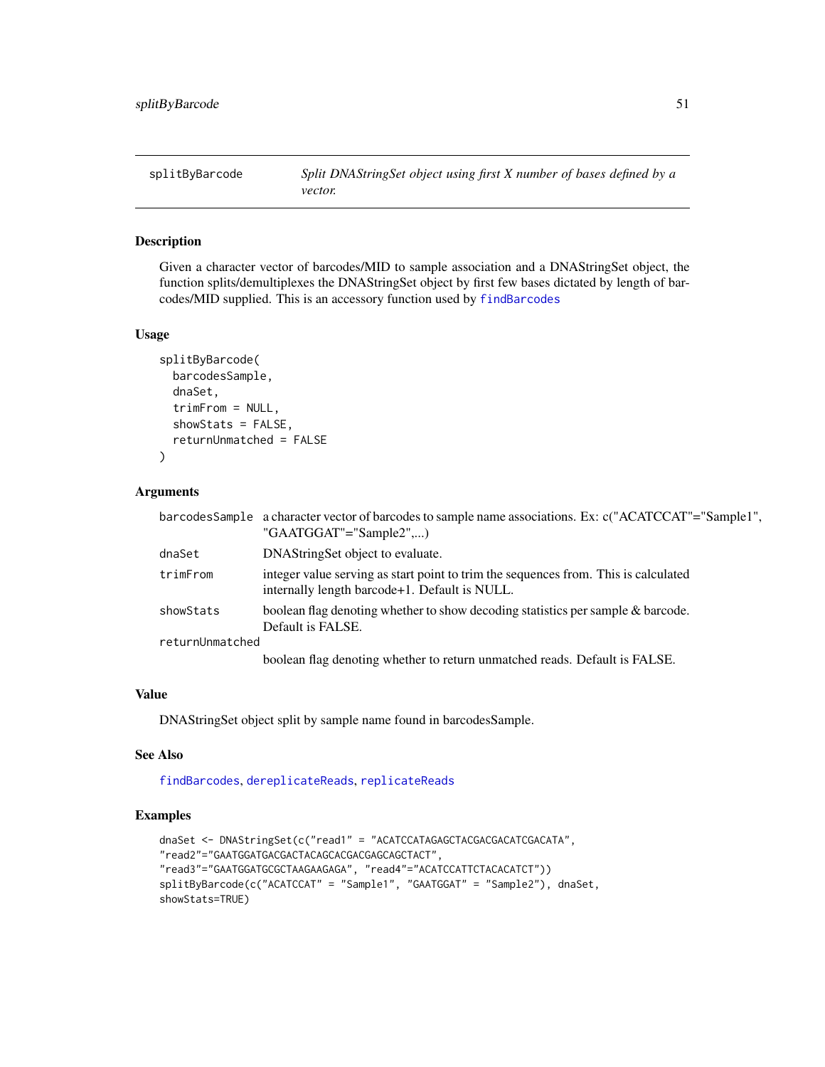# splitByBarcode

*Split DNAStringSet object using first X number of bases defined by a vector.*

## Description

Given a character vector of barcodes/MID to sample association and a DNAStringSet object, the function splits/demultiplexes the DNAStringSet object by first few bases dictated by length of barcodes/MID supplied. This is an accessory function used by `findBarcodes`

## Usage

```
splitByBarcode(
  barcodesSample,
  dnaSet,
  trimFrom = NULL,
  showStats = FALSE,
  returnUnmatched = FALSE
)
```

## Arguments

| Argument | Description |
|---|---|
| `barcodesSample` | a character vector of barcodes to sample name associations. Ex: c("ACATCCAT"="Sample1", "GAATGGAT"="Sample2",...) |
| `dnaSet` | DNAStringSet object to evaluate. |
| `trimFrom` | integer value serving as start point to trim the sequences from. This is calculated internally length barcode+1. Default is NULL. |
| `showStats` | boolean flag denoting whether to show decoding statistics per sample & barcode. Default is FALSE. |
| `returnUnmatched` | boolean flag denoting whether to return unmatched reads. Default is FALSE. |

## Value

DNAStringSet object split by sample name found in barcodesSample.

## See Also

`findBarcodes`, `dereplicateReads`, `replicateReads`

## Examples

```
dnaSet <- DNAStringSet(c("read1" = "ACATCCATAGAGCTACGACGACATCGACATA",
"read2"="GAATGGATGACGACTACAGCACGACGAGCAGCTACT",
"read3"="GAATGGATGCGCTAAGAAGAGA", "read4"="ACATCCATTCTACACATCT"))
splitByBarcode(c("ACATCCAT" = "Sample1", "GAATGGAT" = "Sample2"), dnaSet,
showStats=TRUE)
```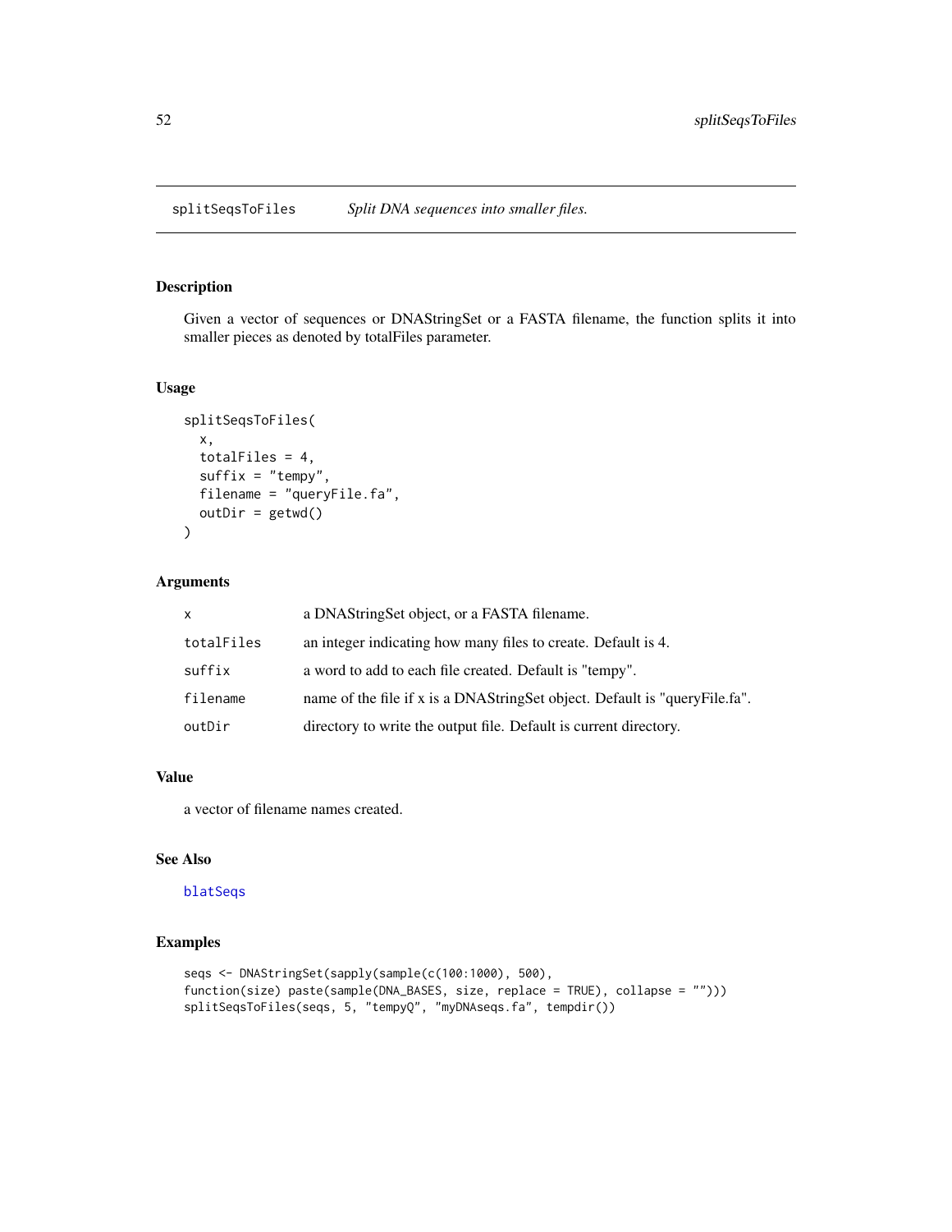## splitSeqsToFiles — *Split DNA sequences into smaller files.*

### Description

Given a vector of sequences or DNAStringSet or a FASTA filename, the function splits it into smaller pieces as denoted by totalFiles parameter.

### Usage

```
splitSeqsToFiles(
  x,
  totalFiles = 4,
  suffix = "tempy",
  filename = "queryFile.fa",
  outDir = getwd()
)
```

### Arguments

| | |
|---|---|
| x | a DNAStringSet object, or a FASTA filename. |
| totalFiles | an integer indicating how many files to create. Default is 4. |
| suffix | a word to add to each file created. Default is "tempy". |
| filename | name of the file if x is a DNAStringSet object. Default is "queryFile.fa". |
| outDir | directory to write the output file. Default is current directory. |

### Value

a vector of filename names created.

### See Also

blatSeqs

### Examples

```
seqs <- DNAStringSet(sapply(sample(c(100:1000), 500),
function(size) paste(sample(DNA_BASES, size, replace = TRUE), collapse = "")))
splitSeqsToFiles(seqs, 5, "tempyQ", "myDNAseqs.fa", tempdir())
```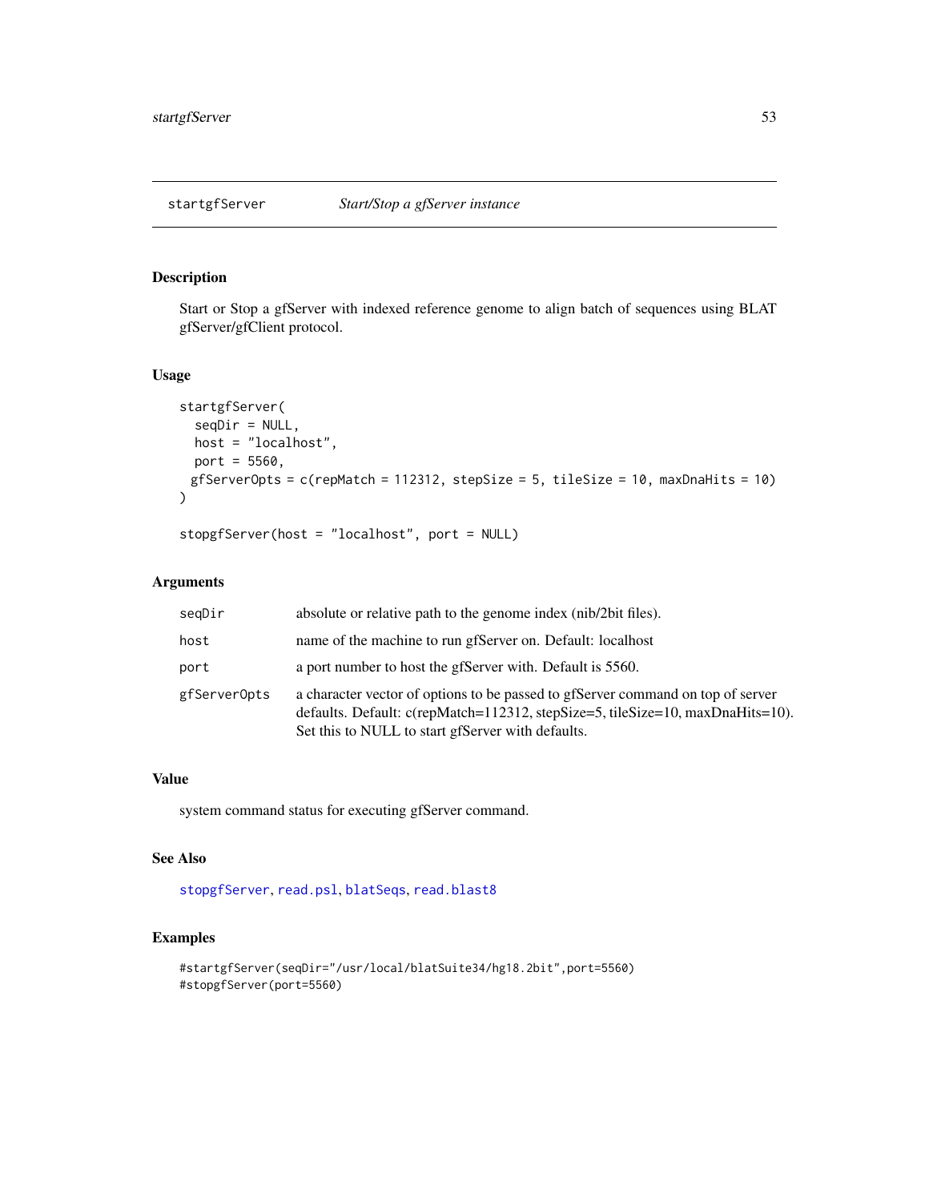startgfServer    *Start/Stop a gfServer instance*

## Description

Start or Stop a gfServer with indexed reference genome to align batch of sequences using BLAT gfServer/gfClient protocol.

## Usage

```
startgfServer(
  seqDir = NULL,
  host = "localhost",
  port = 5560,
  gfServerOpts = c(repMatch = 112312, stepSize = 5, tileSize = 10, maxDnaHits = 10)
)

stopgfServer(host = "localhost", port = NULL)
```

## Arguments

| | |
|---|---|
| seqDir | absolute or relative path to the genome index (nib/2bit files). |
| host | name of the machine to run gfServer on. Default: localhost |
| port | a port number to host the gfServer with. Default is 5560. |
| gfServerOpts | a character vector of options to be passed to gfServer command on top of server defaults. Default: c(repMatch=112312, stepSize=5, tileSize=10, maxDnaHits=10). Set this to NULL to start gfServer with defaults. |

## Value

system command status for executing gfServer command.

## See Also

stopgfServer, read.psl, blatSeqs, read.blast8

## Examples

```
#startgfServer(seqDir="/usr/local/blatSuite34/hg18.2bit",port=5560)
#stopgfServer(port=5560)
```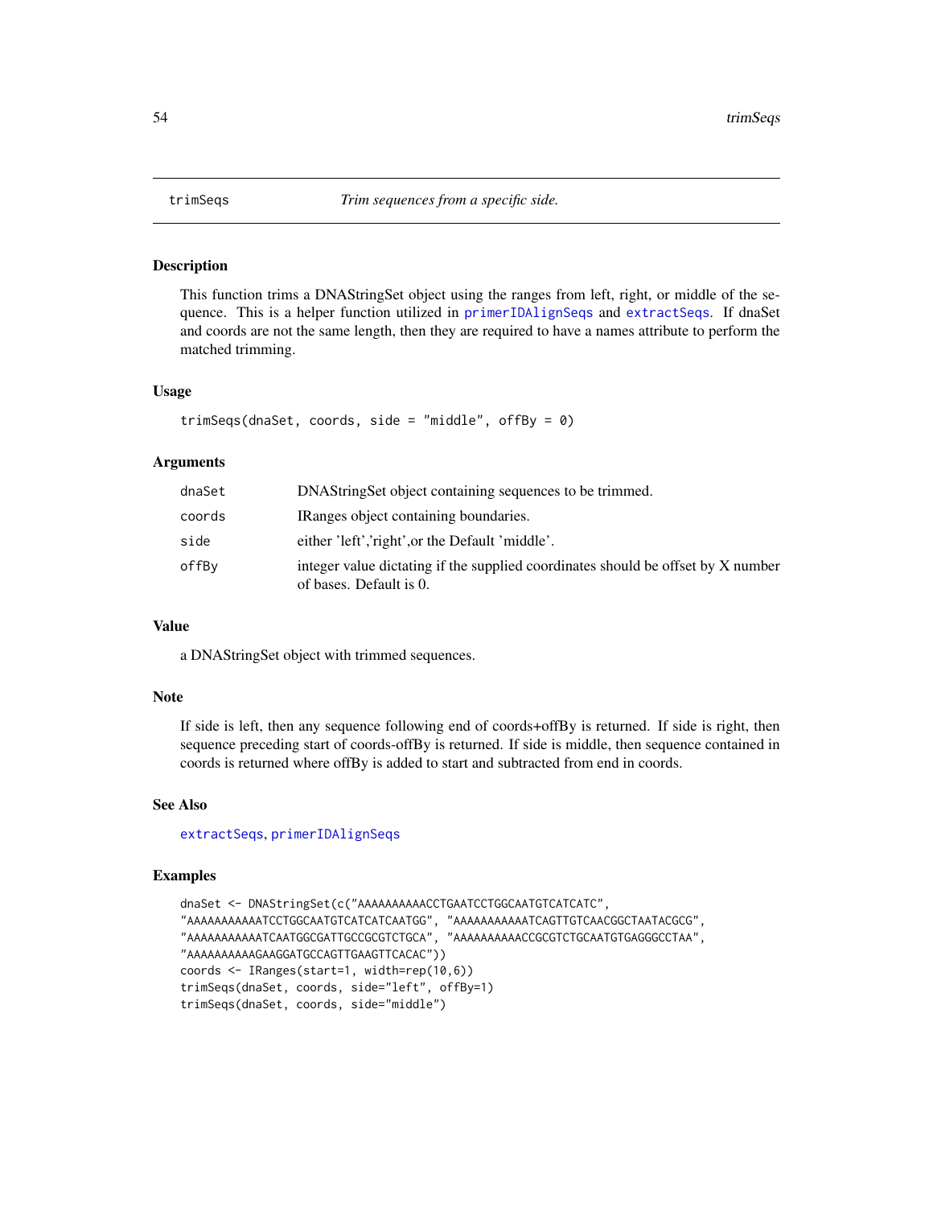# trimSeqs *Trim sequences from a specific side.*

## Description

This function trims a DNAStringSet object using the ranges from left, right, or middle of the sequence. This is a helper function utilized in primerIDAlignSeqs and extractSeqs. If dnaSet and coords are not the same length, then they are required to have a names attribute to perform the matched trimming.

## Usage

```
trimSeqs(dnaSet, coords, side = "middle", offBy = 0)
```

## Arguments

| | |
|---|---|
| dnaSet | DNAStringSet object containing sequences to be trimmed. |
| coords | IRanges object containing boundaries. |
| side | either 'left','right',or the Default 'middle'. |
| offBy | integer value dictating if the supplied coordinates should be offset by X number of bases. Default is 0. |

## Value

a DNAStringSet object with trimmed sequences.

## Note

If side is left, then any sequence following end of coords+offBy is returned. If side is right, then sequence preceding start of coords-offBy is returned. If side is middle, then sequence contained in coords is returned where offBy is added to start and subtracted from end in coords.

## See Also

extractSeqs, primerIDAlignSeqs

## Examples

```
dnaSet <- DNAStringSet(c("AAAAAAAAAACCTGAATCCTGGCAATGTCATCATC",
"AAAAAAAAAAATCCTGGCAATGTCATCATCAATGG", "AAAAAAAAAAATCAGTTGTCAACGGCTAATACGCG",
"AAAAAAAAAAATCAATGGCGATTGCCGCGTCTGCA", "AAAAAAAAAACCGCGTCTGCAATGTGAGGGCCTAA",
"AAAAAAAAAAGAAGGATGCCAGTTGAAGTTCACAC"))
coords <- IRanges(start=1, width=rep(10,6))
trimSeqs(dnaSet, coords, side="left", offBy=1)
trimSeqs(dnaSet, coords, side="middle")
```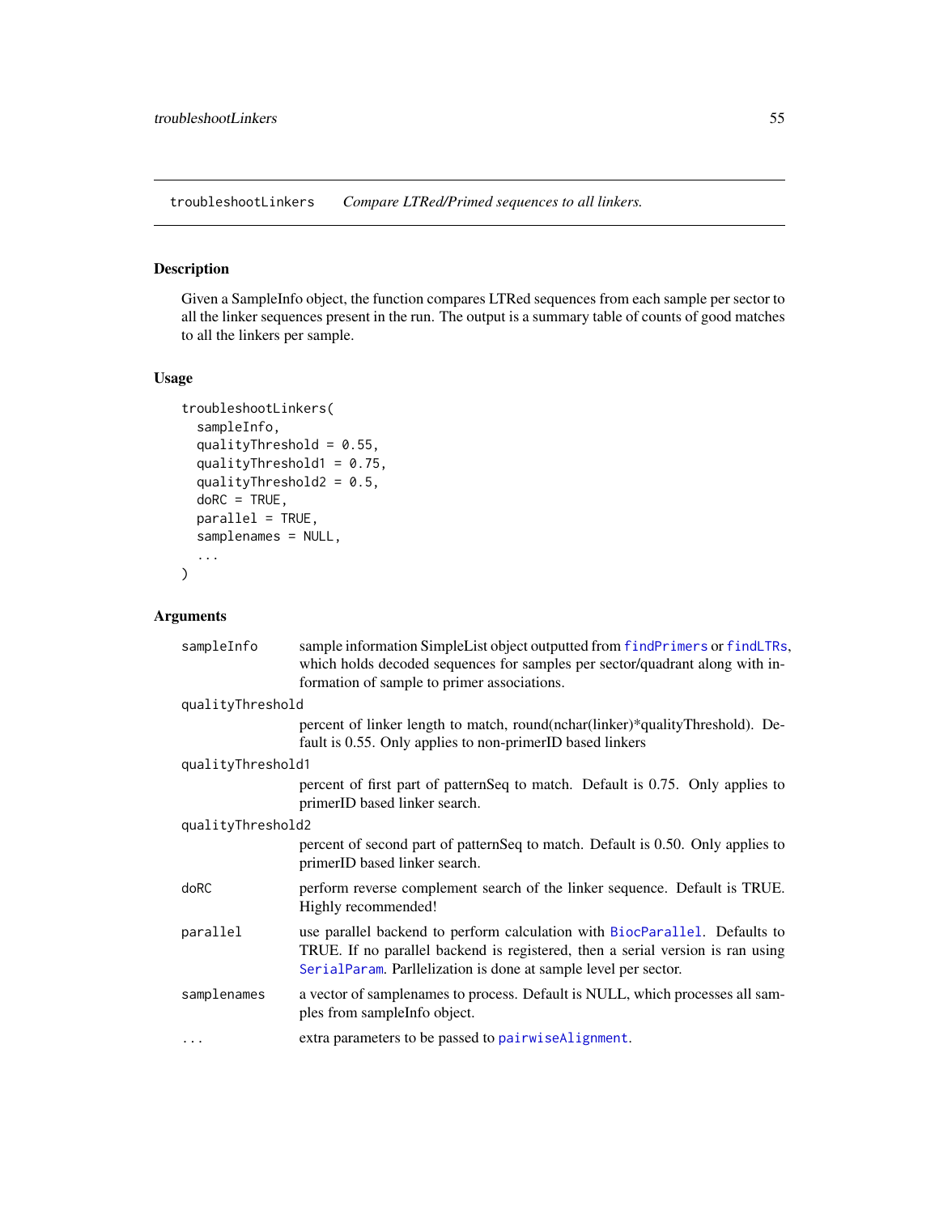## troubleshootLinkers *Compare LTRed/Primed sequences to all linkers.*

### Description

Given a SampleInfo object, the function compares LTRed sequences from each sample per sector to all the linker sequences present in the run. The output is a summary table of counts of good matches to all the linkers per sample.

### Usage

```
troubleshootLinkers(
  sampleInfo,
  qualityThreshold = 0.55,
  qualityThreshold1 = 0.75,
  qualityThreshold2 = 0.5,
  doRC = TRUE,
  parallel = TRUE,
  samplenames = NULL,
  ...
)
```

### Arguments

| Argument | Description |
|---|---|
| `sampleInfo` | sample information SimpleList object outputted from `findPrimers` or `findLTRs`, which holds decoded sequences for samples per sector/quadrant along with information of sample to primer associations. |
| `qualityThreshold` | percent of linker length to match, round(nchar(linker)*qualityThreshold). Default is 0.55. Only applies to non-primerID based linkers |
| `qualityThreshold1` | percent of first part of patternSeq to match. Default is 0.75. Only applies to primerID based linker search. |
| `qualityThreshold2` | percent of second part of patternSeq to match. Default is 0.50. Only applies to primerID based linker search. |
| `doRC` | perform reverse complement search of the linker sequence. Default is TRUE. Highly recommended! |
| `parallel` | use parallel backend to perform calculation with `BiocParallel`. Defaults to TRUE. If no parallel backend is registered, then a serial version is ran using `SerialParam`. Parllelization is done at sample level per sector. |
| `samplenames` | a vector of samplenames to process. Default is NULL, which processes all samples from sampleInfo object. |
| `...` | extra parameters to be passed to `pairwiseAlignment`. |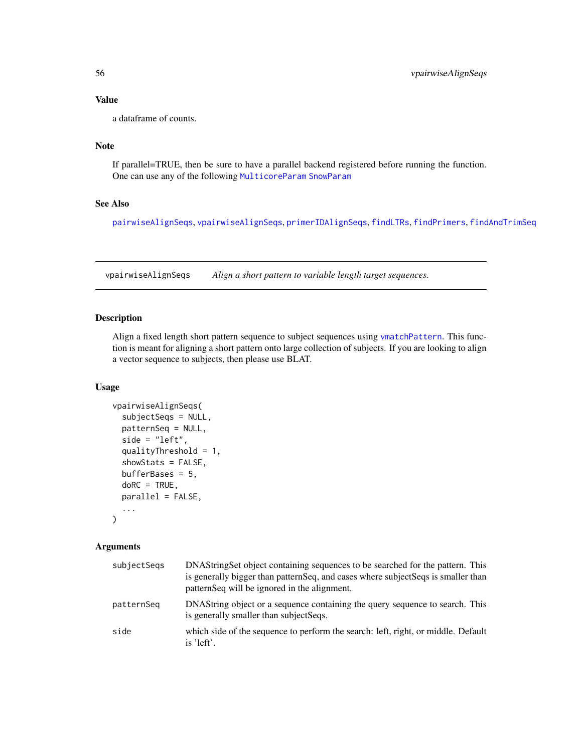## Value

a dataframe of counts.

## Note

If parallel=TRUE, then be sure to have a parallel backend registered before running the function. One can use any of the following MulticoreParam SnowParam

## See Also

pairwiseAlignSeqs, vpairwiseAlignSeqs, primerIDAlignSeqs, findLTRs, findPrimers, findAndTrimSeq

---

# vpairwiseAlignSeqs *Align a short pattern to variable length target sequences.*

## Description

Align a fixed length short pattern sequence to subject sequences using vmatchPattern. This function is meant for aligning a short pattern onto large collection of subjects. If you are looking to align a vector sequence to subjects, then please use BLAT.

## Usage

```
vpairwiseAlignSeqs(
  subjectSeqs = NULL,
  patternSeq = NULL,
  side = "left",
  qualityThreshold = 1,
  showStats = FALSE,
  bufferBases = 5,
  doRC = TRUE,
  parallel = FALSE,
  ...
)
```

## Arguments

| | |
|---|---|
| subjectSeqs | DNAStringSet object containing sequences to be searched for the pattern. This is generally bigger than patternSeq, and cases where subjectSeqs is smaller than patternSeq will be ignored in the alignment. |
| patternSeq | DNAString object or a sequence containing the query sequence to search. This is generally smaller than subjectSeqs. |
| side | which side of the sequence to perform the search: left, right, or middle. Default is 'left'. |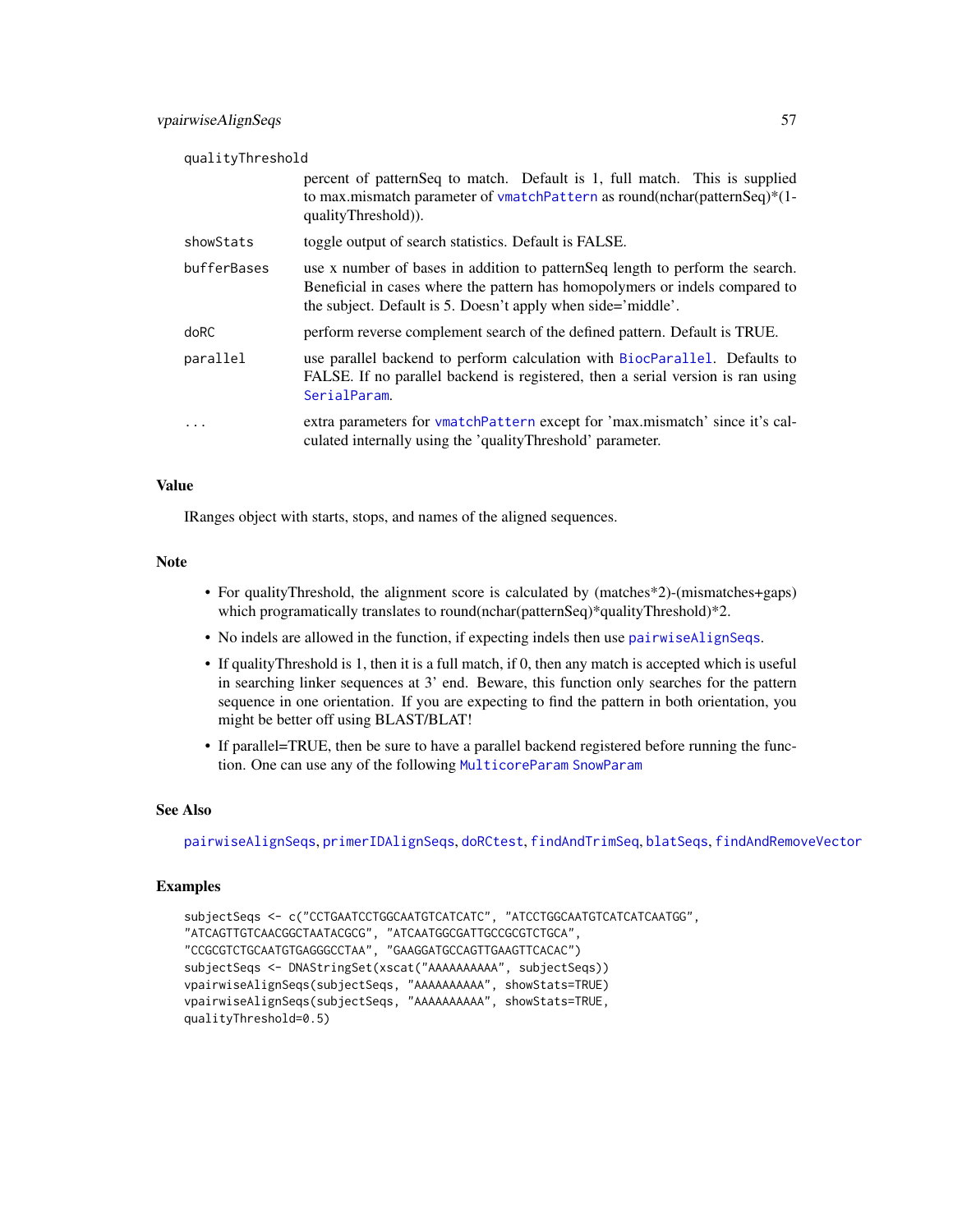qualityThreshold
: percent of patternSeq to match. Default is 1, full match. This is supplied to max.mismatch parameter of `vmatchPattern` as round(nchar(patternSeq)*(1-qualityThreshold)).

showStats
: toggle output of search statistics. Default is FALSE.

bufferBases
: use x number of bases in addition to patternSeq length to perform the search. Beneficial in cases where the pattern has homopolymers or indels compared to the subject. Default is 5. Doesn't apply when side='middle'.

doRC
: perform reverse complement search of the defined pattern. Default is TRUE.

parallel
: use parallel backend to perform calculation with `BiocParallel`. Defaults to FALSE. If no parallel backend is registered, then a serial version is ran using `SerialParam`.

...
: extra parameters for `vmatchPattern` except for 'max.mismatch' since it's calculated internally using the 'qualityThreshold' parameter.

### Value

IRanges object with starts, stops, and names of the aligned sequences.

### Note

- For qualityThreshold, the alignment score is calculated by (matches*2)-(mismatches+gaps) which programatically translates to round(nchar(patternSeq)*qualityThreshold)*2.
- No indels are allowed in the function, if expecting indels then use `pairwiseAlignSeqs`.
- If qualityThreshold is 1, then it is a full match, if 0, then any match is accepted which is useful in searching linker sequences at 3' end. Beware, this function only searches for the pattern sequence in one orientation. If you are expecting to find the pattern in both orientation, you might be better off using BLAST/BLAT!
- If parallel=TRUE, then be sure to have a parallel backend registered before running the function. One can use any of the following `MulticoreParam` `SnowParam`

### See Also

`pairwiseAlignSeqs`, `primerIDAlignSeqs`, `doRCtest`, `findAndTrimSeq`, `blatSeqs`, `findAndRemoveVector`

### Examples

```
subjectSeqs <- c("CCTGAATCCTGGCAATGTCATCATC", "ATCCTGGCAATGTCATCATCAATGG",
"ATCAGTTGTCAACGGCTAATACGCG", "ATCAATGGCGATTGCCGCGTCTGCA",
"CCGCGTCTGCAATGTGAGGGCCTAA", "GAAGGATGCCAGTTGAAGTTCACAC")
subjectSeqs <- DNAStringSet(xscat("AAAAAAAAAA", subjectSeqs))
vpairwiseAlignSeqs(subjectSeqs, "AAAAAAAAAA", showStats=TRUE)
vpairwiseAlignSeqs(subjectSeqs, "AAAAAAAAAA", showStats=TRUE,
qualityThreshold=0.5)
```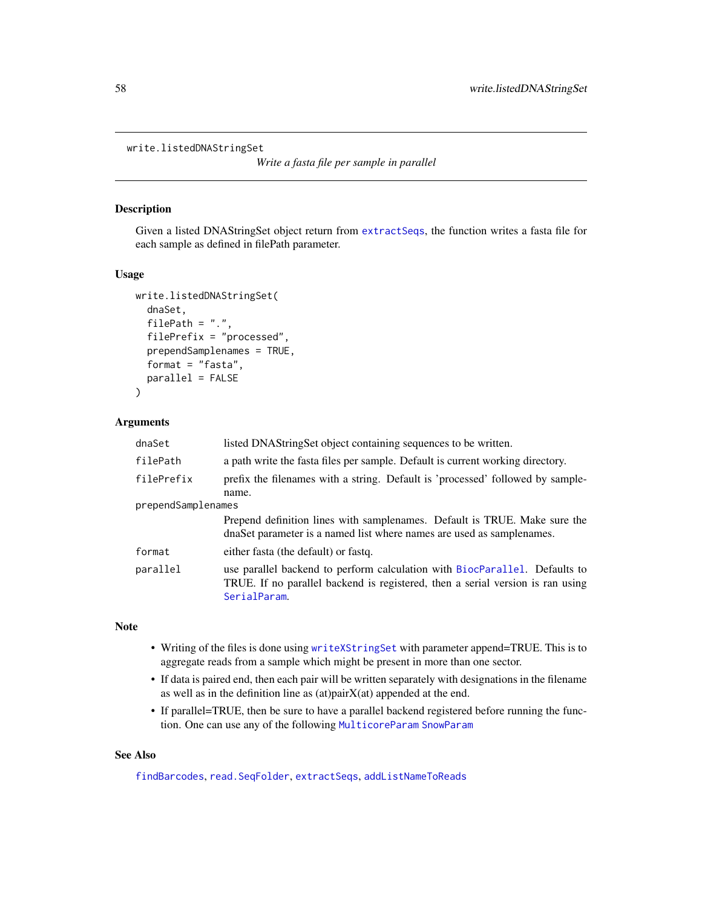## write.listedDNAStringSet

*Write a fasta file per sample in parallel*

### Description

Given a listed DNAStringSet object return from extractSeqs, the function writes a fasta file for each sample as defined in filePath parameter.

### Usage

```
write.listedDNAStringSet(
  dnaSet,
  filePath = ".",
  filePrefix = "processed",
  prependSamplenames = TRUE,
  format = "fasta",
  parallel = FALSE
)
```

### Arguments

| | |
|---|---|
| `dnaSet` | listed DNAStringSet object containing sequences to be written. |
| `filePath` | a path write the fasta files per sample. Default is current working directory. |
| `filePrefix` | prefix the filenames with a string. Default is 'processed' followed by samplename. |
| `prependSamplenames` | Prepend definition lines with samplenames. Default is TRUE. Make sure the dnaSet parameter is a named list where names are used as samplenames. |
| `format` | either fasta (the default) or fastq. |
| `parallel` | use parallel backend to perform calculation with BiocParallel. Defaults to TRUE. If no parallel backend is registered, then a serial version is ran using SerialParam. |

### Note

- Writing of the files is done using writeXStringSet with parameter append=TRUE. This is to aggregate reads from a sample which might be present in more than one sector.
- If data is paired end, then each pair will be written separately with designations in the filename as well as in the definition line as (at)pairX(at) appended at the end.
- If parallel=TRUE, then be sure to have a parallel backend registered before running the function. One can use any of the following MulticoreParam SnowParam

### See Also

findBarcodes, read.SeqFolder, extractSeqs, addListNameToReads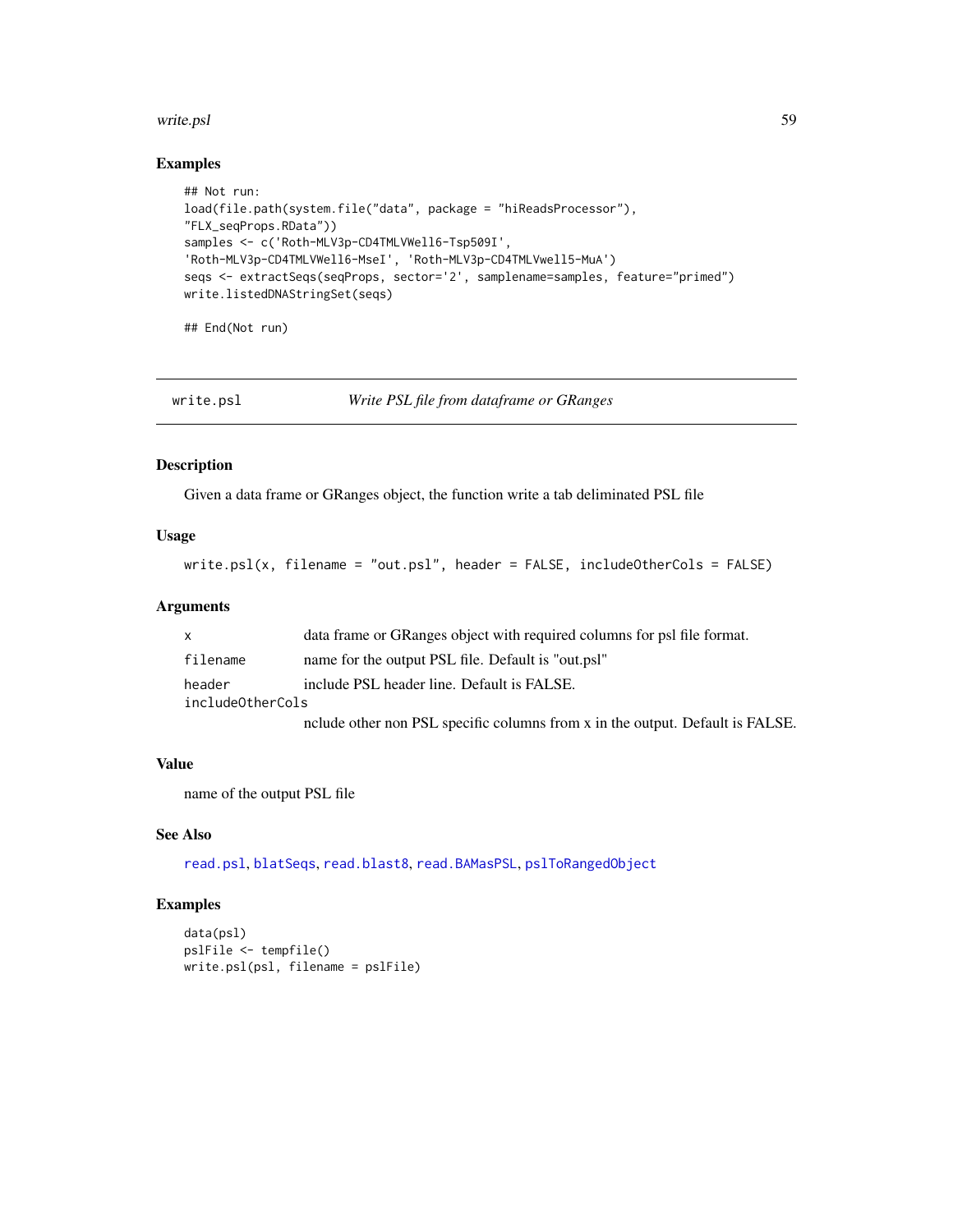## Examples

```
## Not run:
load(file.path(system.file("data", package = "hiReadsProcessor"),
"FLX_seqProps.RData"))
samples <- c('Roth-MLV3p-CD4TMLVWell6-Tsp509I',
'Roth-MLV3p-CD4TMLVWell6-MseI', 'Roth-MLV3p-CD4TMLVwell5-MuA')
seqs <- extractSeqs(seqProps, sector='2', samplename=samples, feature="primed")
write.listedDNAStringSet(seqs)

## End(Not run)
```

---

# write.psl — *Write PSL file from dataframe or GRanges*

## Description

Given a data frame or GRanges object, the function write a tab deliminated PSL file

## Usage

```
write.psl(x, filename = "out.psl", header = FALSE, includeOtherCols = FALSE)
```

## Arguments

| | |
|---|---|
| x | data frame or GRanges object with required columns for psl file format. |
| filename | name for the output PSL file. Default is "out.psl" |
| header | include PSL header line. Default is FALSE. |
| includeOtherCols | nclude other non PSL specific columns from x in the output. Default is FALSE. |

## Value

name of the output PSL file

## See Also

read.psl, blatSeqs, read.blast8, read.BAMasPSL, pslToRangedObject

## Examples

```
data(psl)
pslFile <- tempfile()
write.psl(psl, filename = pslFile)
```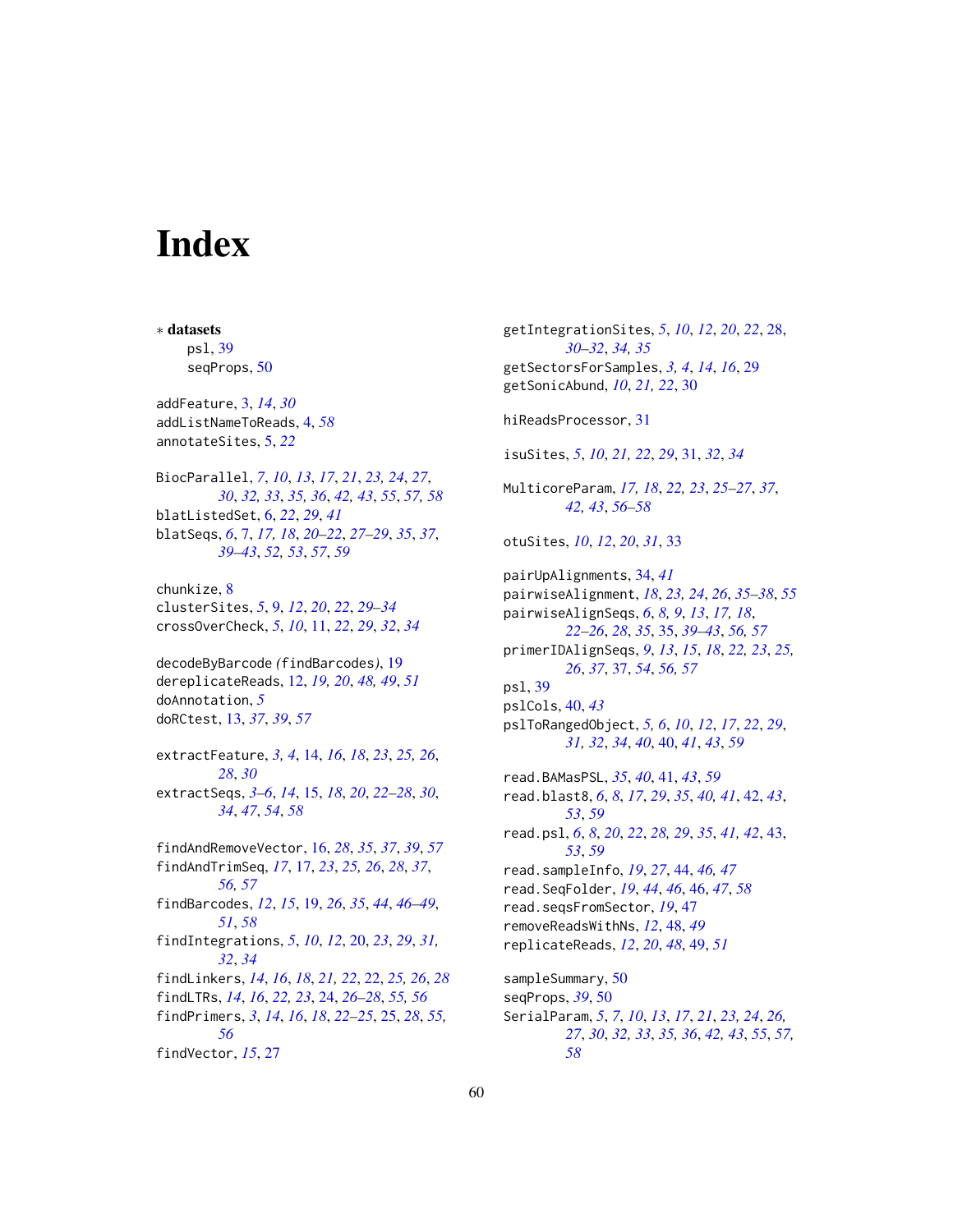# Index

∗ **datasets**
  psl, 39
  seqProps, 50

addFeature, 3, 14, 30
addListNameToReads, 4, 58
annotateSites, 5, 22

BiocParallel, 7, 10, 13, 17, 21, 23, 24, 27, 30, 32, 33, 35, 36, 42, 43, 55, 57, 58
blatListedSet, 6, 22, 29, 41
blatSeqs, 6, 7, 17, 18, 20–22, 27–29, 35, 37, 39–43, 52, 53, 57, 59

chunkize, 8
clusterSites, 5, 9, 12, 20, 22, 29–34
crossOverCheck, 5, 10, 11, 22, 29, 32, 34

decodeByBarcode (findBarcodes), 19
dereplicateReads, 12, 19, 20, 48, 49, 51
doAnnotation, 5
doRCtest, 13, 37, 39, 57

extractFeature, 3, 4, 14, 16, 18, 23, 25, 26, 28, 30
extractSeqs, 3–6, 14, 15, 18, 20, 22–28, 30, 34, 47, 54, 58

findAndRemoveVector, 16, 28, 35, 37, 39, 57
findAndTrimSeq, 17, 17, 23, 25, 26, 28, 37, 56, 57
findBarcodes, 12, 15, 19, 26, 35, 44, 46–49, 51, 58
findIntegrations, 5, 10, 12, 20, 23, 29, 31, 32, 34
findLinkers, 14, 16, 18, 21, 22, 22, 25, 26, 28
findLTRs, 14, 16, 22, 23, 24, 26–28, 55, 56
findPrimers, 3, 14, 16, 18, 22–25, 25, 28, 55, 56
findVector, 15, 27

getIntegrationSites, 5, 10, 12, 20, 22, 28, 30–32, 34, 35
getSectorsForSamples, 3, 4, 14, 16, 29
getSonicAbund, 10, 21, 22, 30

hiReadsProcessor, 31

isuSites, 5, 10, 21, 22, 29, 31, 32, 34

MulticoreParam, 17, 18, 22, 23, 25–27, 37, 42, 43, 56–58

otuSites, 10, 12, 20, 31, 33

pairUpAlignments, 34, 41
pairwiseAlignment, 18, 23, 24, 26, 35–38, 55
pairwiseAlignSeqs, 6, 8, 9, 13, 17, 18, 22–26, 28, 35, 35, 39–43, 56, 57
primerIDAlignSeqs, 9, 13, 15, 18, 22, 23, 25, 26, 37, 37, 54, 56, 57
psl, 39
pslCols, 40, 43
pslToRangedObject, 5, 6, 10, 12, 17, 22, 29, 31, 32, 34, 40, 40, 41, 43, 59

read.BAMasPSL, 35, 40, 41, 43, 59
read.blast8, 6, 8, 17, 29, 35, 40, 41, 42, 43, 53, 59
read.psl, 6, 8, 20, 22, 28, 29, 35, 41, 42, 43, 53, 59
read.sampleInfo, 19, 27, 44, 46, 47
read.SeqFolder, 19, 44, 46, 46, 47, 58
read.seqsFromSector, 19, 47
removeReadsWithNs, 12, 48, 49
replicateReads, 12, 20, 48, 49, 51

sampleSummary, 50
seqProps, 39, 50
SerialParam, 5, 7, 10, 13, 17, 21, 23, 24, 26, 27, 30, 32, 33, 35, 36, 42, 43, 55, 57, 58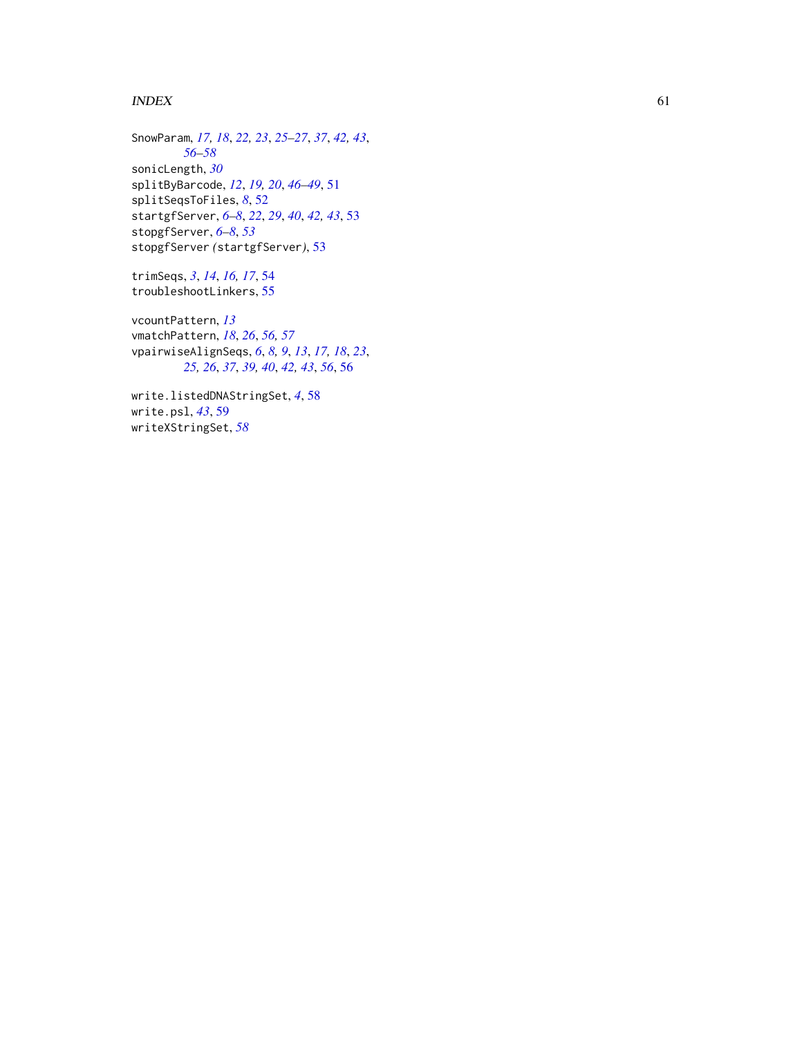SnowParam, *17, 18*, *22, 23*, *25–27*, *37*, *42, 43*, *56–58*
sonicLength, *30*
splitByBarcode, *12*, *19, 20*, *46–49*, 51
splitSeqsToFiles, *8*, 52
startgfServer, *6–8*, *22*, *29*, *40*, *42, 43*, 53
stopgfServer, *6–8*, *53*
stopgfServer *(*startgfServer*)*, 53

trimSeqs, *3*, *14*, *16, 17*, 54
troubleshootLinkers, 55

vcountPattern, *13*
vmatchPattern, *18*, *26*, *56, 57*
vpairwiseAlignSeqs, *6*, *8, 9*, *13*, *17, 18*, *23*, *25, 26*, *37*, *39, 40*, *42, 43*, *56*, 56

write.listedDNAStringSet, *4*, 58
write.psl, *43*, 59
writeXStringSet, *58*